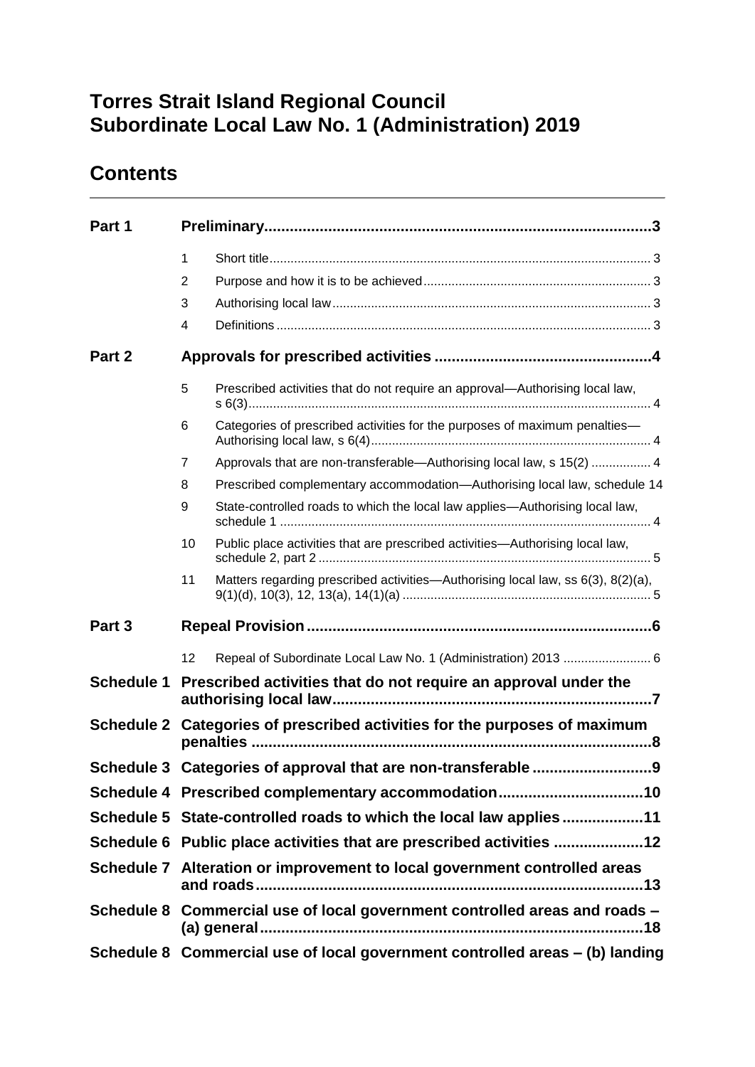# Torres Strait Island Regional Council Subordinate Local Law No. 1 (Administration) 2019

## Contents

| | | | |
|---|---|---|---|
| **Part 1** | **Preliminary** | | **3** |
| | 1 | Short title | 3 |
| | 2 | Purpose and how it is to be achieved | 3 |
| | 3 | Authorising local law | 3 |
| | 4 | Definitions | 3 |
| **Part 2** | **Approvals for prescribed activities** | | **4** |
| | 5 | Prescribed activities that do not require an approval—Authorising local law, s 6(3) | 4 |
| | 6 | Categories of prescribed activities for the purposes of maximum penalties—Authorising local law, s 6(4) | 4 |
| | 7 | Approvals that are non-transferable—Authorising local law, s 15(2) | 4 |
| | 8 | Prescribed complementary accommodation—Authorising local law, schedule 1 | 4 |
| | 9 | State-controlled roads to which the local law applies—Authorising local law, schedule 1 | 4 |
| | 10 | Public place activities that are prescribed activities—Authorising local law, schedule 2, part 2 | 5 |
| | 11 | Matters regarding prescribed activities—Authorising local law, ss 6(3), 8(2)(a), 9(1)(d), 10(3), 12, 13(a), 14(1)(a) | 5 |
| **Part 3** | **Repeal Provision** | | **6** |
| | 12 | Repeal of Subordinate Local Law No. 1 (Administration) 2013 | 6 |
| **Schedule 1** | **Prescribed activities that do not require an approval under the authorising local law** | | **7** |
| **Schedule 2** | **Categories of prescribed activities for the purposes of maximum penalties** | | **8** |
| **Schedule 3** | **Categories of approval that are non-transferable** | | **9** |
| **Schedule 4** | **Prescribed complementary accommodation** | | **10** |
| **Schedule 5** | **State-controlled roads to which the local law applies** | | **11** |
| **Schedule 6** | **Public place activities that are prescribed activities** | | **12** |
| **Schedule 7** | **Alteration or improvement to local government controlled areas and roads** | | **13** |
| **Schedule 8** | **Commercial use of local government controlled areas and roads – (a) general** | | **18** |
| **Schedule 8** | **Commercial use of local government controlled areas – (b) landing** | | |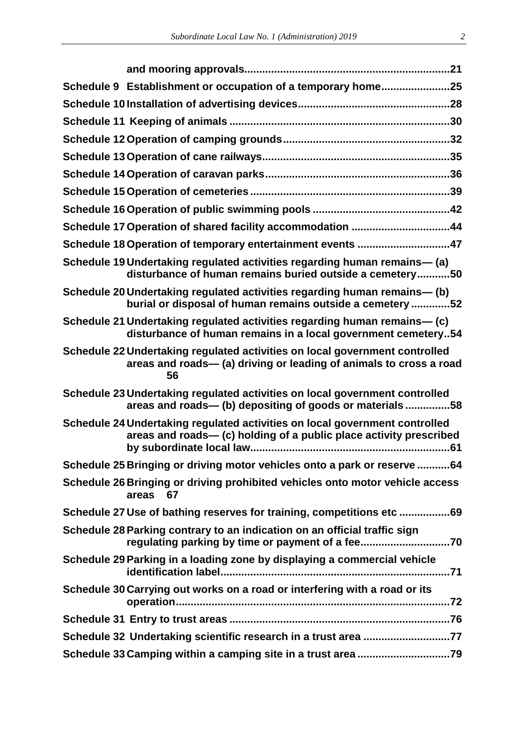**and mooring approvals....................................................................21**

**Schedule 9 Establishment or occupation of a temporary home.......................25**

**Schedule 10 Installation of advertising devices..................................................28**

**Schedule 11 Keeping of animals .........................................................................30**

**Schedule 12 Operation of camping grounds.......................................................32**

**Schedule 13 Operation of cane railways..............................................................35**

**Schedule 14 Operation of caravan parks............................................................36**

**Schedule 15 Operation of cemeteries..................................................................39**

**Schedule 16 Operation of public swimming pools .............................................42**

**Schedule 17 Operation of shared facility accommodation .................................44**

**Schedule 18 Operation of temporary entertainment events ..............................47**

**Schedule 19 Undertaking regulated activities regarding human remains— (a) disturbance of human remains buried outside a cemetery...........50**

**Schedule 20 Undertaking regulated activities regarding human remains— (b) burial or disposal of human remains outside a cemetery .............52**

**Schedule 21 Undertaking regulated activities regarding human remains— (c) disturbance of human remains in a local government cemetery..54**

**Schedule 22 Undertaking regulated activities on local government controlled areas and roads— (a) driving or leading of animals to cross a road 56**

**Schedule 23 Undertaking regulated activities on local government controlled areas and roads— (b) depositing of goods or materials ...............58**

**Schedule 24 Undertaking regulated activities on local government controlled areas and roads— (c) holding of a public place activity prescribed by subordinate local law..................................................................61**

**Schedule 25 Bringing or driving motor vehicles onto a park or reserve ...........64**

**Schedule 26 Bringing or driving prohibited vehicles onto motor vehicle access areas 67**

**Schedule 27 Use of bathing reserves for training, competitions etc .................69**

**Schedule 28 Parking contrary to an indication on an official traffic sign regulating parking by time or payment of a fee.............................70**

**Schedule 29 Parking in a loading zone by displaying a commercial vehicle identification label............................................................................71**

**Schedule 30 Carrying out works on a road or interfering with a road or its operation............................................................................................72**

**Schedule 31 Entry to trust areas .........................................................................76**

**Schedule 32 Undertaking scientific research in a trust area .............................77**

**Schedule 33 Camping within a camping site in a trust area ..............................79**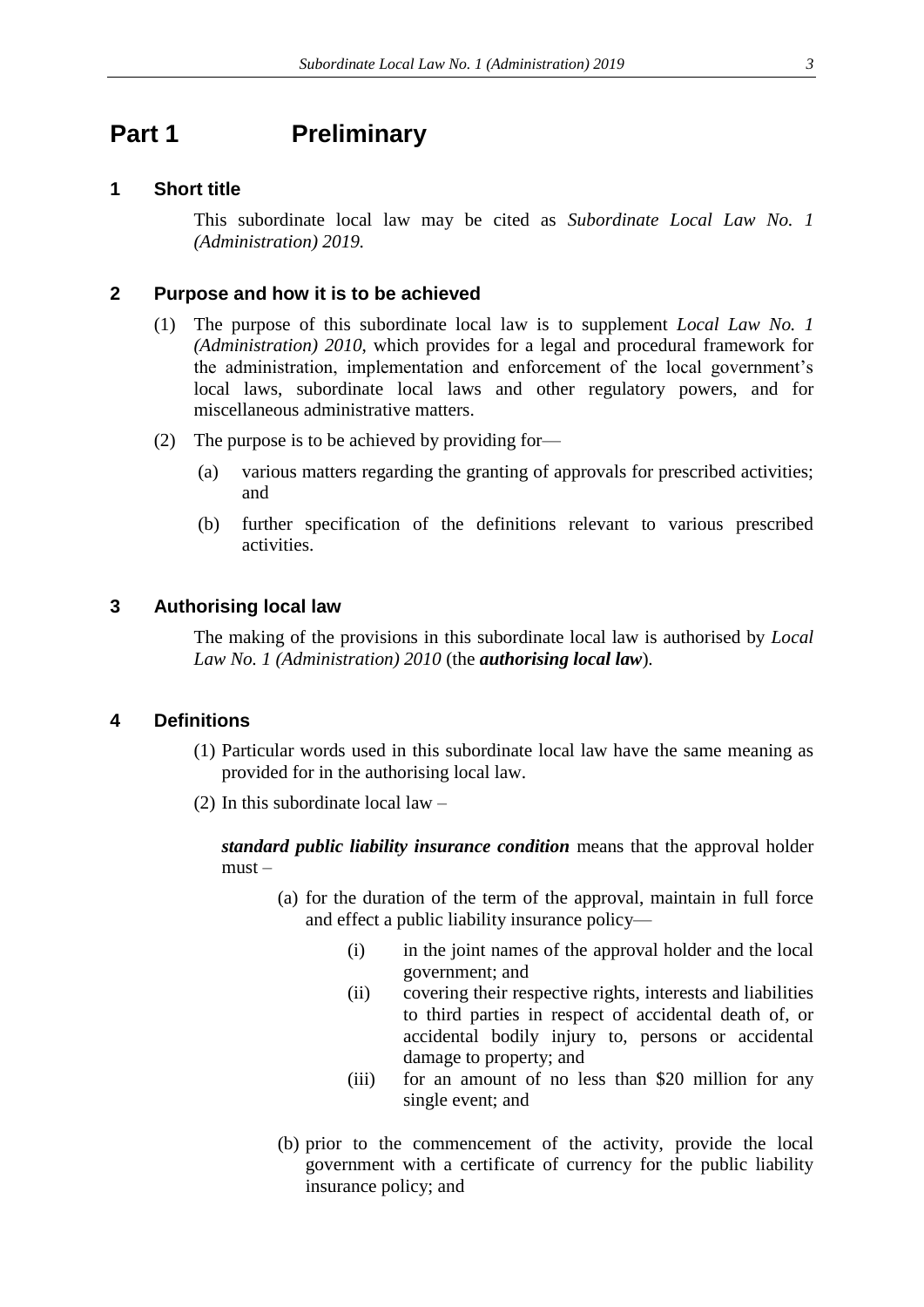# Part 1 Preliminary

## 1 Short title

This subordinate local law may be cited as *Subordinate Local Law No. 1 (Administration) 2019.*

## 2 Purpose and how it is to be achieved

(1) The purpose of this subordinate local law is to supplement *Local Law No. 1 (Administration) 2010*, which provides for a legal and procedural framework for the administration, implementation and enforcement of the local government's local laws, subordinate local laws and other regulatory powers, and for miscellaneous administrative matters.

(2) The purpose is to be achieved by providing for—

(a) various matters regarding the granting of approvals for prescribed activities; and

(b) further specification of the definitions relevant to various prescribed activities.

## 3 Authorising local law

The making of the provisions in this subordinate local law is authorised by *Local Law No. 1 (Administration) 2010* (the ***authorising local law***).

## 4 Definitions

(1) Particular words used in this subordinate local law have the same meaning as provided for in the authorising local law.

(2) In this subordinate local law –

***standard public liability insurance condition*** means that the approval holder must –

(a) for the duration of the term of the approval, maintain in full force and effect a public liability insurance policy—

(i) in the joint names of the approval holder and the local government; and

(ii) covering their respective rights, interests and liabilities to third parties in respect of accidental death of, or accidental bodily injury to, persons or accidental damage to property; and

(iii) for an amount of no less than $20 million for any single event; and

(b) prior to the commencement of the activity, provide the local government with a certificate of currency for the public liability insurance policy; and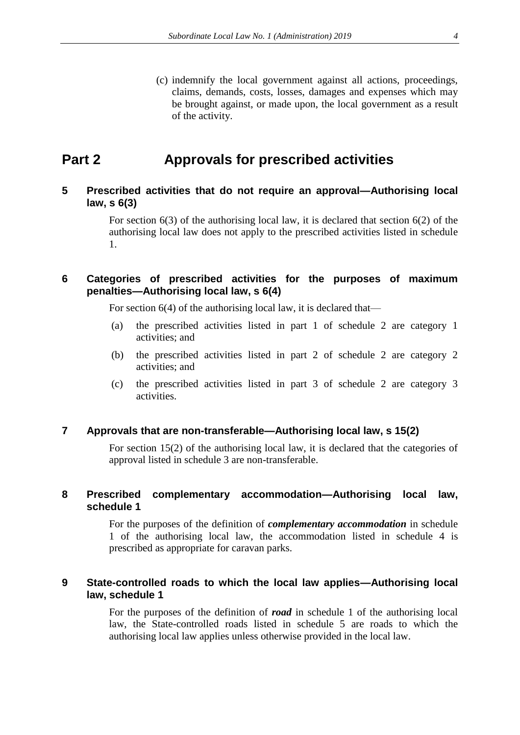(c) indemnify the local government against all actions, proceedings, claims, demands, costs, losses, damages and expenses which may be brought against, or made upon, the local government as a result of the activity.

# Part 2 Approvals for prescribed activities

## 5 Prescribed activities that do not require an approval—Authorising local law, s 6(3)

For section 6(3) of the authorising local law, it is declared that section 6(2) of the authorising local law does not apply to the prescribed activities listed in schedule 1.

## 6 Categories of prescribed activities for the purposes of maximum penalties—Authorising local law, s 6(4)

For section 6(4) of the authorising local law, it is declared that—

(a) the prescribed activities listed in part 1 of schedule 2 are category 1 activities; and

(b) the prescribed activities listed in part 2 of schedule 2 are category 2 activities; and

(c) the prescribed activities listed in part 3 of schedule 2 are category 3 activities.

## 7 Approvals that are non-transferable—Authorising local law, s 15(2)

For section 15(2) of the authorising local law, it is declared that the categories of approval listed in schedule 3 are non-transferable.

## 8 Prescribed complementary accommodation—Authorising local law, schedule 1

For the purposes of the definition of ***complementary accommodation*** in schedule 1 of the authorising local law, the accommodation listed in schedule 4 is prescribed as appropriate for caravan parks.

## 9 State-controlled roads to which the local law applies—Authorising local law, schedule 1

For the purposes of the definition of ***road*** in schedule 1 of the authorising local law, the State-controlled roads listed in schedule 5 are roads to which the authorising local law applies unless otherwise provided in the local law.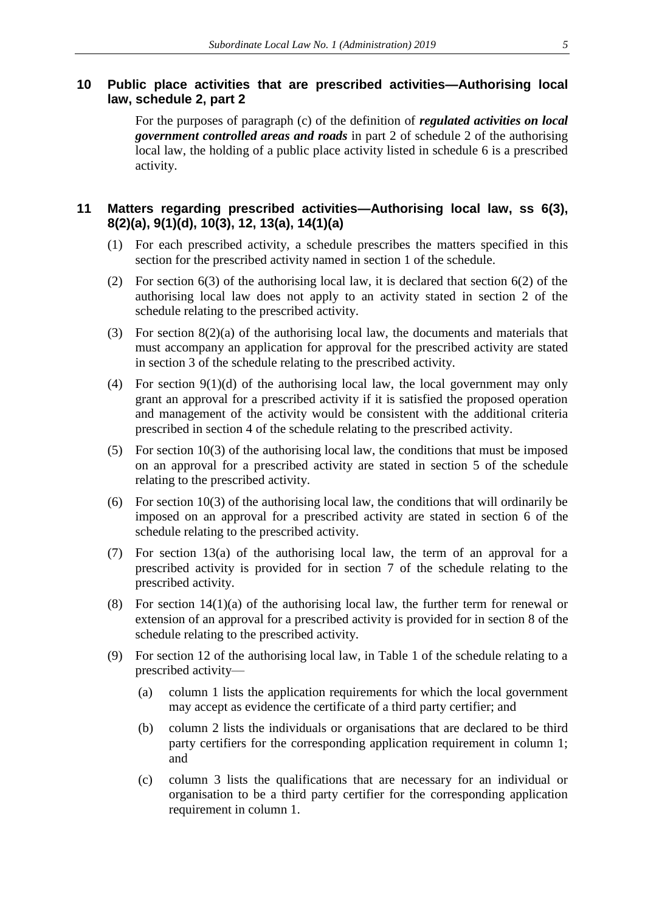## 10 Public place activities that are prescribed activities—Authorising local law, schedule 2, part 2

For the purposes of paragraph (c) of the definition of ***regulated activities on local government controlled areas and roads*** in part 2 of schedule 2 of the authorising local law, the holding of a public place activity listed in schedule 6 is a prescribed activity.

## 11 Matters regarding prescribed activities—Authorising local law, ss 6(3), 8(2)(a), 9(1)(d), 10(3), 12, 13(a), 14(1)(a)

(1) For each prescribed activity, a schedule prescribes the matters specified in this section for the prescribed activity named in section 1 of the schedule.

(2) For section 6(3) of the authorising local law, it is declared that section 6(2) of the authorising local law does not apply to an activity stated in section 2 of the schedule relating to the prescribed activity.

(3) For section 8(2)(a) of the authorising local law, the documents and materials that must accompany an application for approval for the prescribed activity are stated in section 3 of the schedule relating to the prescribed activity.

(4) For section 9(1)(d) of the authorising local law, the local government may only grant an approval for a prescribed activity if it is satisfied the proposed operation and management of the activity would be consistent with the additional criteria prescribed in section 4 of the schedule relating to the prescribed activity.

(5) For section 10(3) of the authorising local law, the conditions that must be imposed on an approval for a prescribed activity are stated in section 5 of the schedule relating to the prescribed activity.

(6) For section 10(3) of the authorising local law, the conditions that will ordinarily be imposed on an approval for a prescribed activity are stated in section 6 of the schedule relating to the prescribed activity.

(7) For section 13(a) of the authorising local law, the term of an approval for a prescribed activity is provided for in section 7 of the schedule relating to the prescribed activity.

(8) For section 14(1)(a) of the authorising local law, the further term for renewal or extension of an approval for a prescribed activity is provided for in section 8 of the schedule relating to the prescribed activity.

(9) For section 12 of the authorising local law, in Table 1 of the schedule relating to a prescribed activity—

(a) column 1 lists the application requirements for which the local government may accept as evidence the certificate of a third party certifier; and

(b) column 2 lists the individuals or organisations that are declared to be third party certifiers for the corresponding application requirement in column 1; and

(c) column 3 lists the qualifications that are necessary for an individual or organisation to be a third party certifier for the corresponding application requirement in column 1.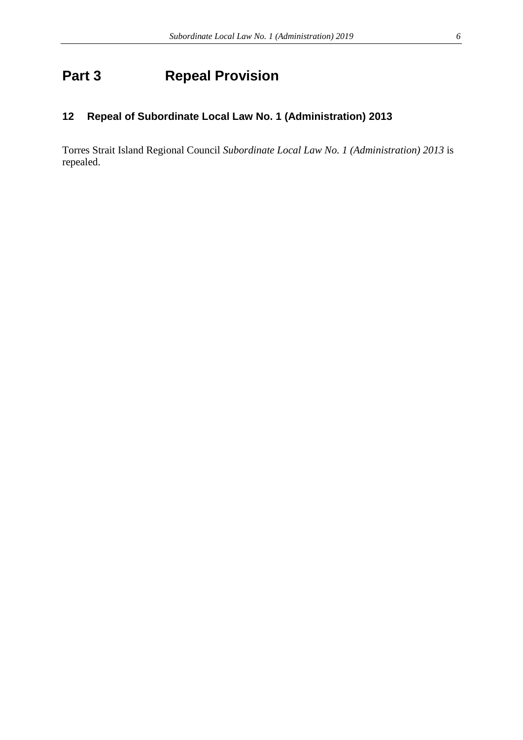# Part 3 Repeal Provision

## 12 Repeal of Subordinate Local Law No. 1 (Administration) 2013

Torres Strait Island Regional Council *Subordinate Local Law No. 1 (Administration) 2013* is repealed.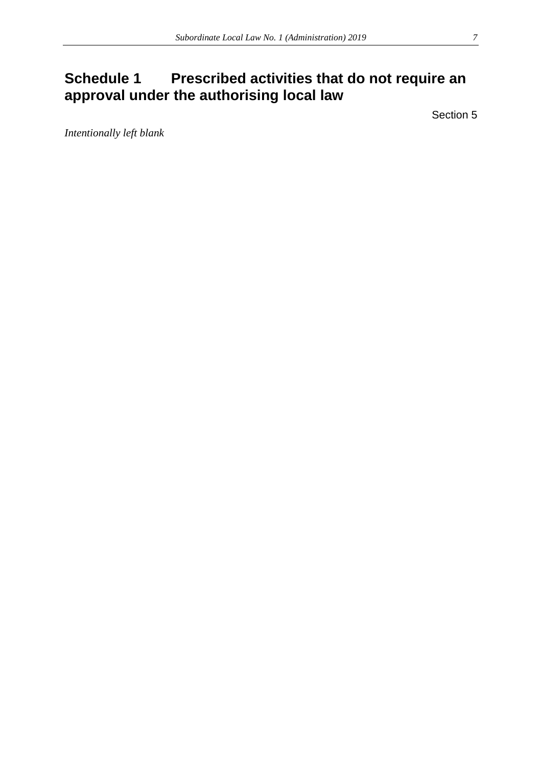# Schedule 1 Prescribed activities that do not require an approval under the authorising local law

Section 5

*Intentionally left blank*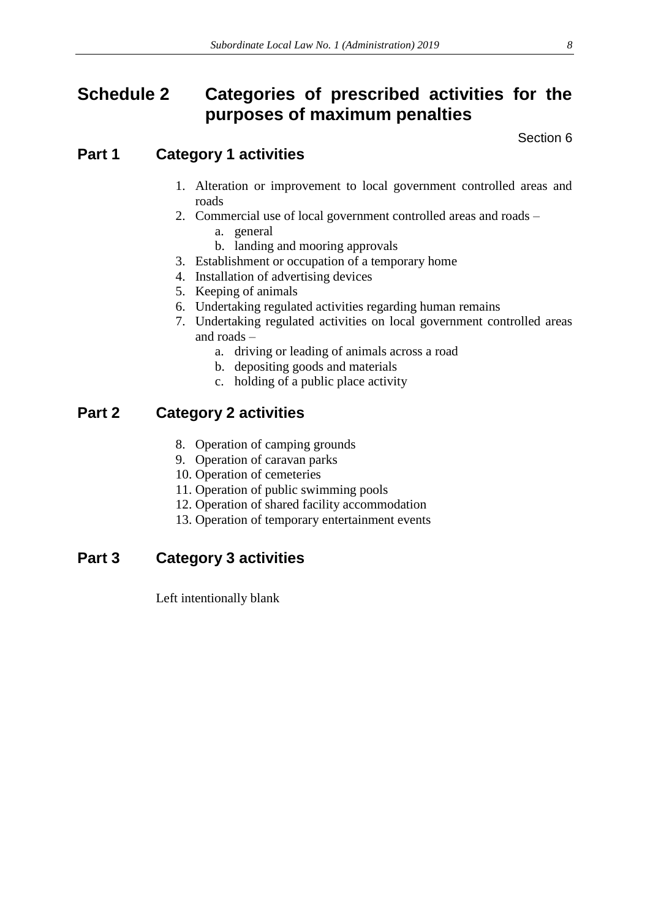# Schedule 2 Categories of prescribed activities for the purposes of maximum penalties

Section 6

## Part 1 Category 1 activities

1. Alteration or improvement to local government controlled areas and roads
2. Commercial use of local government controlled areas and roads –
   a. general
   b. landing and mooring approvals
3. Establishment or occupation of a temporary home
4. Installation of advertising devices
5. Keeping of animals
6. Undertaking regulated activities regarding human remains
7. Undertaking regulated activities on local government controlled areas and roads –
   a. driving or leading of animals across a road
   b. depositing goods and materials
   c. holding of a public place activity

## Part 2 Category 2 activities

8. Operation of camping grounds
9. Operation of caravan parks
10. Operation of cemeteries
11. Operation of public swimming pools
12. Operation of shared facility accommodation
13. Operation of temporary entertainment events

## Part 3 Category 3 activities

Left intentionally blank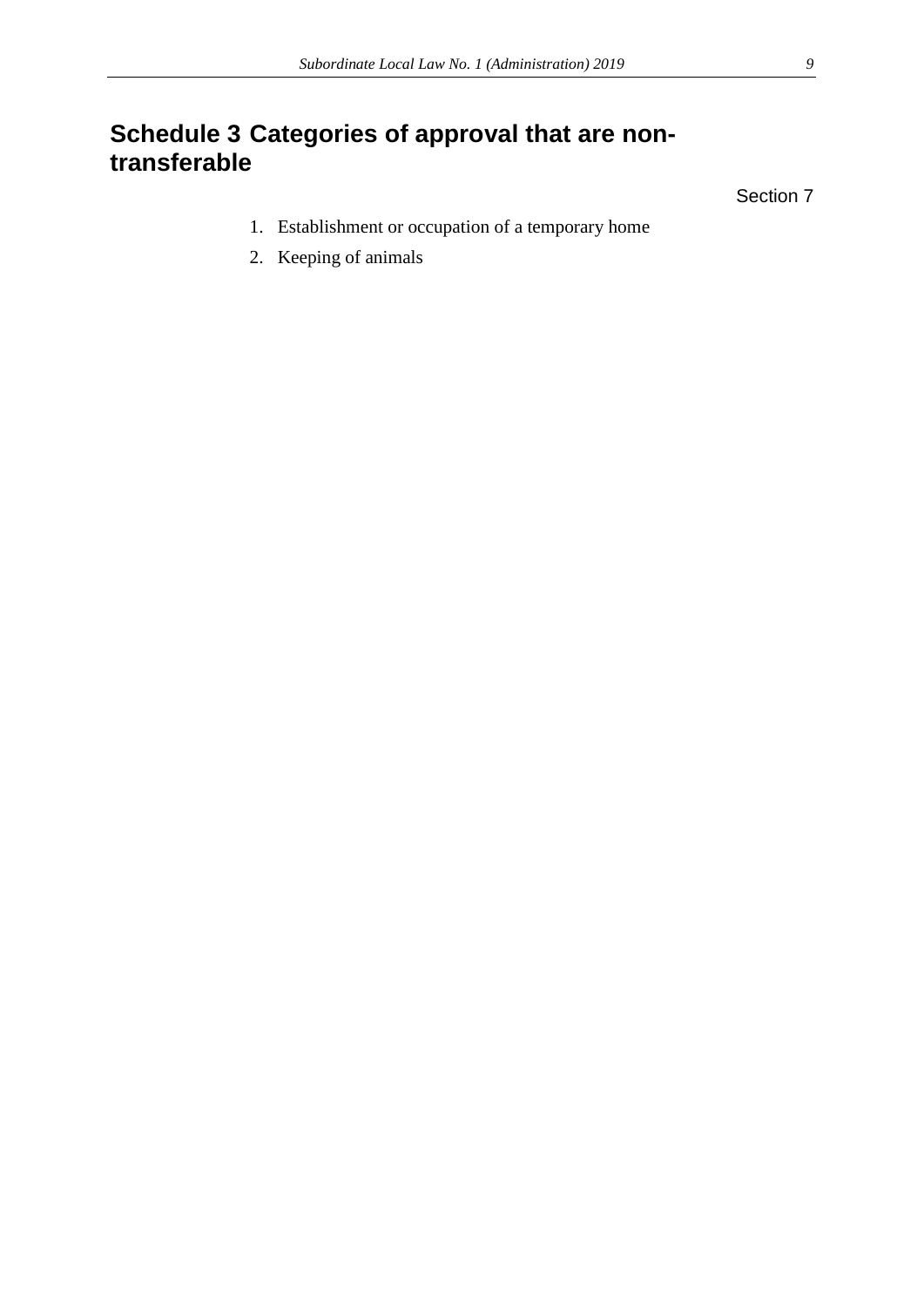# Schedule 3 Categories of approval that are non-transferable

Section 7

1. Establishment or occupation of a temporary home
2. Keeping of animals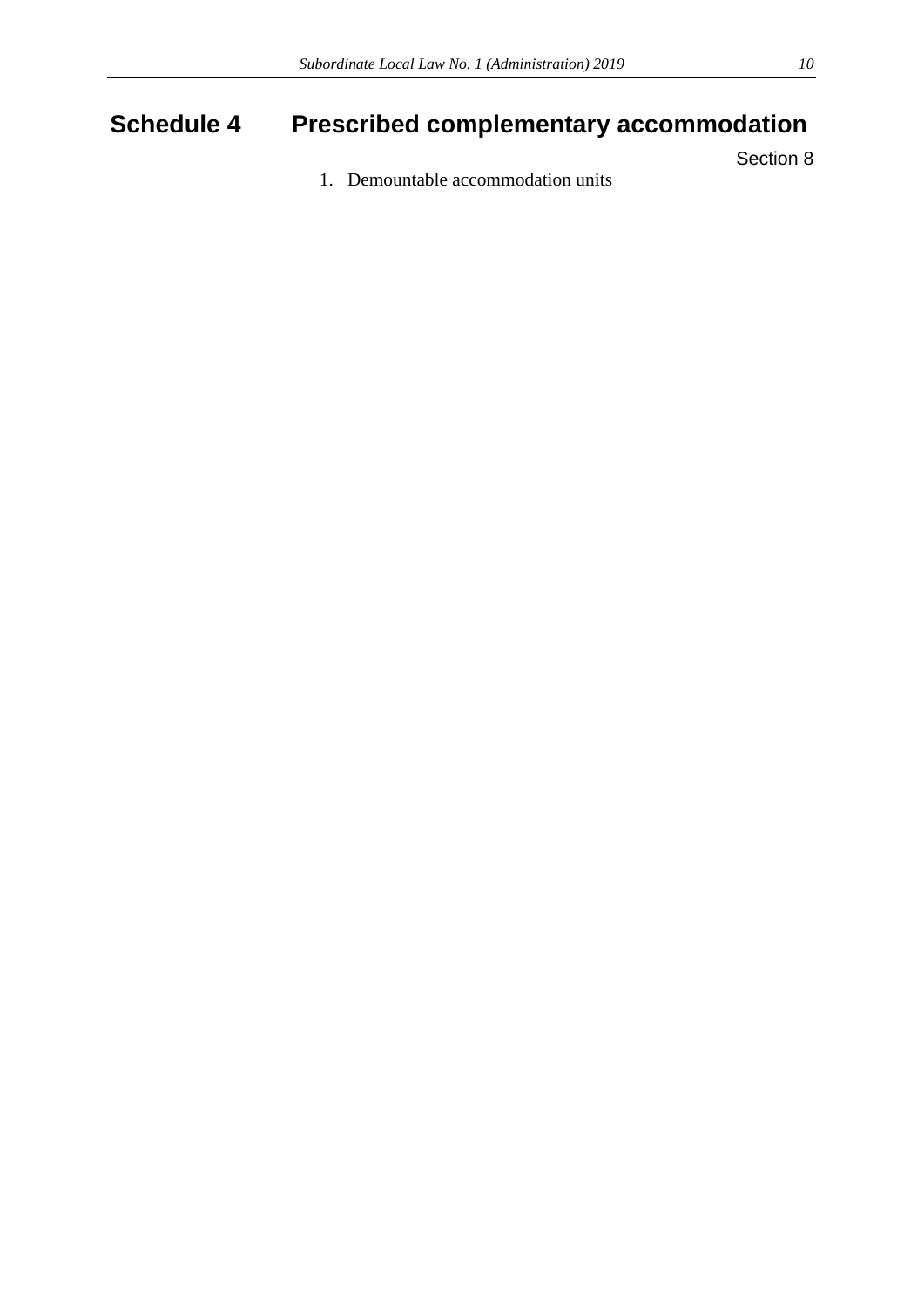# Schedule 4 Prescribed complementary accommodation

Section 8

1. Demountable accommodation units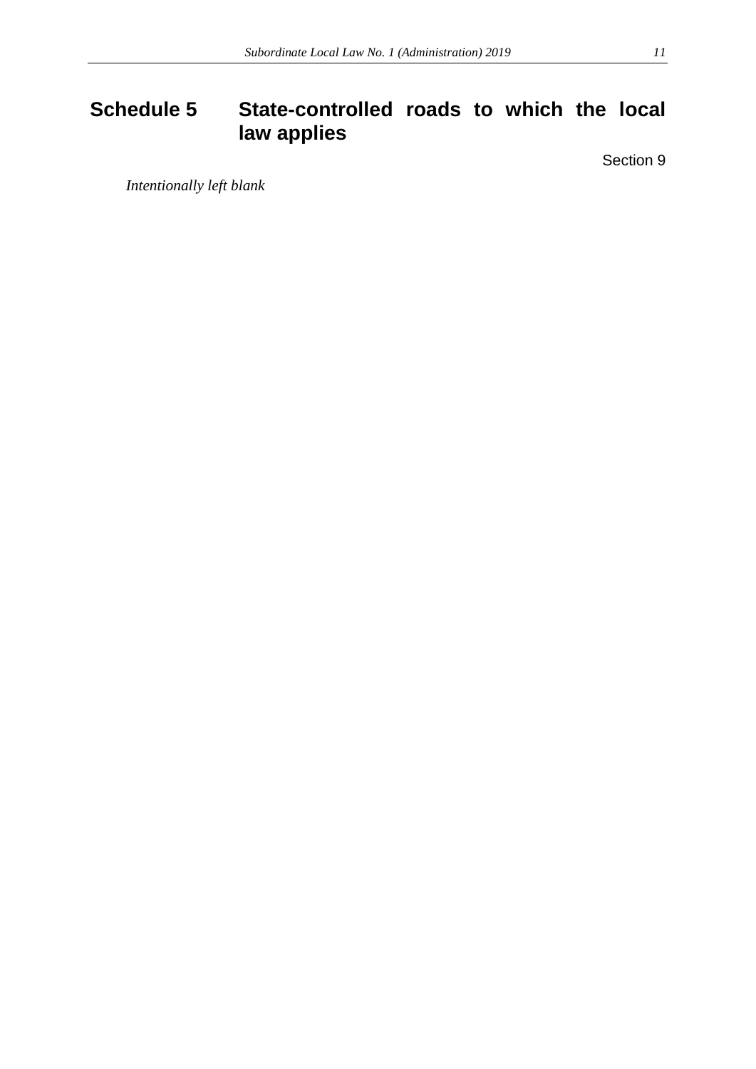# Schedule 5 State-controlled roads to which the local law applies

Section 9

*Intentionally left blank*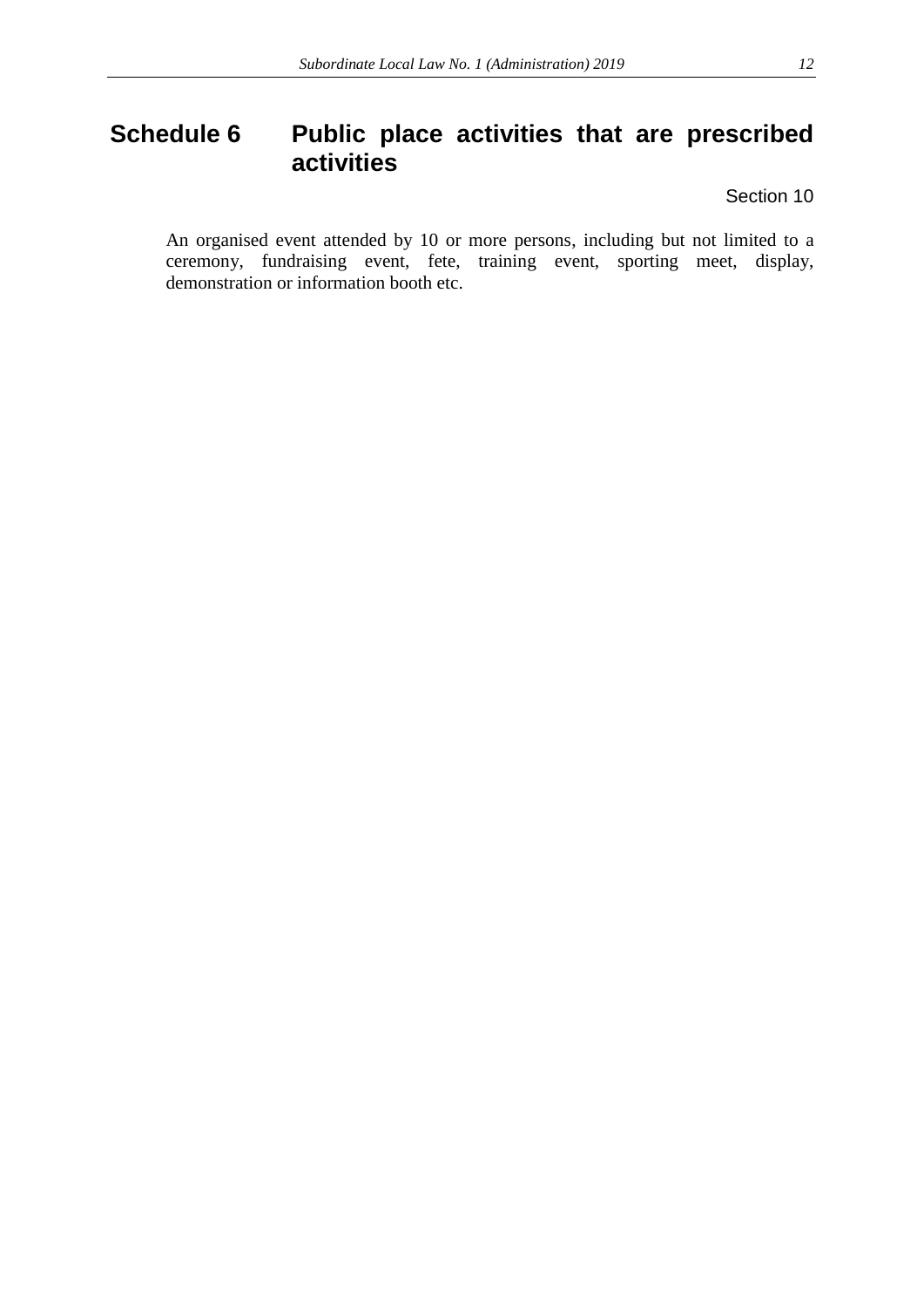# Schedule 6 Public place activities that are prescribed activities

Section 10

An organised event attended by 10 or more persons, including but not limited to a ceremony, fundraising event, fete, training event, sporting meet, display, demonstration or information booth etc.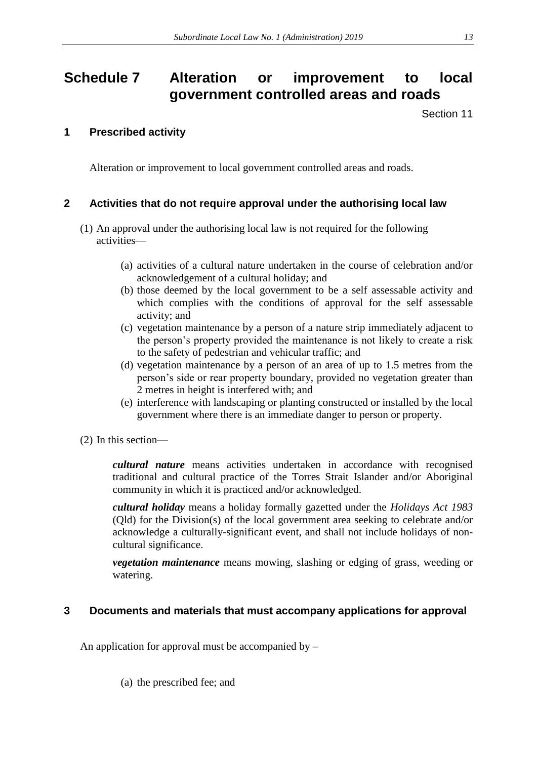# Schedule 7 Alteration or improvement to local government controlled areas and roads

Section 11

## 1 Prescribed activity

Alteration or improvement to local government controlled areas and roads.

## 2 Activities that do not require approval under the authorising local law

(1) An approval under the authorising local law is not required for the following activities—

(a) activities of a cultural nature undertaken in the course of celebration and/or acknowledgement of a cultural holiday; and

(b) those deemed by the local government to be a self assessable activity and which complies with the conditions of approval for the self assessable activity; and

(c) vegetation maintenance by a person of a nature strip immediately adjacent to the person's property provided the maintenance is not likely to create a risk to the safety of pedestrian and vehicular traffic; and

(d) vegetation maintenance by a person of an area of up to 1.5 metres from the person's side or rear property boundary, provided no vegetation greater than 2 metres in height is interfered with; and

(e) interference with landscaping or planting constructed or installed by the local government where there is an immediate danger to person or property.

(2) In this section—

***cultural nature*** means activities undertaken in accordance with recognised traditional and cultural practice of the Torres Strait Islander and/or Aboriginal community in which it is practiced and/or acknowledged.

***cultural holiday*** means a holiday formally gazetted under the *Holidays Act 1983* (Qld) for the Division(s) of the local government area seeking to celebrate and/or acknowledge a culturally-significant event, and shall not include holidays of non-cultural significance.

***vegetation maintenance*** means mowing, slashing or edging of grass, weeding or watering.

## 3 Documents and materials that must accompany applications for approval

An application for approval must be accompanied by –

(a) the prescribed fee; and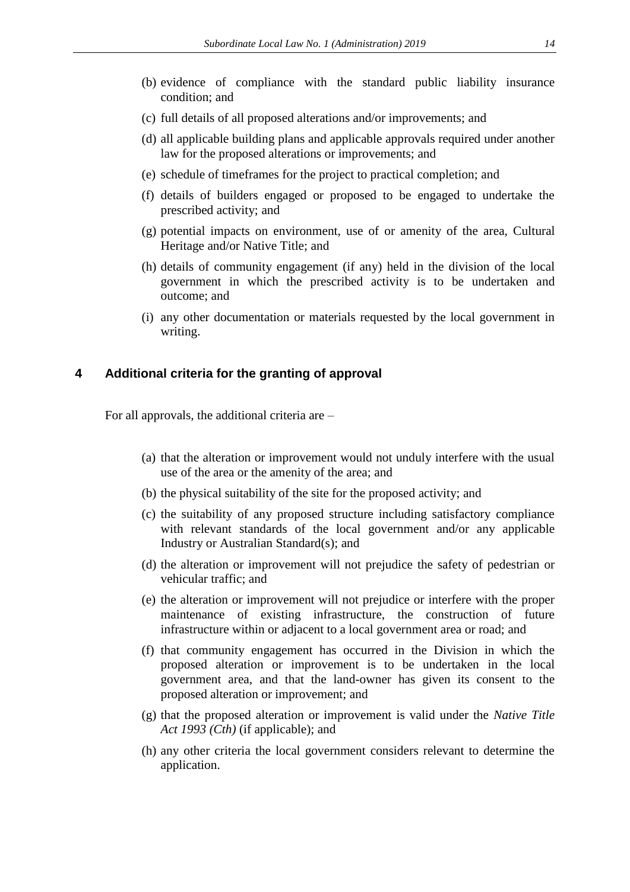(b) evidence of compliance with the standard public liability insurance condition; and

(c) full details of all proposed alterations and/or improvements; and

(d) all applicable building plans and applicable approvals required under another law for the proposed alterations or improvements; and

(e) schedule of timeframes for the project to practical completion; and

(f) details of builders engaged or proposed to be engaged to undertake the prescribed activity; and

(g) potential impacts on environment, use of or amenity of the area, Cultural Heritage and/or Native Title; and

(h) details of community engagement (if any) held in the division of the local government in which the prescribed activity is to be undertaken and outcome; and

(i) any other documentation or materials requested by the local government in writing.

## 4 Additional criteria for the granting of approval

For all approvals, the additional criteria are –

(a) that the alteration or improvement would not unduly interfere with the usual use of the area or the amenity of the area; and

(b) the physical suitability of the site for the proposed activity; and

(c) the suitability of any proposed structure including satisfactory compliance with relevant standards of the local government and/or any applicable Industry or Australian Standard(s); and

(d) the alteration or improvement will not prejudice the safety of pedestrian or vehicular traffic; and

(e) the alteration or improvement will not prejudice or interfere with the proper maintenance of existing infrastructure, the construction of future infrastructure within or adjacent to a local government area or road; and

(f) that community engagement has occurred in the Division in which the proposed alteration or improvement is to be undertaken in the local government area, and that the land-owner has given its consent to the proposed alteration or improvement; and

(g) that the proposed alteration or improvement is valid under the *Native Title Act 1993 (Cth)* (if applicable); and

(h) any other criteria the local government considers relevant to determine the application.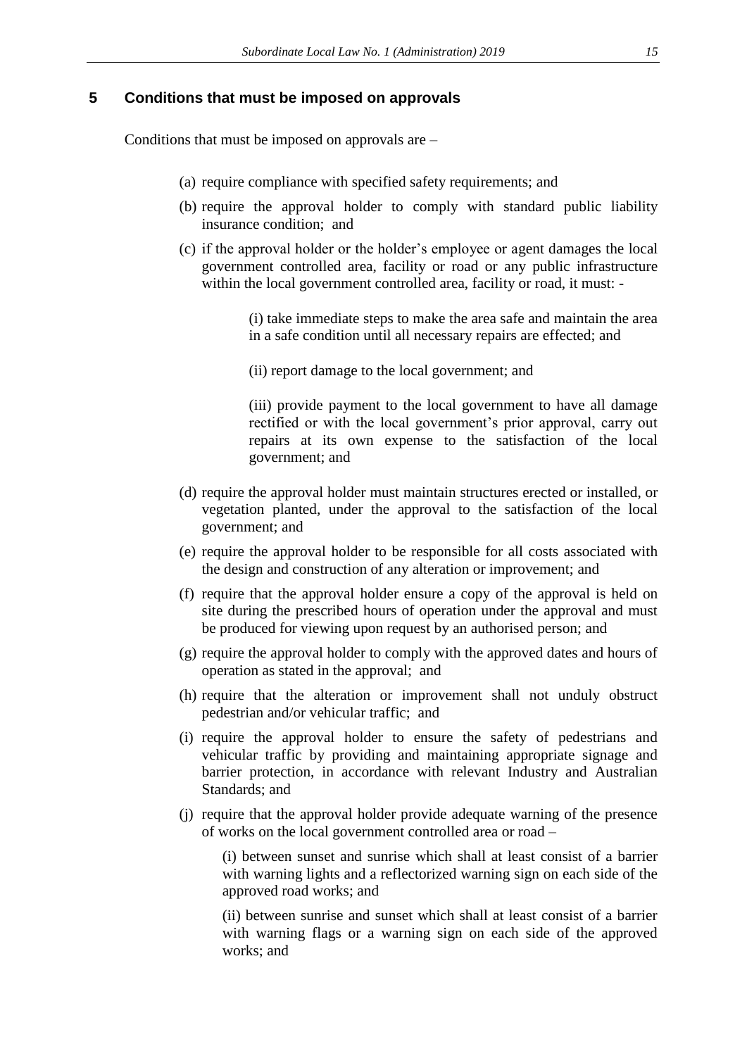## 5 Conditions that must be imposed on approvals

Conditions that must be imposed on approvals are –

(a) require compliance with specified safety requirements; and

(b) require the approval holder to comply with standard public liability insurance condition; and

(c) if the approval holder or the holder's employee or agent damages the local government controlled area, facility or road or any public infrastructure within the local government controlled area, facility or road, it must: -

(i) take immediate steps to make the area safe and maintain the area in a safe condition until all necessary repairs are effected; and

(ii) report damage to the local government; and

(iii) provide payment to the local government to have all damage rectified or with the local government's prior approval, carry out repairs at its own expense to the satisfaction of the local government; and

(d) require the approval holder must maintain structures erected or installed, or vegetation planted, under the approval to the satisfaction of the local government; and

(e) require the approval holder to be responsible for all costs associated with the design and construction of any alteration or improvement; and

(f) require that the approval holder ensure a copy of the approval is held on site during the prescribed hours of operation under the approval and must be produced for viewing upon request by an authorised person; and

(g) require the approval holder to comply with the approved dates and hours of operation as stated in the approval; and

(h) require that the alteration or improvement shall not unduly obstruct pedestrian and/or vehicular traffic; and

(i) require the approval holder to ensure the safety of pedestrians and vehicular traffic by providing and maintaining appropriate signage and barrier protection, in accordance with relevant Industry and Australian Standards; and

(j) require that the approval holder provide adequate warning of the presence of works on the local government controlled area or road –

(i) between sunset and sunrise which shall at least consist of a barrier with warning lights and a reflectorized warning sign on each side of the approved road works; and

(ii) between sunrise and sunset which shall at least consist of a barrier with warning flags or a warning sign on each side of the approved works; and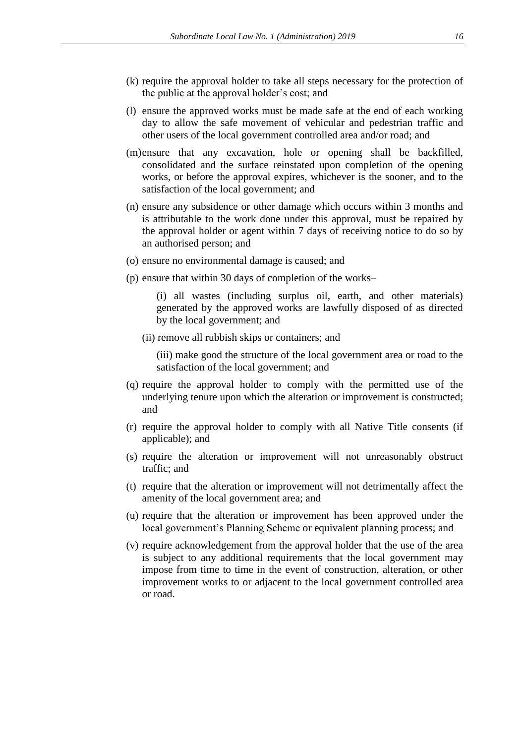(k) require the approval holder to take all steps necessary for the protection of the public at the approval holder's cost; and

(l) ensure the approved works must be made safe at the end of each working day to allow the safe movement of vehicular and pedestrian traffic and other users of the local government controlled area and/or road; and

(m) ensure that any excavation, hole or opening shall be backfilled, consolidated and the surface reinstated upon completion of the opening works, or before the approval expires, whichever is the sooner, and to the satisfaction of the local government; and

(n) ensure any subsidence or other damage which occurs within 3 months and is attributable to the work done under this approval, must be repaired by the approval holder or agent within 7 days of receiving notice to do so by an authorised person; and

(o) ensure no environmental damage is caused; and

(p) ensure that within 30 days of completion of the works–

  (i) all wastes (including surplus oil, earth, and other materials) generated by the approved works are lawfully disposed of as directed by the local government; and

  (ii) remove all rubbish skips or containers; and

  (iii) make good the structure of the local government area or road to the satisfaction of the local government; and

(q) require the approval holder to comply with the permitted use of the underlying tenure upon which the alteration or improvement is constructed; and

(r) require the approval holder to comply with all Native Title consents (if applicable); and

(s) require the alteration or improvement will not unreasonably obstruct traffic; and

(t) require that the alteration or improvement will not detrimentally affect the amenity of the local government area; and

(u) require that the alteration or improvement has been approved under the local government's Planning Scheme or equivalent planning process; and

(v) require acknowledgement from the approval holder that the use of the area is subject to any additional requirements that the local government may impose from time to time in the event of construction, alteration, or other improvement works to or adjacent to the local government controlled area or road.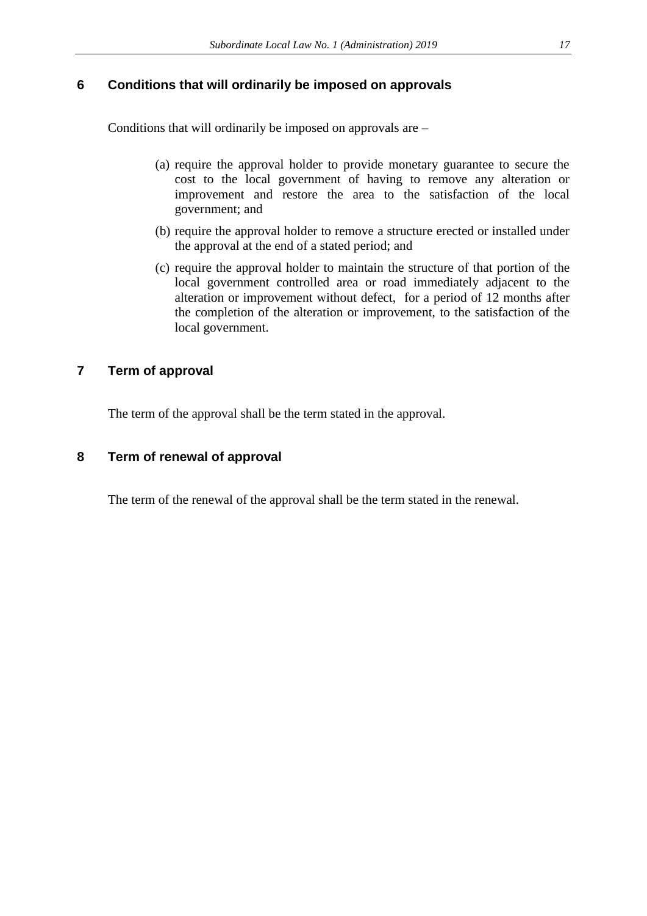## 6 Conditions that will ordinarily be imposed on approvals

Conditions that will ordinarily be imposed on approvals are –

(a) require the approval holder to provide monetary guarantee to secure the cost to the local government of having to remove any alteration or improvement and restore the area to the satisfaction of the local government; and

(b) require the approval holder to remove a structure erected or installed under the approval at the end of a stated period; and

(c) require the approval holder to maintain the structure of that portion of the local government controlled area or road immediately adjacent to the alteration or improvement without defect, for a period of 12 months after the completion of the alteration or improvement, to the satisfaction of the local government.

## 7 Term of approval

The term of the approval shall be the term stated in the approval.

## 8 Term of renewal of approval

The term of the renewal of the approval shall be the term stated in the renewal.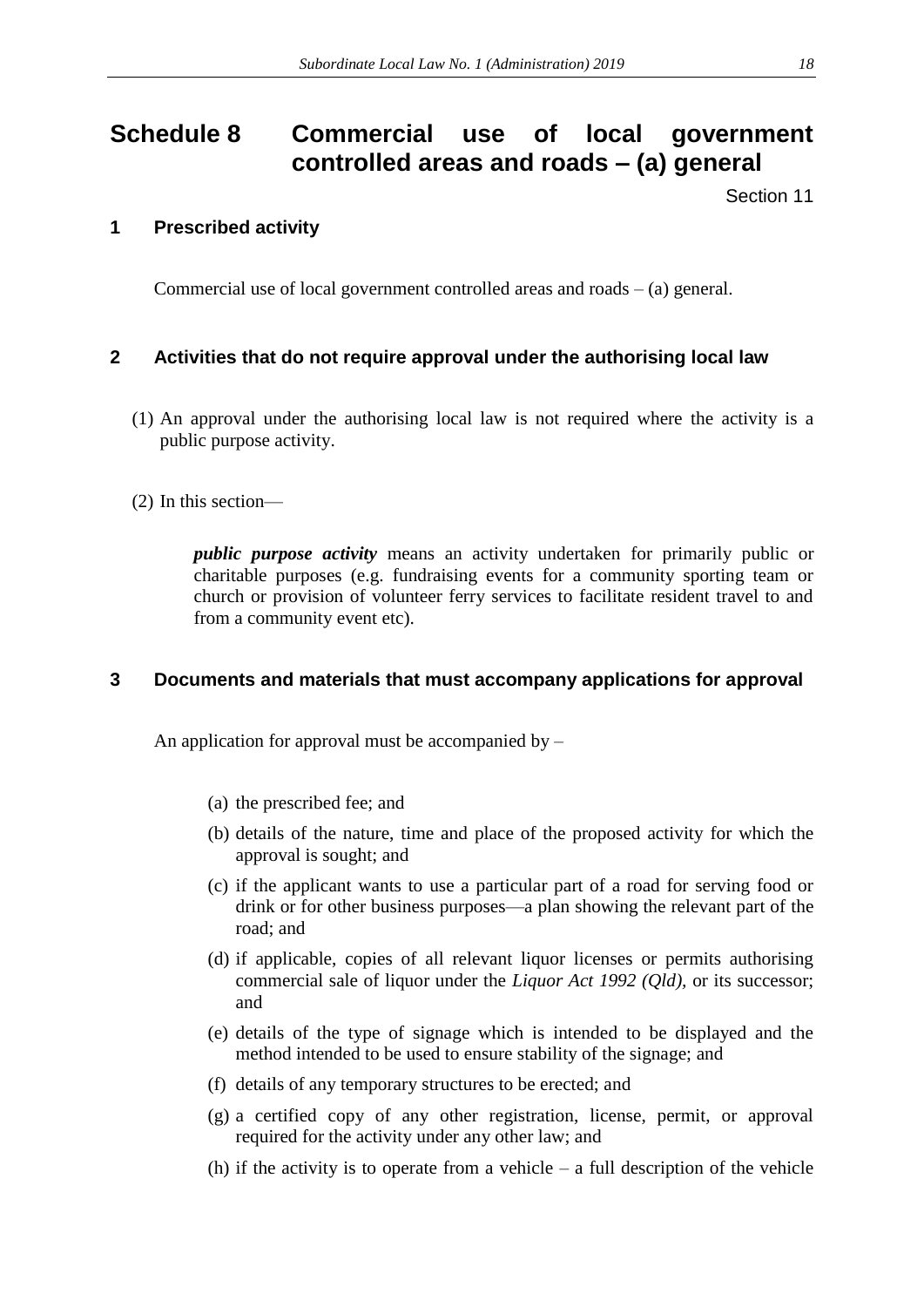# Schedule 8 Commercial use of local government controlled areas and roads – (a) general

Section 11

## 1 Prescribed activity

Commercial use of local government controlled areas and roads – (a) general.

## 2 Activities that do not require approval under the authorising local law

(1) An approval under the authorising local law is not required where the activity is a public purpose activity.

(2) In this section—

***public purpose activity*** means an activity undertaken for primarily public or charitable purposes (e.g. fundraising events for a community sporting team or church or provision of volunteer ferry services to facilitate resident travel to and from a community event etc).

## 3 Documents and materials that must accompany applications for approval

An application for approval must be accompanied by –

(a) the prescribed fee; and

(b) details of the nature, time and place of the proposed activity for which the approval is sought; and

(c) if the applicant wants to use a particular part of a road for serving food or drink or for other business purposes—a plan showing the relevant part of the road; and

(d) if applicable, copies of all relevant liquor licenses or permits authorising commercial sale of liquor under the *Liquor Act 1992 (Qld),* or its successor; and

(e) details of the type of signage which is intended to be displayed and the method intended to be used to ensure stability of the signage; and

(f) details of any temporary structures to be erected; and

(g) a certified copy of any other registration, license, permit, or approval required for the activity under any other law; and

(h) if the activity is to operate from a vehicle – a full description of the vehicle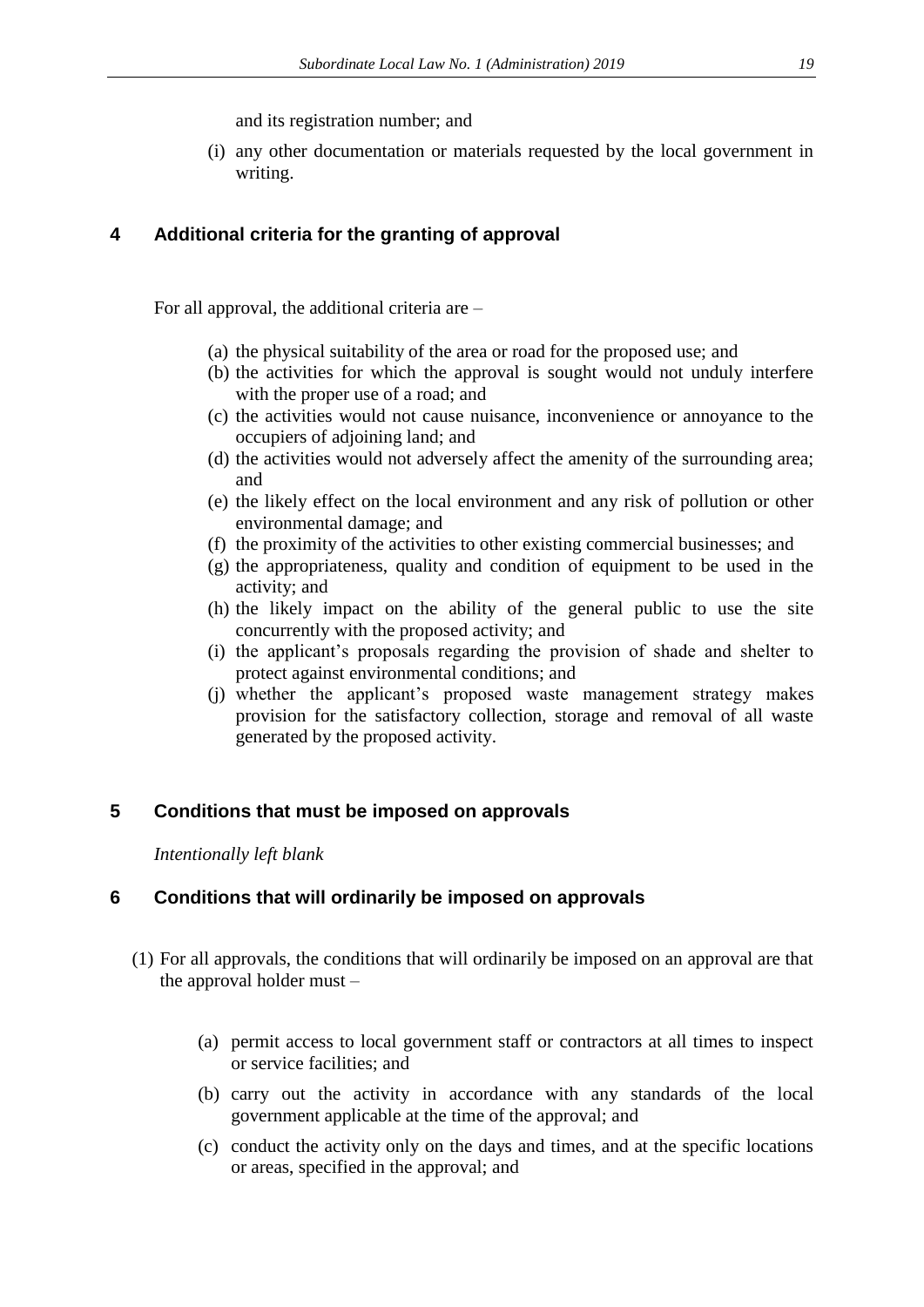and its registration number; and

(i) any other documentation or materials requested by the local government in writing.

## 4 Additional criteria for the granting of approval

For all approval, the additional criteria are –

(a) the physical suitability of the area or road for the proposed use; and
(b) the activities for which the approval is sought would not unduly interfere with the proper use of a road; and
(c) the activities would not cause nuisance, inconvenience or annoyance to the occupiers of adjoining land; and
(d) the activities would not adversely affect the amenity of the surrounding area; and
(e) the likely effect on the local environment and any risk of pollution or other environmental damage; and
(f) the proximity of the activities to other existing commercial businesses; and
(g) the appropriateness, quality and condition of equipment to be used in the activity; and
(h) the likely impact on the ability of the general public to use the site concurrently with the proposed activity; and
(i) the applicant's proposals regarding the provision of shade and shelter to protect against environmental conditions; and
(j) whether the applicant's proposed waste management strategy makes provision for the satisfactory collection, storage and removal of all waste generated by the proposed activity.

## 5 Conditions that must be imposed on approvals

*Intentionally left blank*

## 6 Conditions that will ordinarily be imposed on approvals

(1) For all approvals, the conditions that will ordinarily be imposed on an approval are that the approval holder must –

(a) permit access to local government staff or contractors at all times to inspect or service facilities; and

(b) carry out the activity in accordance with any standards of the local government applicable at the time of the approval; and

(c) conduct the activity only on the days and times, and at the specific locations or areas, specified in the approval; and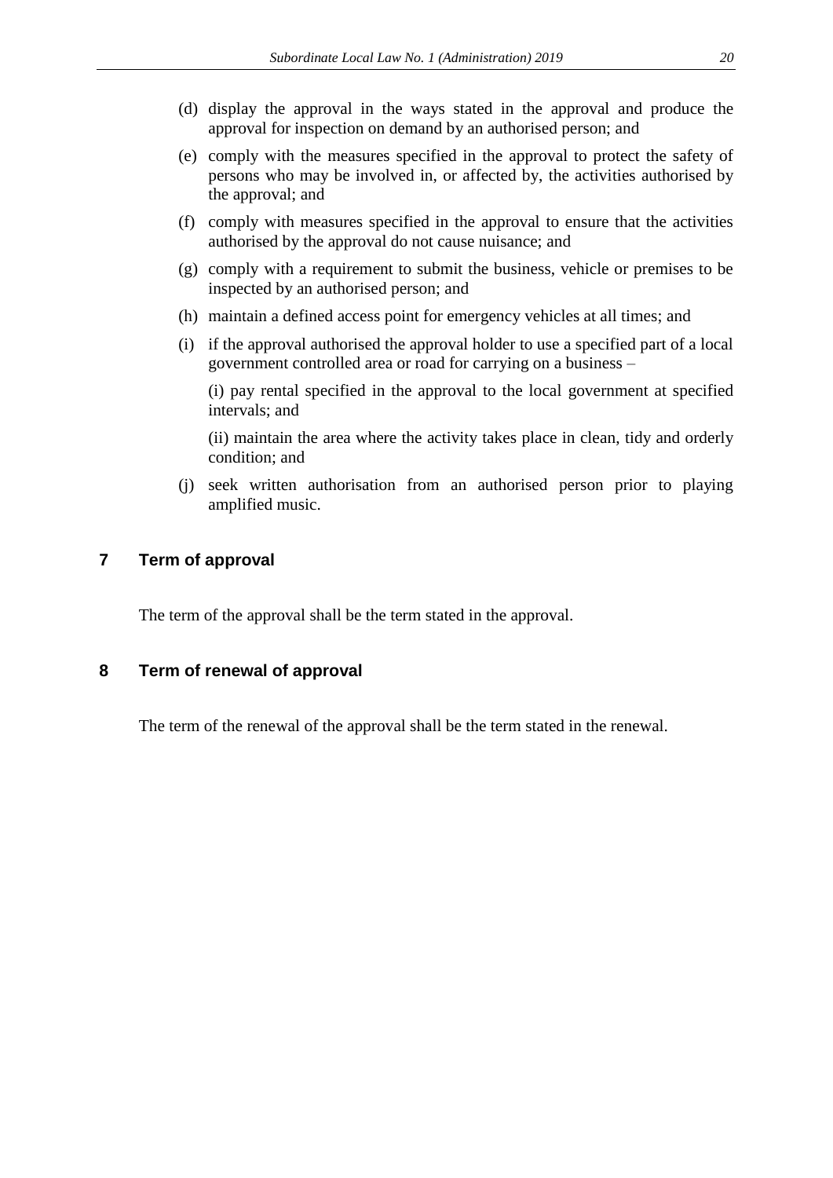(d) display the approval in the ways stated in the approval and produce the approval for inspection on demand by an authorised person; and

(e) comply with the measures specified in the approval to protect the safety of persons who may be involved in, or affected by, the activities authorised by the approval; and

(f) comply with measures specified in the approval to ensure that the activities authorised by the approval do not cause nuisance; and

(g) comply with a requirement to submit the business, vehicle or premises to be inspected by an authorised person; and

(h) maintain a defined access point for emergency vehicles at all times; and

(i) if the approval authorised the approval holder to use a specified part of a local government controlled area or road for carrying on a business –

(i) pay rental specified in the approval to the local government at specified intervals; and

(ii) maintain the area where the activity takes place in clean, tidy and orderly condition; and

(j) seek written authorisation from an authorised person prior to playing amplified music.

## 7 Term of approval

The term of the approval shall be the term stated in the approval.

## 8 Term of renewal of approval

The term of the renewal of the approval shall be the term stated in the renewal.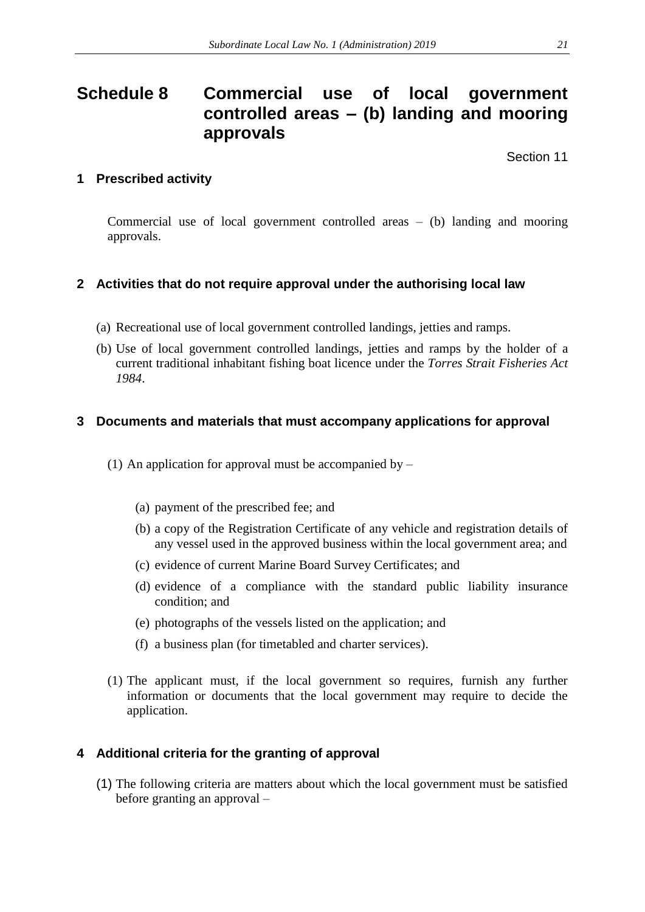# Schedule 8 Commercial use of local government controlled areas – (b) landing and mooring approvals

Section 11

## 1 Prescribed activity

Commercial use of local government controlled areas – (b) landing and mooring approvals.

## 2 Activities that do not require approval under the authorising local law

(a) Recreational use of local government controlled landings, jetties and ramps.

(b) Use of local government controlled landings, jetties and ramps by the holder of a current traditional inhabitant fishing boat licence under the *Torres Strait Fisheries Act 1984*.

## 3 Documents and materials that must accompany applications for approval

(1) An application for approval must be accompanied by –

(a) payment of the prescribed fee; and

(b) a copy of the Registration Certificate of any vehicle and registration details of any vessel used in the approved business within the local government area; and

(c) evidence of current Marine Board Survey Certificates; and

(d) evidence of a compliance with the standard public liability insurance condition; and

(e) photographs of the vessels listed on the application; and

(f) a business plan (for timetabled and charter services).

(1) The applicant must, if the local government so requires, furnish any further information or documents that the local government may require to decide the application.

## 4 Additional criteria for the granting of approval

(1) The following criteria are matters about which the local government must be satisfied before granting an approval –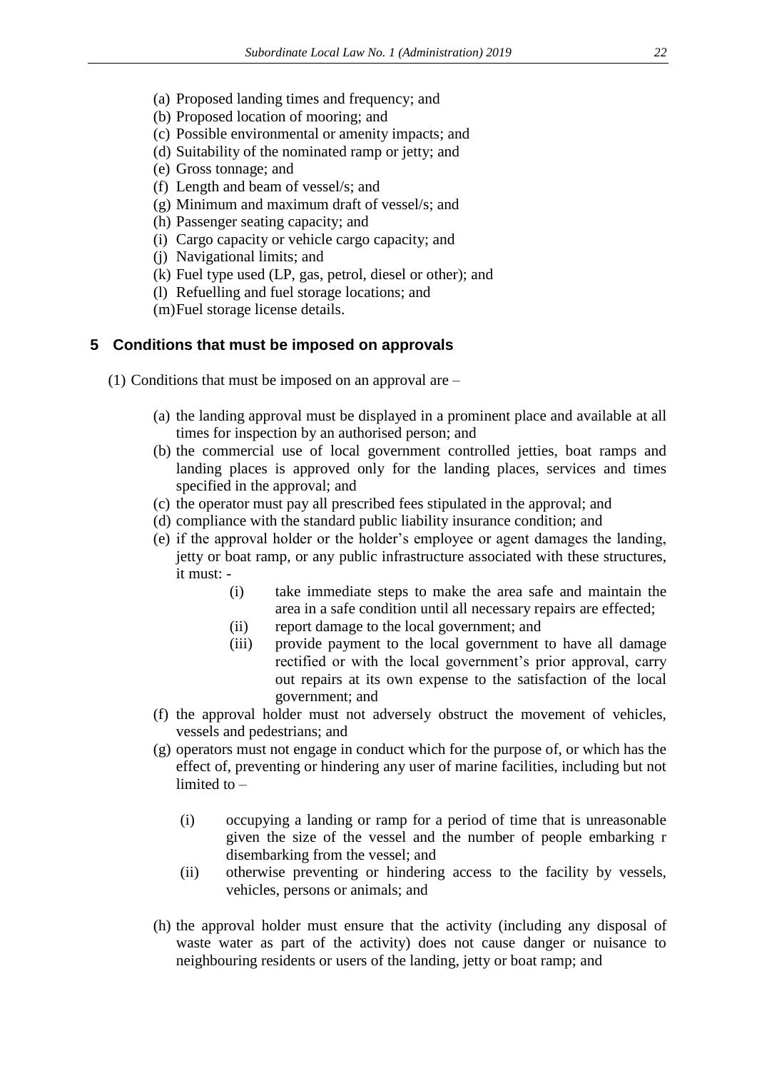(a) Proposed landing times and frequency; and
(b) Proposed location of mooring; and
(c) Possible environmental or amenity impacts; and
(d) Suitability of the nominated ramp or jetty; and
(e) Gross tonnage; and
(f) Length and beam of vessel/s; and
(g) Minimum and maximum draft of vessel/s; and
(h) Passenger seating capacity; and
(i) Cargo capacity or vehicle cargo capacity; and
(j) Navigational limits; and
(k) Fuel type used (LP, gas, petrol, diesel or other); and
(l) Refuelling and fuel storage locations; and
(m) Fuel storage license details.

## 5 Conditions that must be imposed on approvals

(1) Conditions that must be imposed on an approval are –

(a) the landing approval must be displayed in a prominent place and available at all times for inspection by an authorised person; and

(b) the commercial use of local government controlled jetties, boat ramps and landing places is approved only for the landing places, services and times specified in the approval; and

(c) the operator must pay all prescribed fees stipulated in the approval; and

(d) compliance with the standard public liability insurance condition; and

(e) if the approval holder or the holder's employee or agent damages the landing, jetty or boat ramp, or any public infrastructure associated with these structures, it must: -

(i) take immediate steps to make the area safe and maintain the area in a safe condition until all necessary repairs are effected;

(ii) report damage to the local government; and

(iii) provide payment to the local government to have all damage rectified or with the local government's prior approval, carry out repairs at its own expense to the satisfaction of the local government; and

(f) the approval holder must not adversely obstruct the movement of vehicles, vessels and pedestrians; and

(g) operators must not engage in conduct which for the purpose of, or which has the effect of, preventing or hindering any user of marine facilities, including but not limited to –

(i) occupying a landing or ramp for a period of time that is unreasonable given the size of the vessel and the number of people embarking r disembarking from the vessel; and

(ii) otherwise preventing or hindering access to the facility by vessels, vehicles, persons or animals; and

(h) the approval holder must ensure that the activity (including any disposal of waste water as part of the activity) does not cause danger or nuisance to neighbouring residents or users of the landing, jetty or boat ramp; and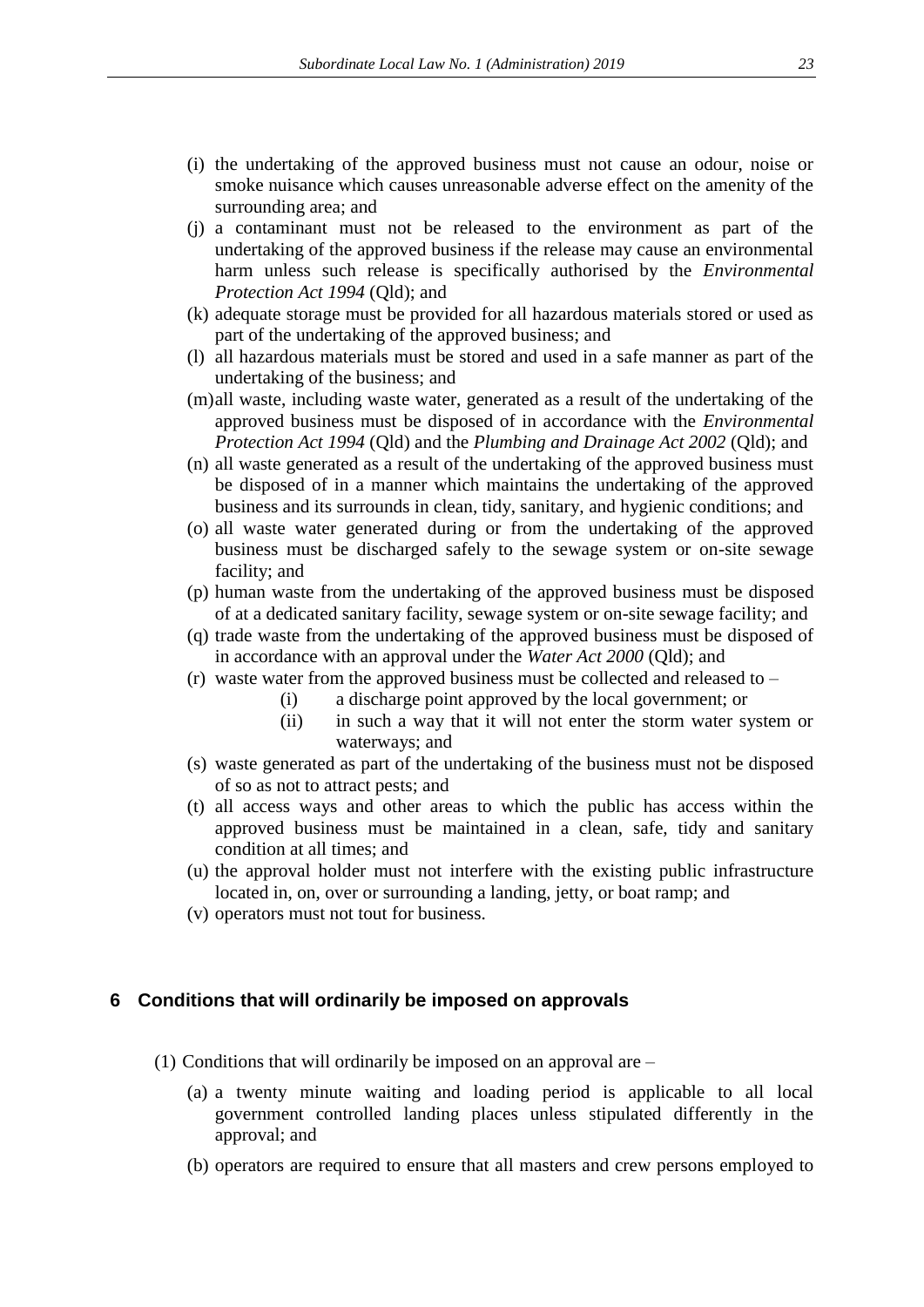(i) the undertaking of the approved business must not cause an odour, noise or smoke nuisance which causes unreasonable adverse effect on the amenity of the surrounding area; and

(j) a contaminant must not be released to the environment as part of the undertaking of the approved business if the release may cause an environmental harm unless such release is specifically authorised by the *Environmental Protection Act 1994* (Qld); and

(k) adequate storage must be provided for all hazardous materials stored or used as part of the undertaking of the approved business; and

(l) all hazardous materials must be stored and used in a safe manner as part of the undertaking of the business; and

(m) all waste, including waste water, generated as a result of the undertaking of the approved business must be disposed of in accordance with the *Environmental Protection Act 1994* (Qld) and the *Plumbing and Drainage Act 2002* (Qld); and

(n) all waste generated as a result of the undertaking of the approved business must be disposed of in a manner which maintains the undertaking of the approved business and its surrounds in clean, tidy, sanitary, and hygienic conditions; and

(o) all waste water generated during or from the undertaking of the approved business must be discharged safely to the sewage system or on-site sewage facility; and

(p) human waste from the undertaking of the approved business must be disposed of at a dedicated sanitary facility, sewage system or on-site sewage facility; and

(q) trade waste from the undertaking of the approved business must be disposed of in accordance with an approval under the *Water Act 2000* (Qld); and

(r) waste water from the approved business must be collected and released to –

    (i) a discharge point approved by the local government; or

    (ii) in such a way that it will not enter the storm water system or waterways; and

(s) waste generated as part of the undertaking of the business must not be disposed of so as not to attract pests; and

(t) all access ways and other areas to which the public has access within the approved business must be maintained in a clean, safe, tidy and sanitary condition at all times; and

(u) the approval holder must not interfere with the existing public infrastructure located in, on, over or surrounding a landing, jetty, or boat ramp; and

(v) operators must not tout for business.

## 6 Conditions that will ordinarily be imposed on approvals

(1) Conditions that will ordinarily be imposed on an approval are –

(a) a twenty minute waiting and loading period is applicable to all local government controlled landing places unless stipulated differently in the approval; and

(b) operators are required to ensure that all masters and crew persons employed to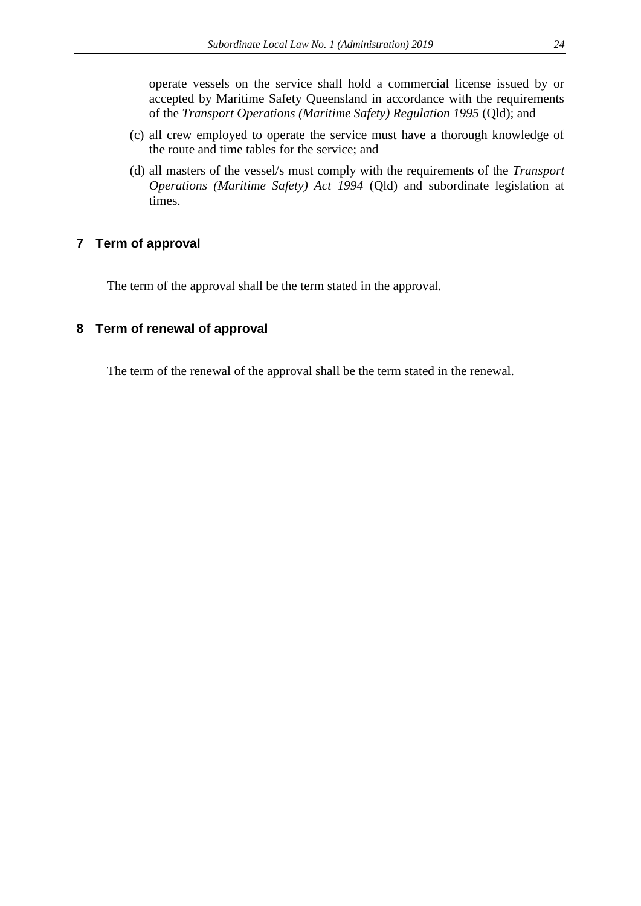operate vessels on the service shall hold a commercial license issued by or accepted by Maritime Safety Queensland in accordance with the requirements of the *Transport Operations (Maritime Safety) Regulation 1995* (Qld); and

(c) all crew employed to operate the service must have a thorough knowledge of the route and time tables for the service; and

(d) all masters of the vessel/s must comply with the requirements of the *Transport Operations (Maritime Safety) Act 1994* (Qld) and subordinate legislation at times.

## 7 Term of approval

The term of the approval shall be the term stated in the approval.

## 8 Term of renewal of approval

The term of the renewal of the approval shall be the term stated in the renewal.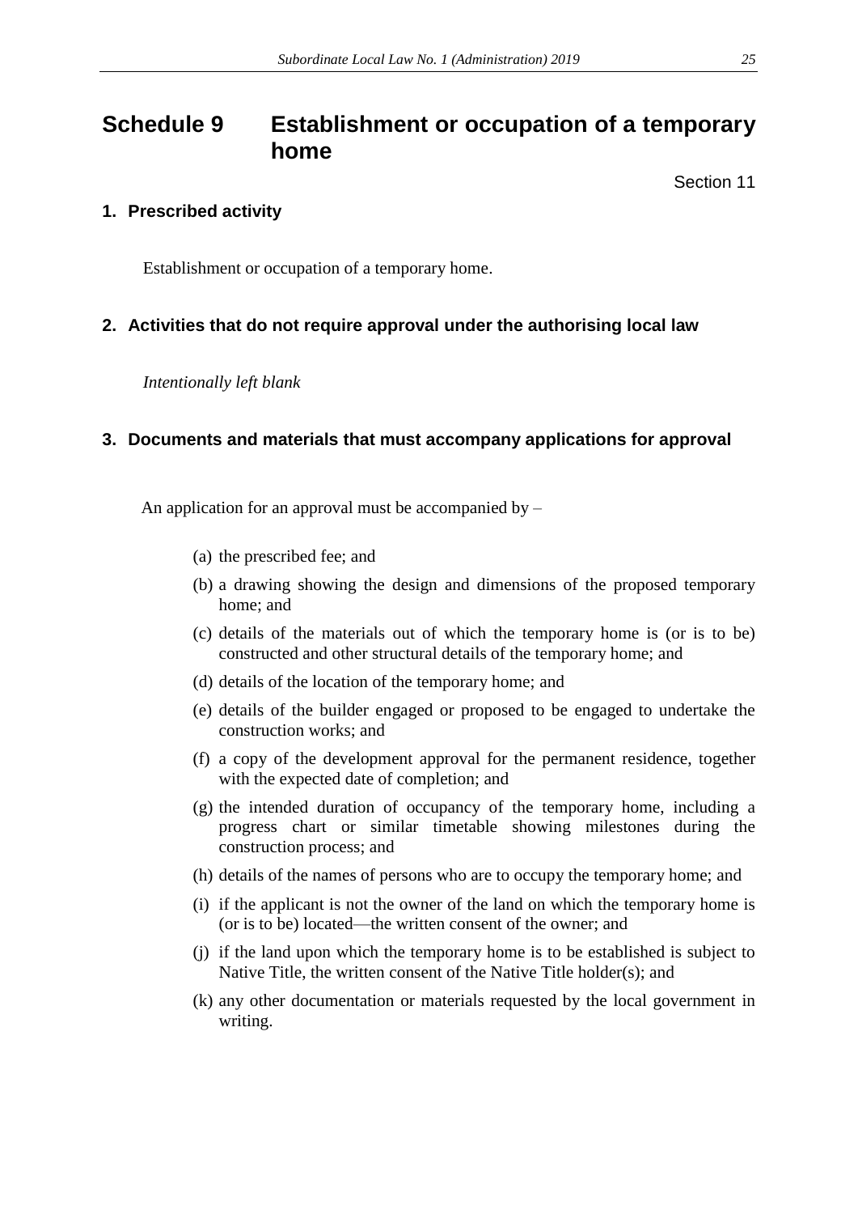# Schedule 9 Establishment or occupation of a temporary home

Section 11

## 1. Prescribed activity

Establishment or occupation of a temporary home.

## 2. Activities that do not require approval under the authorising local law

*Intentionally left blank*

## 3. Documents and materials that must accompany applications for approval

An application for an approval must be accompanied by –

(a) the prescribed fee; and

(b) a drawing showing the design and dimensions of the proposed temporary home; and

(c) details of the materials out of which the temporary home is (or is to be) constructed and other structural details of the temporary home; and

(d) details of the location of the temporary home; and

(e) details of the builder engaged or proposed to be engaged to undertake the construction works; and

(f) a copy of the development approval for the permanent residence, together with the expected date of completion; and

(g) the intended duration of occupancy of the temporary home, including a progress chart or similar timetable showing milestones during the construction process; and

(h) details of the names of persons who are to occupy the temporary home; and

(i) if the applicant is not the owner of the land on which the temporary home is (or is to be) located—the written consent of the owner; and

(j) if the land upon which the temporary home is to be established is subject to Native Title, the written consent of the Native Title holder(s); and

(k) any other documentation or materials requested by the local government in writing.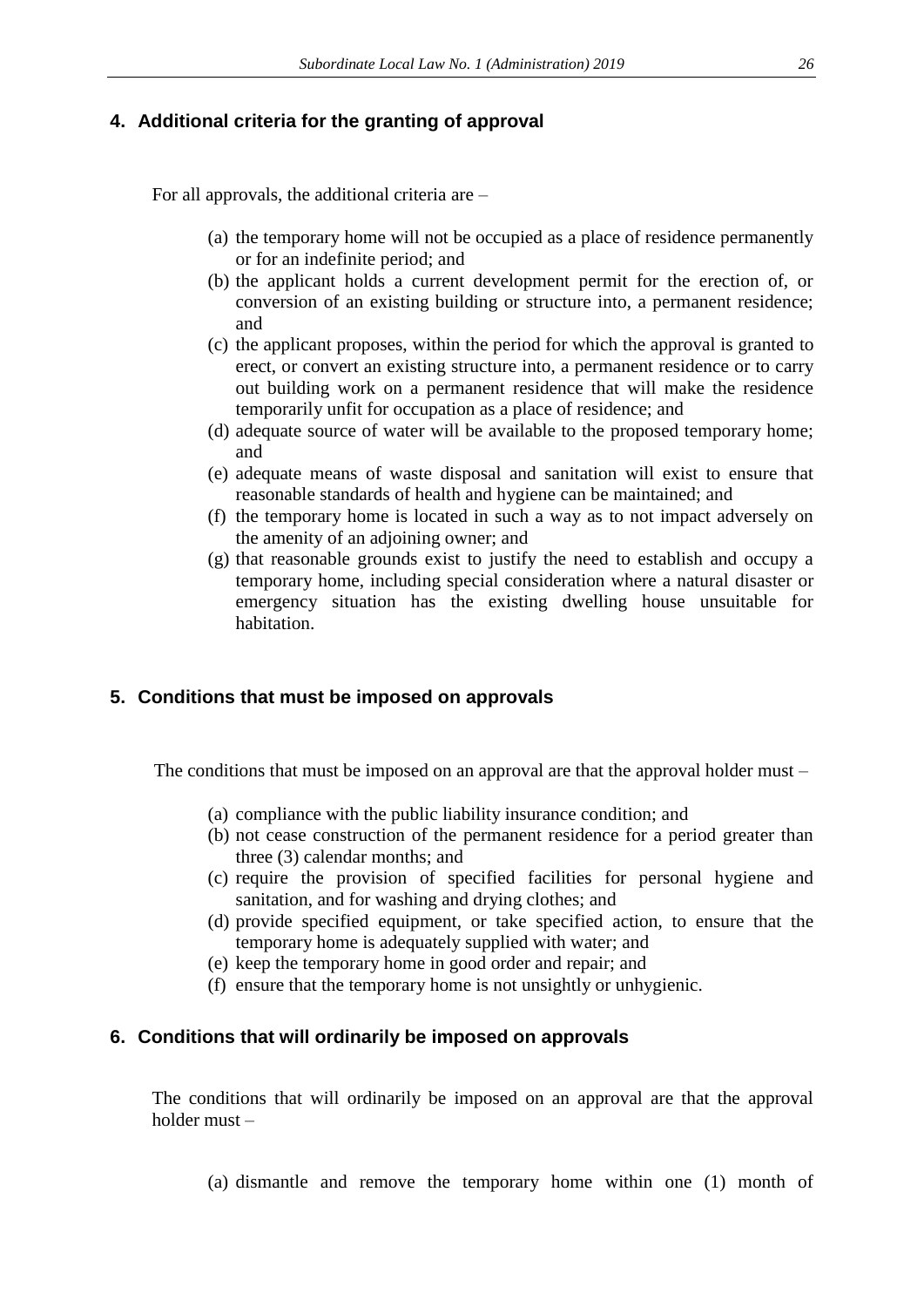## 4. Additional criteria for the granting of approval

For all approvals, the additional criteria are –

(a) the temporary home will not be occupied as a place of residence permanently or for an indefinite period; and
(b) the applicant holds a current development permit for the erection of, or conversion of an existing building or structure into, a permanent residence; and
(c) the applicant proposes, within the period for which the approval is granted to erect, or convert an existing structure into, a permanent residence or to carry out building work on a permanent residence that will make the residence temporarily unfit for occupation as a place of residence; and
(d) adequate source of water will be available to the proposed temporary home; and
(e) adequate means of waste disposal and sanitation will exist to ensure that reasonable standards of health and hygiene can be maintained; and
(f) the temporary home is located in such a way as to not impact adversely on the amenity of an adjoining owner; and
(g) that reasonable grounds exist to justify the need to establish and occupy a temporary home, including special consideration where a natural disaster or emergency situation has the existing dwelling house unsuitable for habitation.

## 5. Conditions that must be imposed on approvals

The conditions that must be imposed on an approval are that the approval holder must –

(a) compliance with the public liability insurance condition; and
(b) not cease construction of the permanent residence for a period greater than three (3) calendar months; and
(c) require the provision of specified facilities for personal hygiene and sanitation, and for washing and drying clothes; and
(d) provide specified equipment, or take specified action, to ensure that the temporary home is adequately supplied with water; and
(e) keep the temporary home in good order and repair; and
(f) ensure that the temporary home is not unsightly or unhygienic.

## 6. Conditions that will ordinarily be imposed on approvals

The conditions that will ordinarily be imposed on an approval are that the approval holder must –

(a) dismantle and remove the temporary home within one (1) month of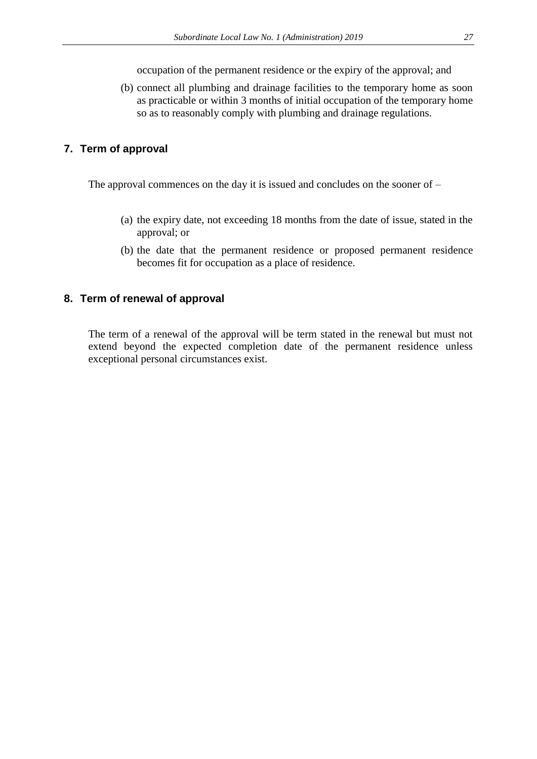occupation of the permanent residence or the expiry of the approval; and

(b) connect all plumbing and drainage facilities to the temporary home as soon as practicable or within 3 months of initial occupation of the temporary home so as to reasonably comply with plumbing and drainage regulations.

## 7. Term of approval

The approval commences on the day it is issued and concludes on the sooner of –

(a) the expiry date, not exceeding 18 months from the date of issue, stated in the approval; or

(b) the date that the permanent residence or proposed permanent residence becomes fit for occupation as a place of residence.

## 8. Term of renewal of approval

The term of a renewal of the approval will be term stated in the renewal but must not extend beyond the expected completion date of the permanent residence unless exceptional personal circumstances exist.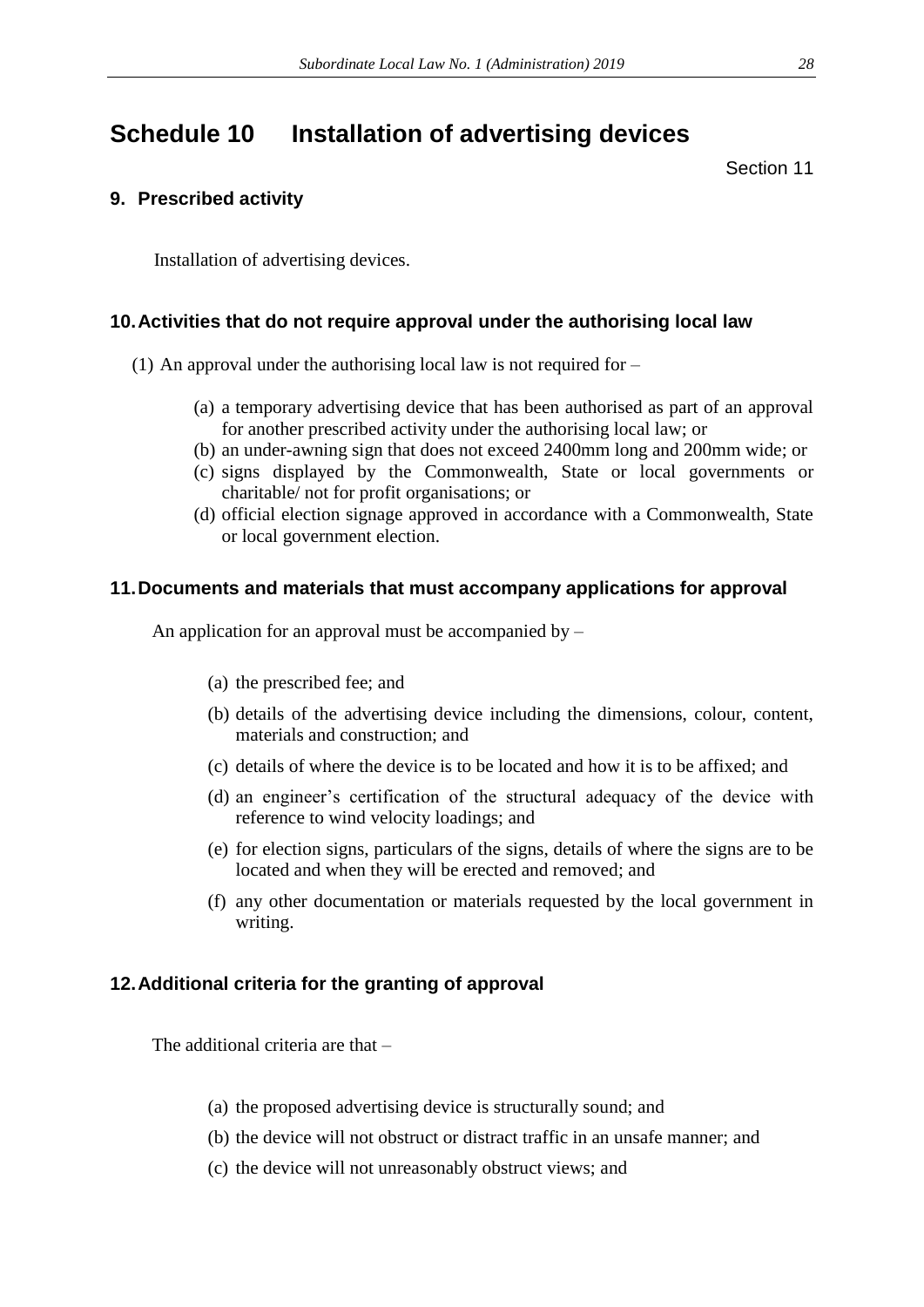# Schedule 10 Installation of advertising devices

Section 11

## 9. Prescribed activity

Installation of advertising devices.

## 10. Activities that do not require approval under the authorising local law

(1) An approval under the authorising local law is not required for –

(a) a temporary advertising device that has been authorised as part of an approval for another prescribed activity under the authorising local law; or
(b) an under-awning sign that does not exceed 2400mm long and 200mm wide; or
(c) signs displayed by the Commonwealth, State or local governments or charitable/ not for profit organisations; or
(d) official election signage approved in accordance with a Commonwealth, State or local government election.

## 11. Documents and materials that must accompany applications for approval

An application for an approval must be accompanied by –

(a) the prescribed fee; and

(b) details of the advertising device including the dimensions, colour, content, materials and construction; and

(c) details of where the device is to be located and how it is to be affixed; and

(d) an engineer's certification of the structural adequacy of the device with reference to wind velocity loadings; and

(e) for election signs, particulars of the signs, details of where the signs are to be located and when they will be erected and removed; and

(f) any other documentation or materials requested by the local government in writing.

## 12. Additional criteria for the granting of approval

The additional criteria are that –

(a) the proposed advertising device is structurally sound; and

(b) the device will not obstruct or distract traffic in an unsafe manner; and

(c) the device will not unreasonably obstruct views; and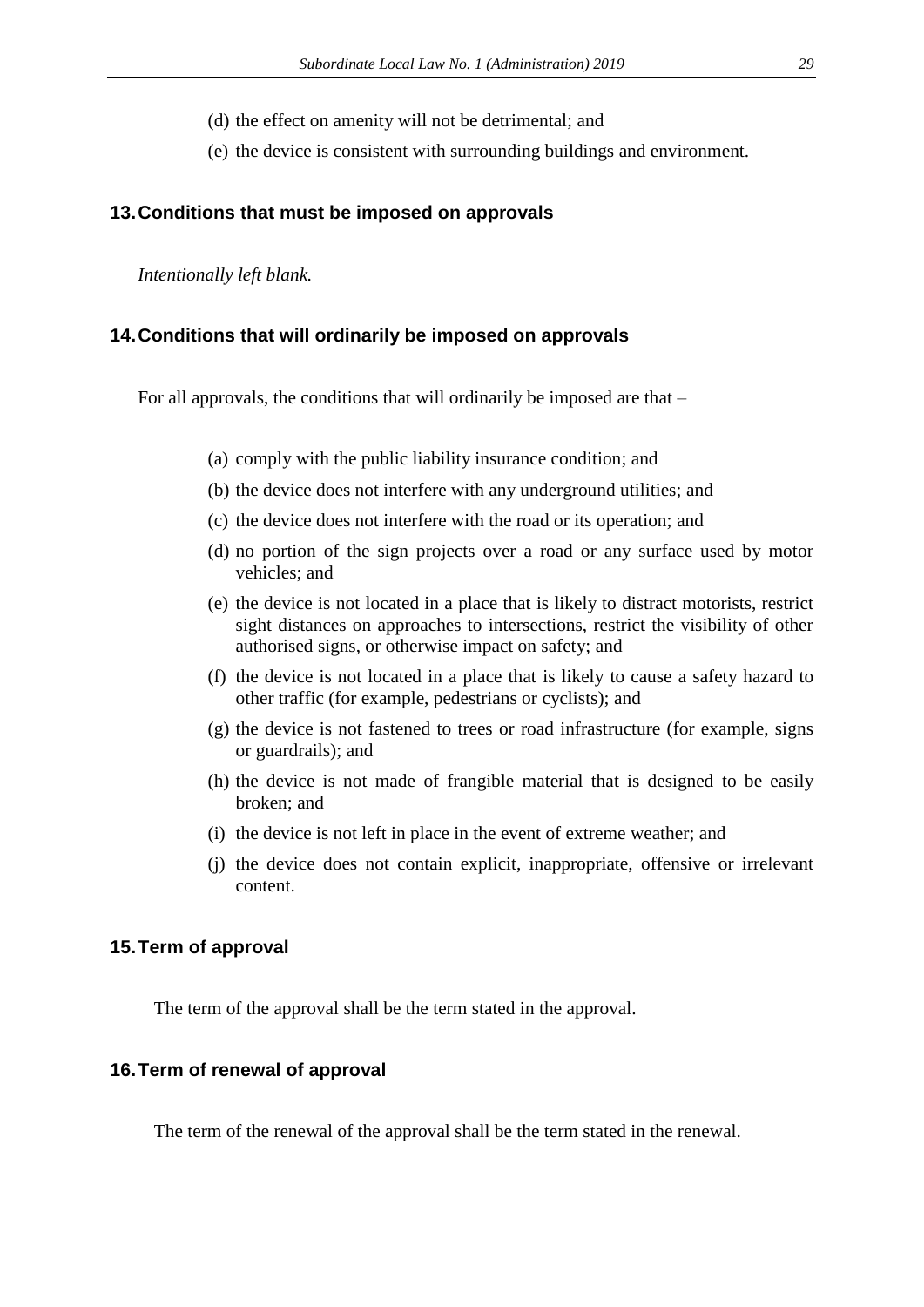(d) the effect on amenity will not be detrimental; and

(e) the device is consistent with surrounding buildings and environment.

## 13. Conditions that must be imposed on approvals

*Intentionally left blank.*

## 14. Conditions that will ordinarily be imposed on approvals

For all approvals, the conditions that will ordinarily be imposed are that –

(a) comply with the public liability insurance condition; and

(b) the device does not interfere with any underground utilities; and

(c) the device does not interfere with the road or its operation; and

(d) no portion of the sign projects over a road or any surface used by motor vehicles; and

(e) the device is not located in a place that is likely to distract motorists, restrict sight distances on approaches to intersections, restrict the visibility of other authorised signs, or otherwise impact on safety; and

(f) the device is not located in a place that is likely to cause a safety hazard to other traffic (for example, pedestrians or cyclists); and

(g) the device is not fastened to trees or road infrastructure (for example, signs or guardrails); and

(h) the device is not made of frangible material that is designed to be easily broken; and

(i) the device is not left in place in the event of extreme weather; and

(j) the device does not contain explicit, inappropriate, offensive or irrelevant content.

## 15. Term of approval

The term of the approval shall be the term stated in the approval.

## 16. Term of renewal of approval

The term of the renewal of the approval shall be the term stated in the renewal.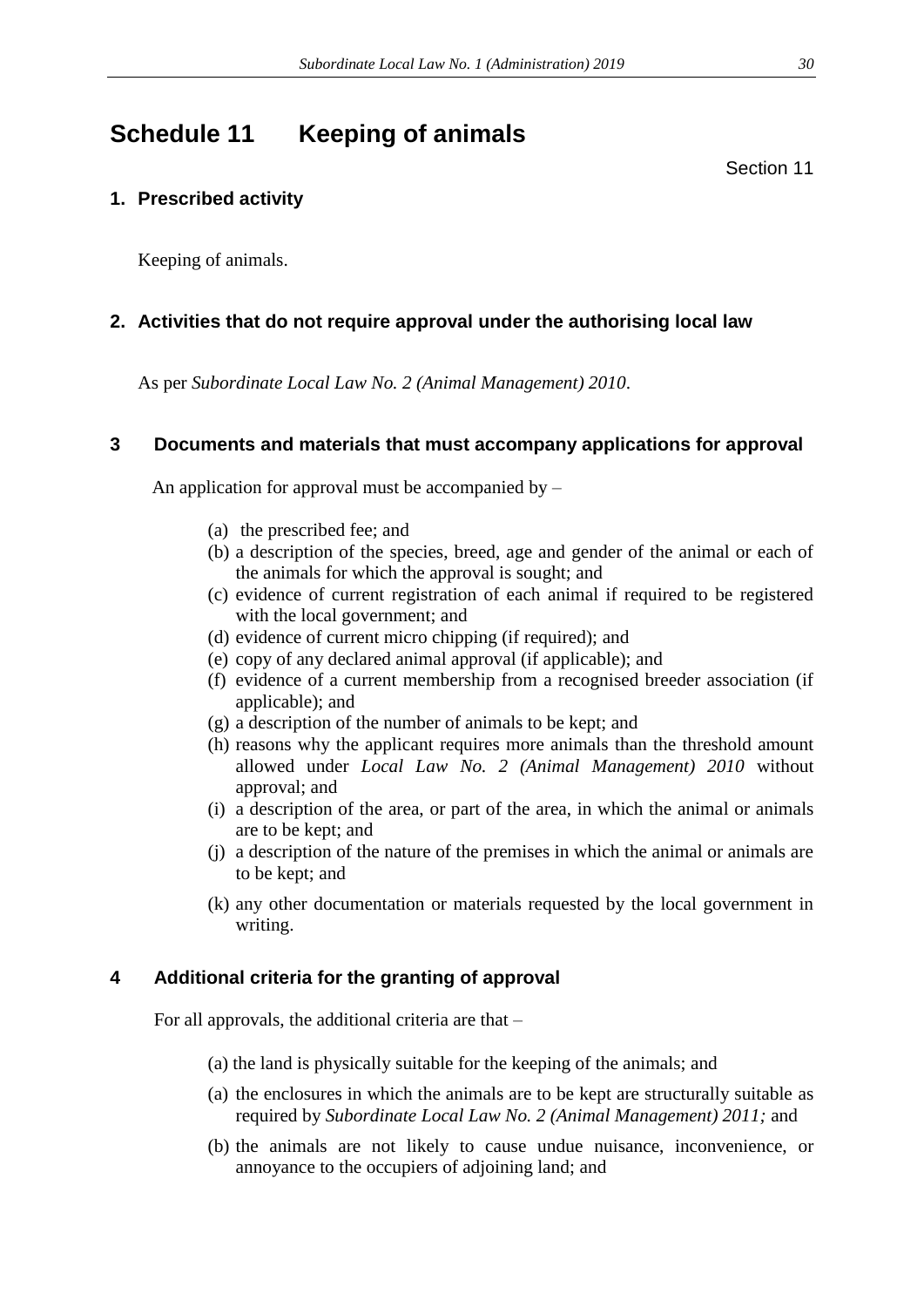# Schedule 11 Keeping of animals

Section 11

## 1. Prescribed activity

Keeping of animals.

## 2. Activities that do not require approval under the authorising local law

As per *Subordinate Local Law No. 2 (Animal Management) 2010*.

## 3 Documents and materials that must accompany applications for approval

An application for approval must be accompanied by –

(a) the prescribed fee; and
(b) a description of the species, breed, age and gender of the animal or each of the animals for which the approval is sought; and
(c) evidence of current registration of each animal if required to be registered with the local government; and
(d) evidence of current micro chipping (if required); and
(e) copy of any declared animal approval (if applicable); and
(f) evidence of a current membership from a recognised breeder association (if applicable); and
(g) a description of the number of animals to be kept; and
(h) reasons why the applicant requires more animals than the threshold amount allowed under *Local Law No. 2 (Animal Management) 2010* without approval; and
(i) a description of the area, or part of the area, in which the animal or animals are to be kept; and
(j) a description of the nature of the premises in which the animal or animals are to be kept; and
(k) any other documentation or materials requested by the local government in writing.

## 4 Additional criteria for the granting of approval

For all approvals, the additional criteria are that –

(a) the land is physically suitable for the keeping of the animals; and
(a) the enclosures in which the animals are to be kept are structurally suitable as required by *Subordinate Local Law No. 2 (Animal Management) 2011;* and
(b) the animals are not likely to cause undue nuisance, inconvenience, or annoyance to the occupiers of adjoining land; and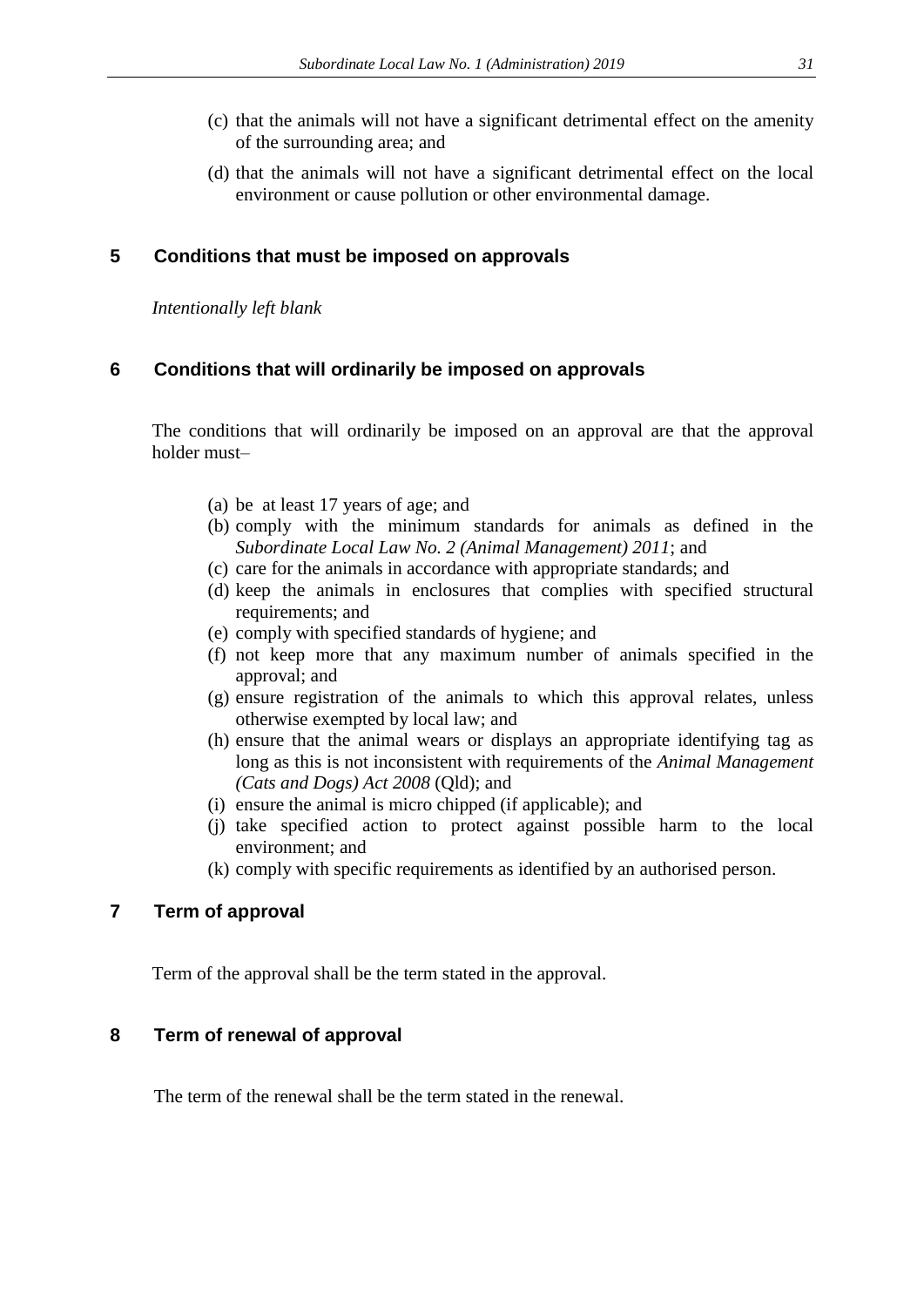(c) that the animals will not have a significant detrimental effect on the amenity of the surrounding area; and

(d) that the animals will not have a significant detrimental effect on the local environment or cause pollution or other environmental damage.

## 5 Conditions that must be imposed on approvals

*Intentionally left blank*

## 6 Conditions that will ordinarily be imposed on approvals

The conditions that will ordinarily be imposed on an approval are that the approval holder must–

(a) be at least 17 years of age; and
(b) comply with the minimum standards for animals as defined in the *Subordinate Local Law No. 2 (Animal Management) 2011*; and
(c) care for the animals in accordance with appropriate standards; and
(d) keep the animals in enclosures that complies with specified structural requirements; and
(e) comply with specified standards of hygiene; and
(f) not keep more that any maximum number of animals specified in the approval; and
(g) ensure registration of the animals to which this approval relates, unless otherwise exempted by local law; and
(h) ensure that the animal wears or displays an appropriate identifying tag as long as this is not inconsistent with requirements of the *Animal Management (Cats and Dogs) Act 2008* (Qld); and
(i) ensure the animal is micro chipped (if applicable); and
(j) take specified action to protect against possible harm to the local environment; and
(k) comply with specific requirements as identified by an authorised person.

## 7 Term of approval

Term of the approval shall be the term stated in the approval.

## 8 Term of renewal of approval

The term of the renewal shall be the term stated in the renewal.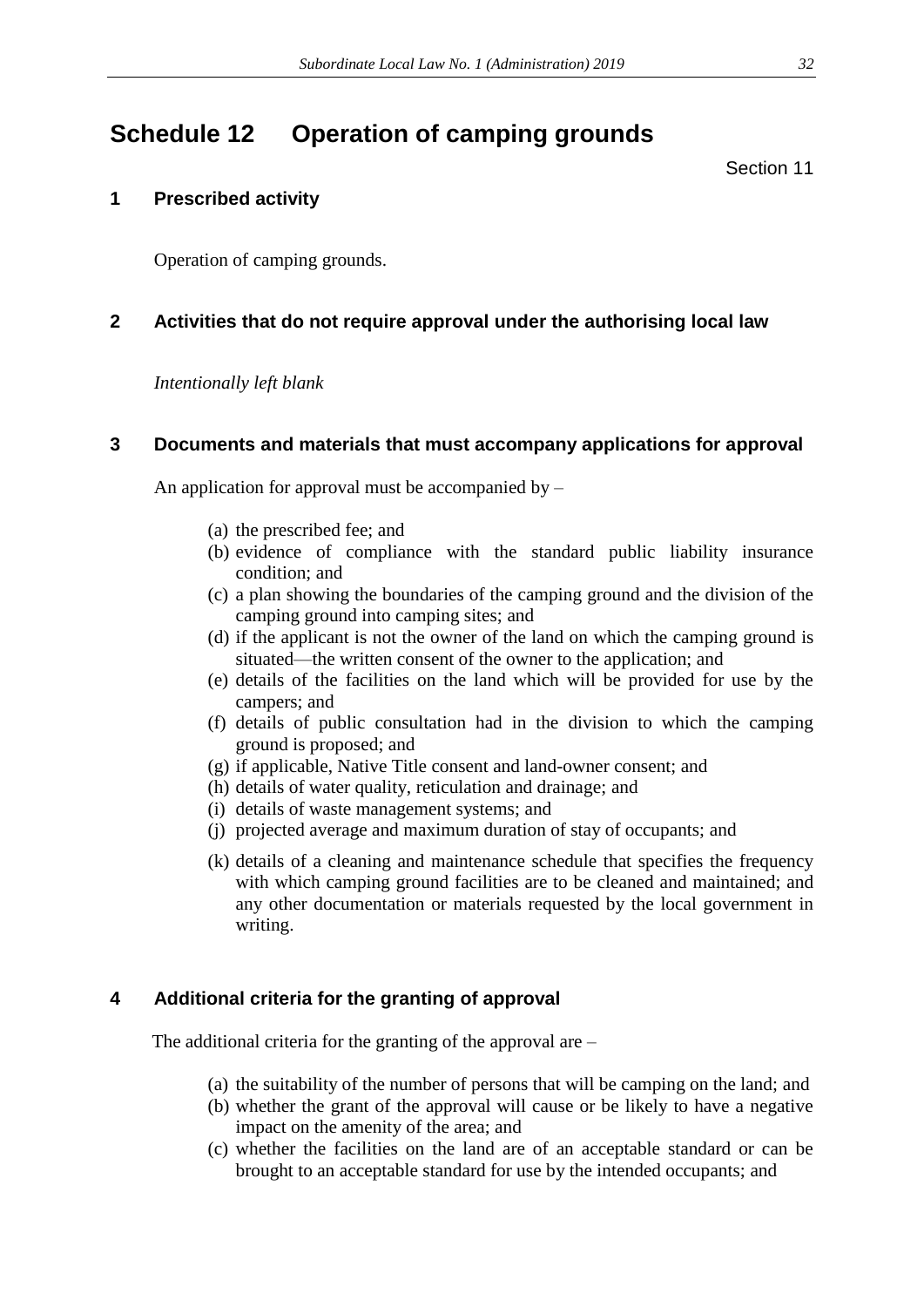# Schedule 12 Operation of camping grounds

Section 11

## 1 Prescribed activity

Operation of camping grounds.

## 2 Activities that do not require approval under the authorising local law

*Intentionally left blank*

## 3 Documents and materials that must accompany applications for approval

An application for approval must be accompanied by –

(a) the prescribed fee; and
(b) evidence of compliance with the standard public liability insurance condition; and
(c) a plan showing the boundaries of the camping ground and the division of the camping ground into camping sites; and
(d) if the applicant is not the owner of the land on which the camping ground is situated—the written consent of the owner to the application; and
(e) details of the facilities on the land which will be provided for use by the campers; and
(f) details of public consultation had in the division to which the camping ground is proposed; and
(g) if applicable, Native Title consent and land-owner consent; and
(h) details of water quality, reticulation and drainage; and
(i) details of waste management systems; and
(j) projected average and maximum duration of stay of occupants; and
(k) details of a cleaning and maintenance schedule that specifies the frequency with which camping ground facilities are to be cleaned and maintained; and any other documentation or materials requested by the local government in writing.

## 4 Additional criteria for the granting of approval

The additional criteria for the granting of the approval are –

(a) the suitability of the number of persons that will be camping on the land; and
(b) whether the grant of the approval will cause or be likely to have a negative impact on the amenity of the area; and
(c) whether the facilities on the land are of an acceptable standard or can be brought to an acceptable standard for use by the intended occupants; and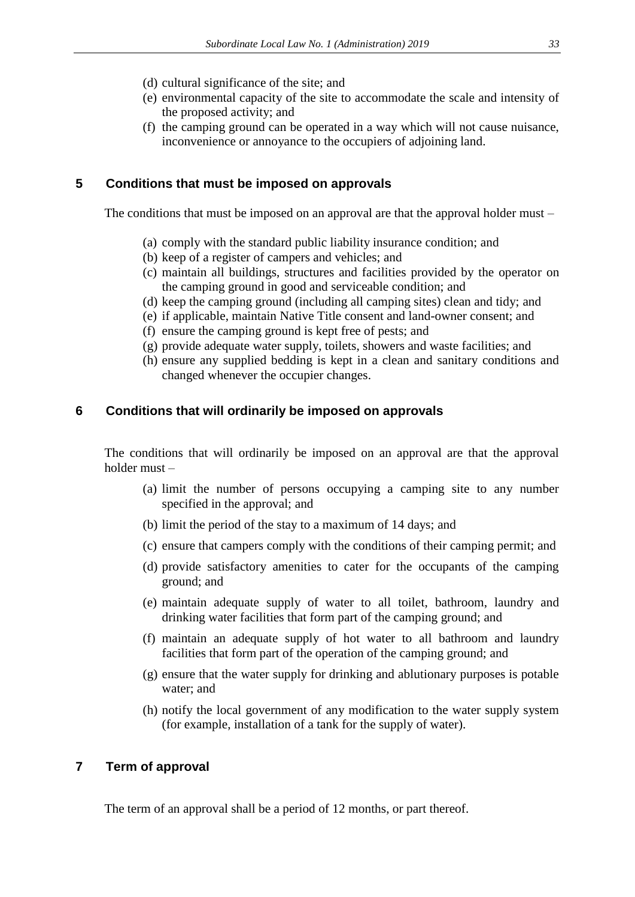(d) cultural significance of the site; and

(e) environmental capacity of the site to accommodate the scale and intensity of the proposed activity; and

(f) the camping ground can be operated in a way which will not cause nuisance, inconvenience or annoyance to the occupiers of adjoining land.

## 5 Conditions that must be imposed on approvals

The conditions that must be imposed on an approval are that the approval holder must –

(a) comply with the standard public liability insurance condition; and

(b) keep of a register of campers and vehicles; and

(c) maintain all buildings, structures and facilities provided by the operator on the camping ground in good and serviceable condition; and

(d) keep the camping ground (including all camping sites) clean and tidy; and

(e) if applicable, maintain Native Title consent and land-owner consent; and

(f) ensure the camping ground is kept free of pests; and

(g) provide adequate water supply, toilets, showers and waste facilities; and

(h) ensure any supplied bedding is kept in a clean and sanitary conditions and changed whenever the occupier changes.

## 6 Conditions that will ordinarily be imposed on approvals

The conditions that will ordinarily be imposed on an approval are that the approval holder must –

(a) limit the number of persons occupying a camping site to any number specified in the approval; and

(b) limit the period of the stay to a maximum of 14 days; and

(c) ensure that campers comply with the conditions of their camping permit; and

(d) provide satisfactory amenities to cater for the occupants of the camping ground; and

(e) maintain adequate supply of water to all toilet, bathroom, laundry and drinking water facilities that form part of the camping ground; and

(f) maintain an adequate supply of hot water to all bathroom and laundry facilities that form part of the operation of the camping ground; and

(g) ensure that the water supply for drinking and ablutionary purposes is potable water; and

(h) notify the local government of any modification to the water supply system (for example, installation of a tank for the supply of water).

## 7 Term of approval

The term of an approval shall be a period of 12 months, or part thereof.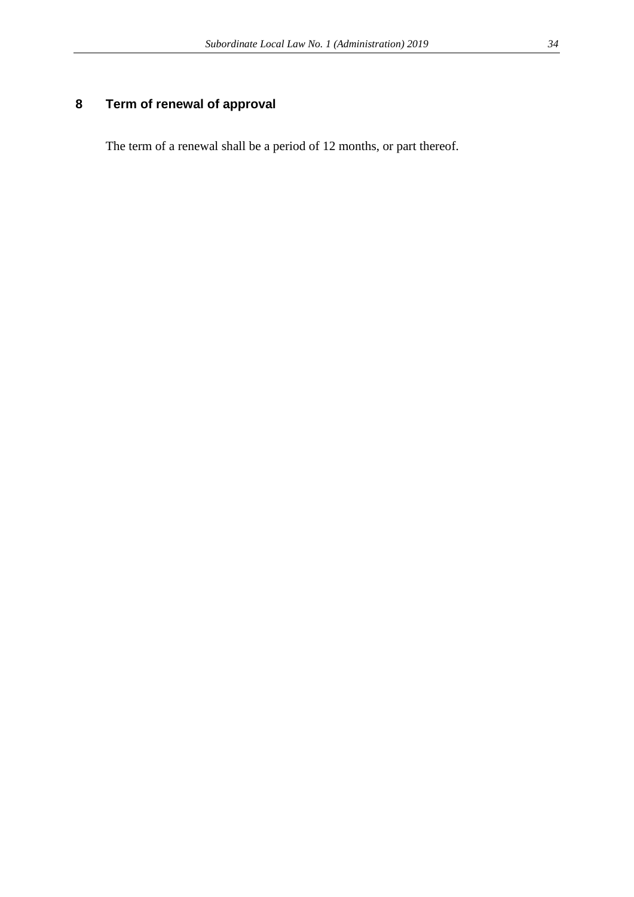## 8 Term of renewal of approval

The term of a renewal shall be a period of 12 months, or part thereof.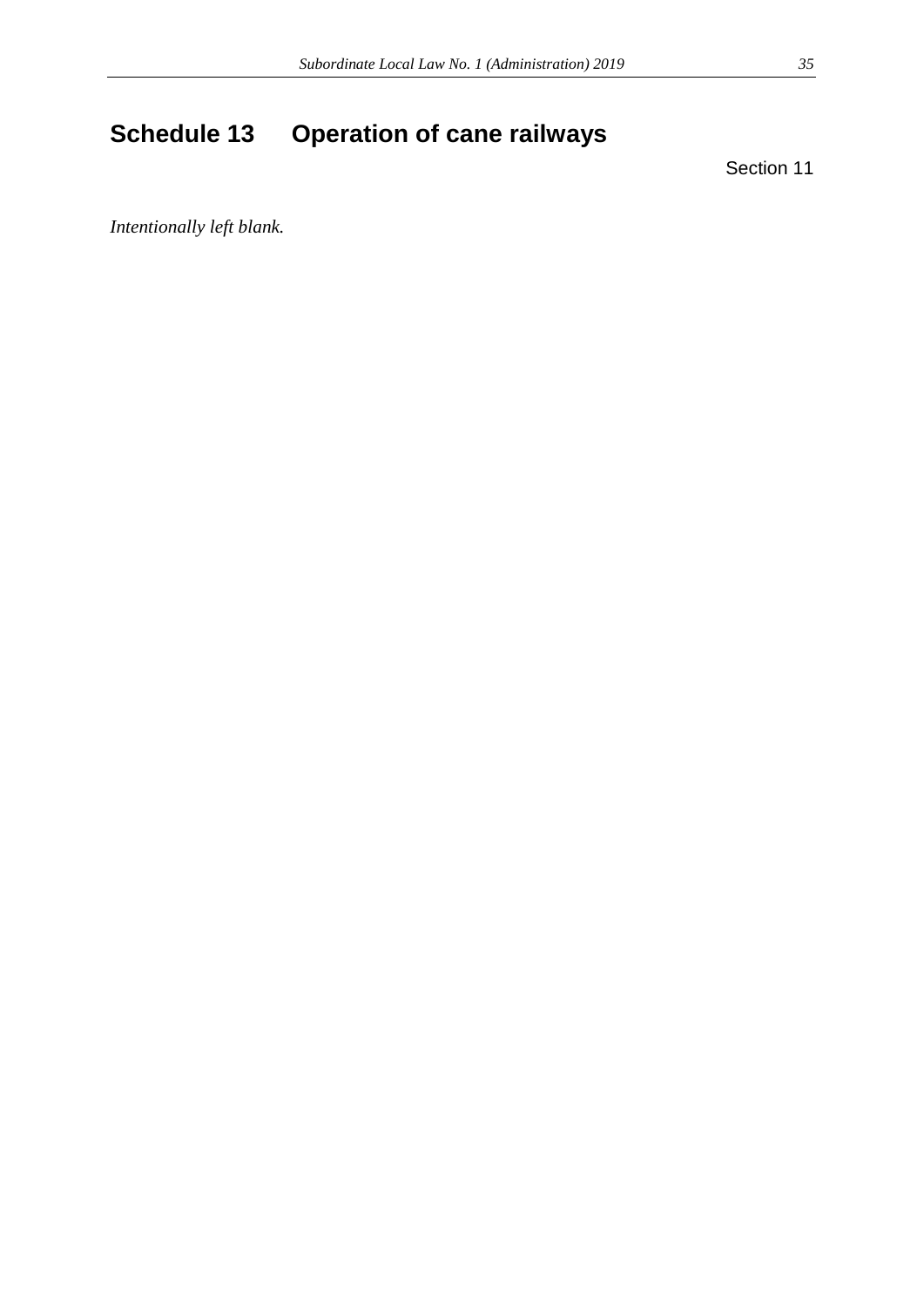# Schedule 13 Operation of cane railways

Section 11

*Intentionally left blank.*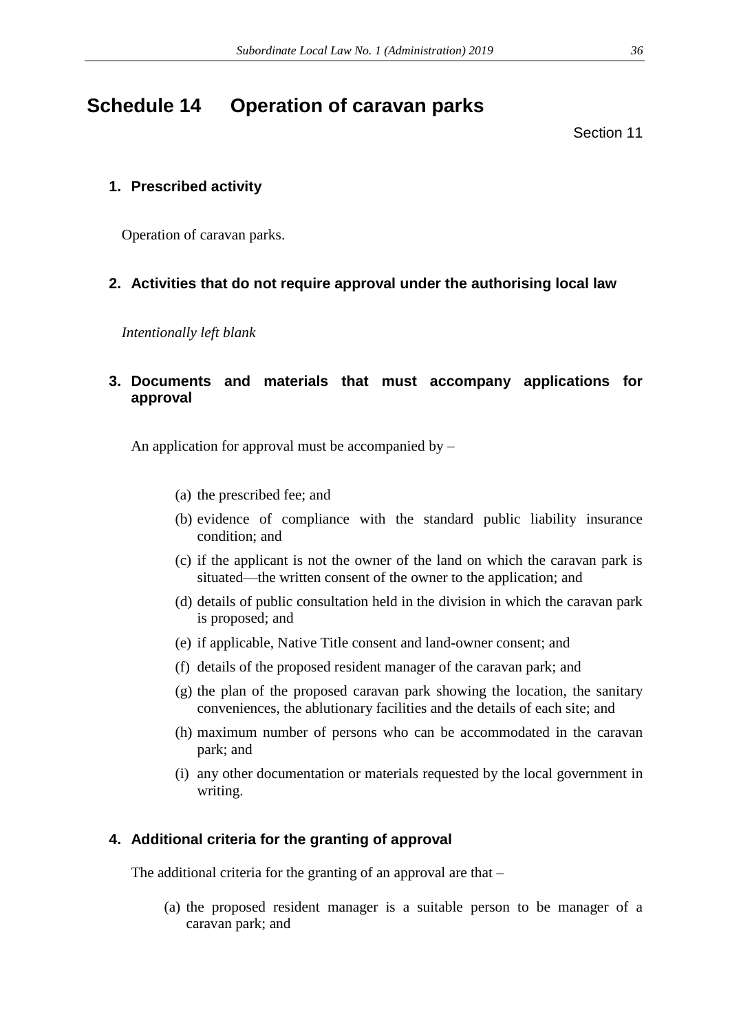# Schedule 14 Operation of caravan parks

Section 11

## 1. Prescribed activity

Operation of caravan parks.

## 2. Activities that do not require approval under the authorising local law

*Intentionally left blank*

## 3. Documents and materials that must accompany applications for approval

An application for approval must be accompanied by –

(a) the prescribed fee; and

(b) evidence of compliance with the standard public liability insurance condition; and

(c) if the applicant is not the owner of the land on which the caravan park is situated—the written consent of the owner to the application; and

(d) details of public consultation held in the division in which the caravan park is proposed; and

(e) if applicable, Native Title consent and land-owner consent; and

(f) details of the proposed resident manager of the caravan park; and

(g) the plan of the proposed caravan park showing the location, the sanitary conveniences, the ablutionary facilities and the details of each site; and

(h) maximum number of persons who can be accommodated in the caravan park; and

(i) any other documentation or materials requested by the local government in writing.

## 4. Additional criteria for the granting of approval

The additional criteria for the granting of an approval are that –

(a) the proposed resident manager is a suitable person to be manager of a caravan park; and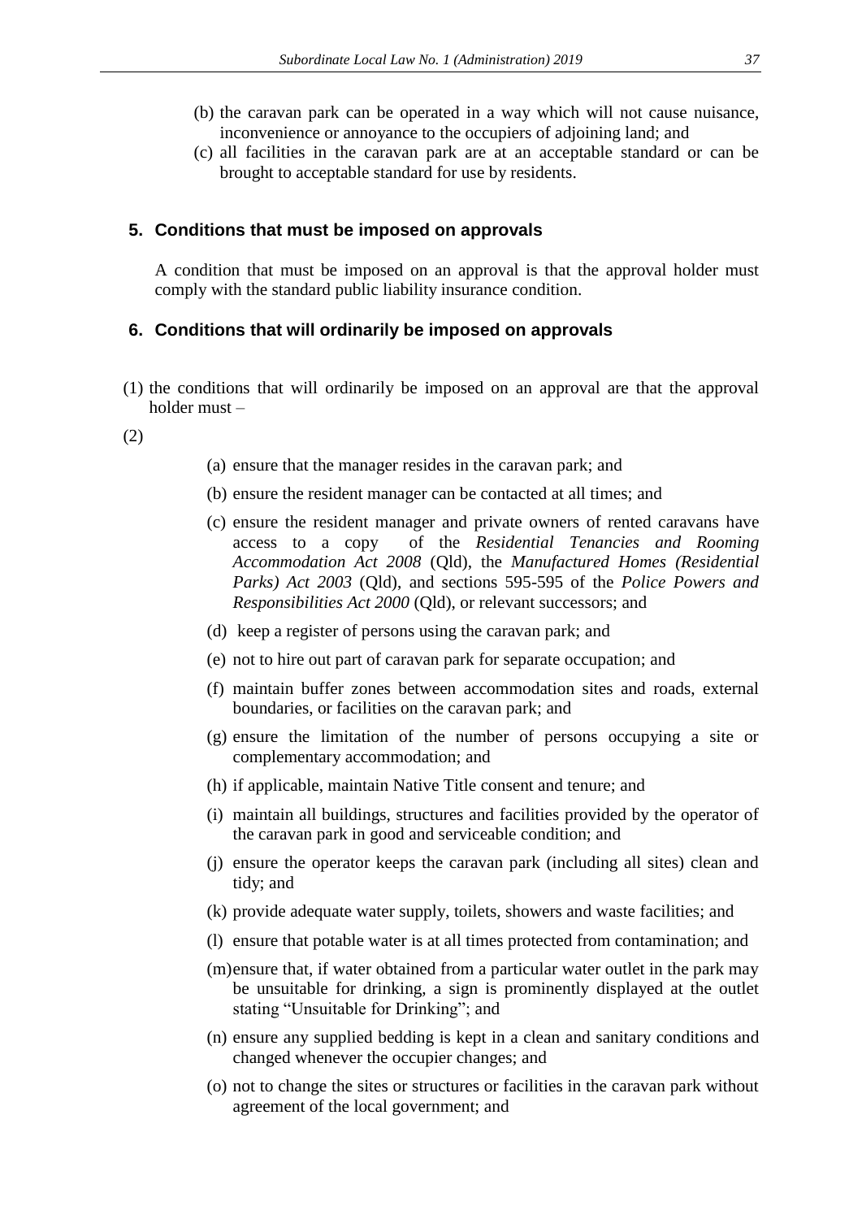(b) the caravan park can be operated in a way which will not cause nuisance, inconvenience or annoyance to the occupiers of adjoining land; and

(c) all facilities in the caravan park are at an acceptable standard or can be brought to acceptable standard for use by residents.

## 5. Conditions that must be imposed on approvals

A condition that must be imposed on an approval is that the approval holder must comply with the standard public liability insurance condition.

## 6. Conditions that will ordinarily be imposed on approvals

(1) the conditions that will ordinarily be imposed on an approval are that the approval holder must –

(2)

(a) ensure that the manager resides in the caravan park; and

(b) ensure the resident manager can be contacted at all times; and

(c) ensure the resident manager and private owners of rented caravans have access to a copy of the *Residential Tenancies and Rooming Accommodation Act 2008* (Qld), the *Manufactured Homes (Residential Parks) Act 2003* (Qld), and sections 595-595 of the *Police Powers and Responsibilities Act 2000* (Qld), or relevant successors; and

(d) keep a register of persons using the caravan park; and

(e) not to hire out part of caravan park for separate occupation; and

(f) maintain buffer zones between accommodation sites and roads, external boundaries, or facilities on the caravan park; and

(g) ensure the limitation of the number of persons occupying a site or complementary accommodation; and

(h) if applicable, maintain Native Title consent and tenure; and

(i) maintain all buildings, structures and facilities provided by the operator of the caravan park in good and serviceable condition; and

(j) ensure the operator keeps the caravan park (including all sites) clean and tidy; and

(k) provide adequate water supply, toilets, showers and waste facilities; and

(l) ensure that potable water is at all times protected from contamination; and

(m) ensure that, if water obtained from a particular water outlet in the park may be unsuitable for drinking, a sign is prominently displayed at the outlet stating "Unsuitable for Drinking"; and

(n) ensure any supplied bedding is kept in a clean and sanitary conditions and changed whenever the occupier changes; and

(o) not to change the sites or structures or facilities in the caravan park without agreement of the local government; and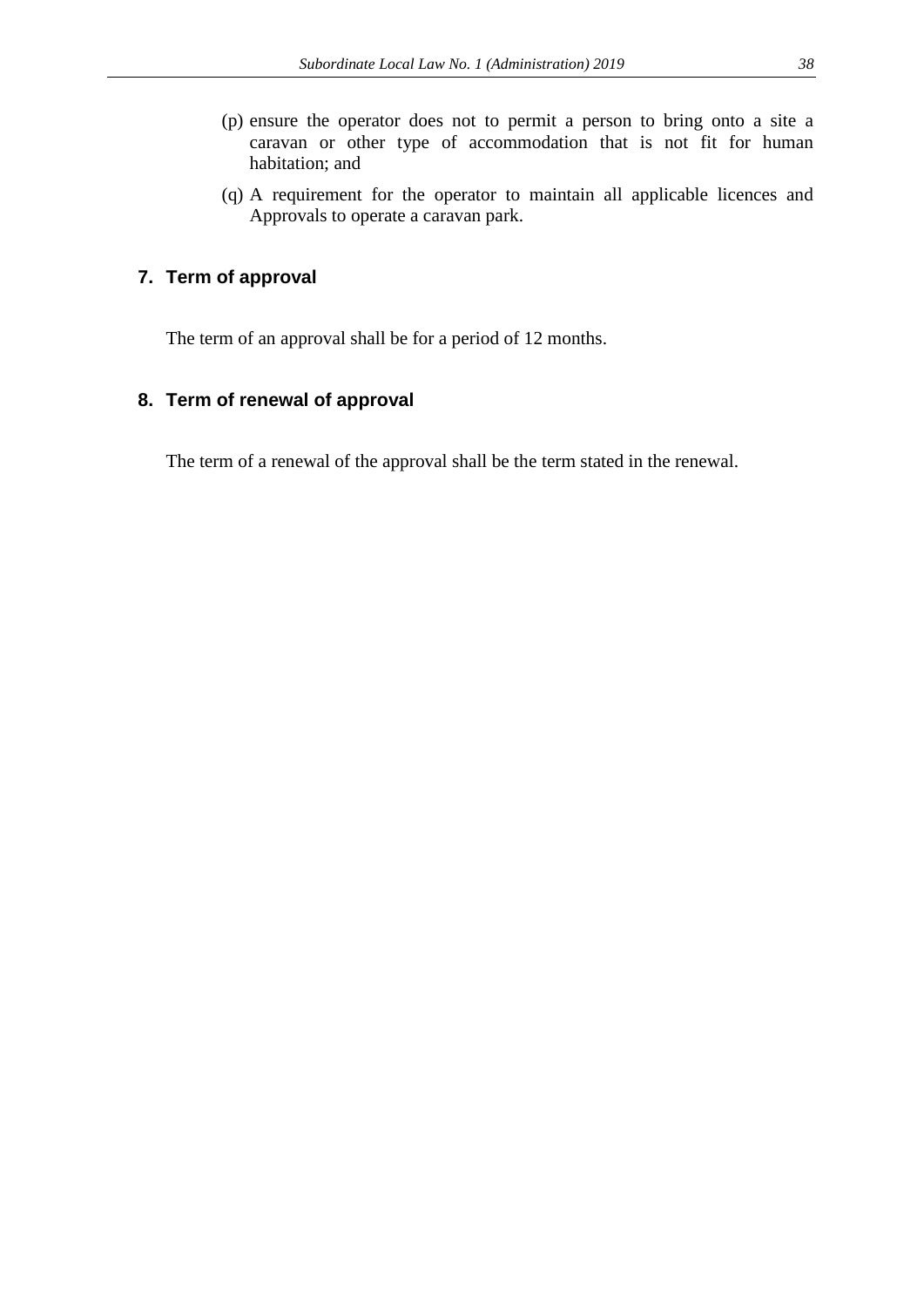(p) ensure the operator does not to permit a person to bring onto a site a caravan or other type of accommodation that is not fit for human habitation; and

(q) A requirement for the operator to maintain all applicable licences and Approvals to operate a caravan park.

## 7. Term of approval

The term of an approval shall be for a period of 12 months.

## 8. Term of renewal of approval

The term of a renewal of the approval shall be the term stated in the renewal.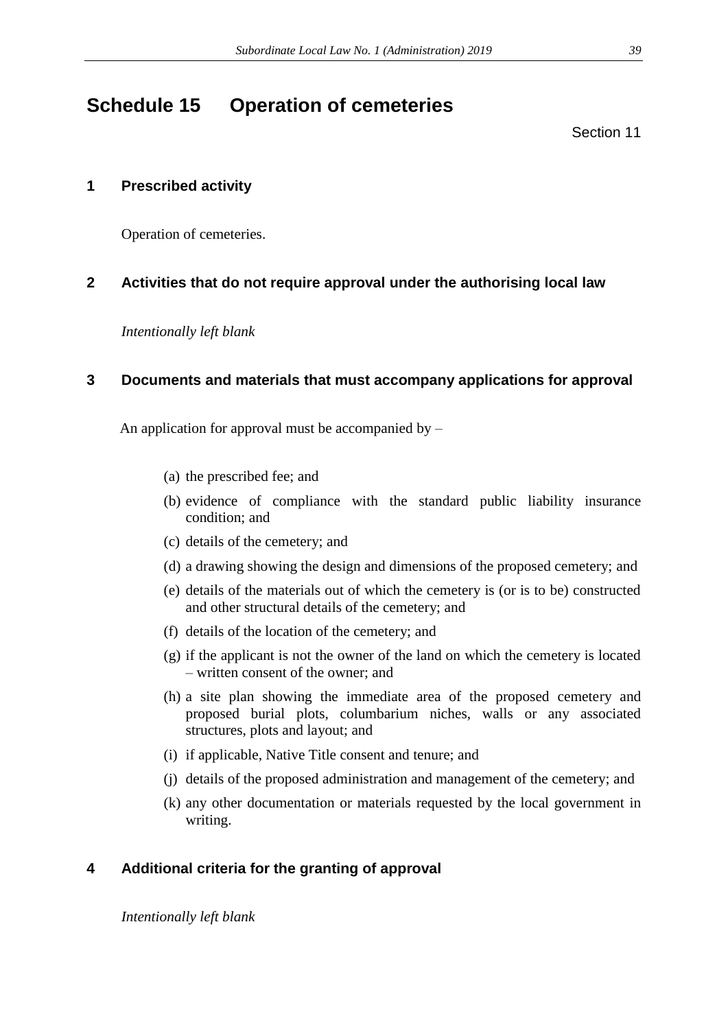# Schedule 15 Operation of cemeteries

Section 11

## 1 Prescribed activity

Operation of cemeteries.

## 2 Activities that do not require approval under the authorising local law

*Intentionally left blank*

## 3 Documents and materials that must accompany applications for approval

An application for approval must be accompanied by –

(a) the prescribed fee; and

(b) evidence of compliance with the standard public liability insurance condition; and

(c) details of the cemetery; and

(d) a drawing showing the design and dimensions of the proposed cemetery; and

(e) details of the materials out of which the cemetery is (or is to be) constructed and other structural details of the cemetery; and

(f) details of the location of the cemetery; and

(g) if the applicant is not the owner of the land on which the cemetery is located – written consent of the owner; and

(h) a site plan showing the immediate area of the proposed cemetery and proposed burial plots, columbarium niches, walls or any associated structures, plots and layout; and

(i) if applicable, Native Title consent and tenure; and

(j) details of the proposed administration and management of the cemetery; and

(k) any other documentation or materials requested by the local government in writing.

## 4 Additional criteria for the granting of approval

*Intentionally left blank*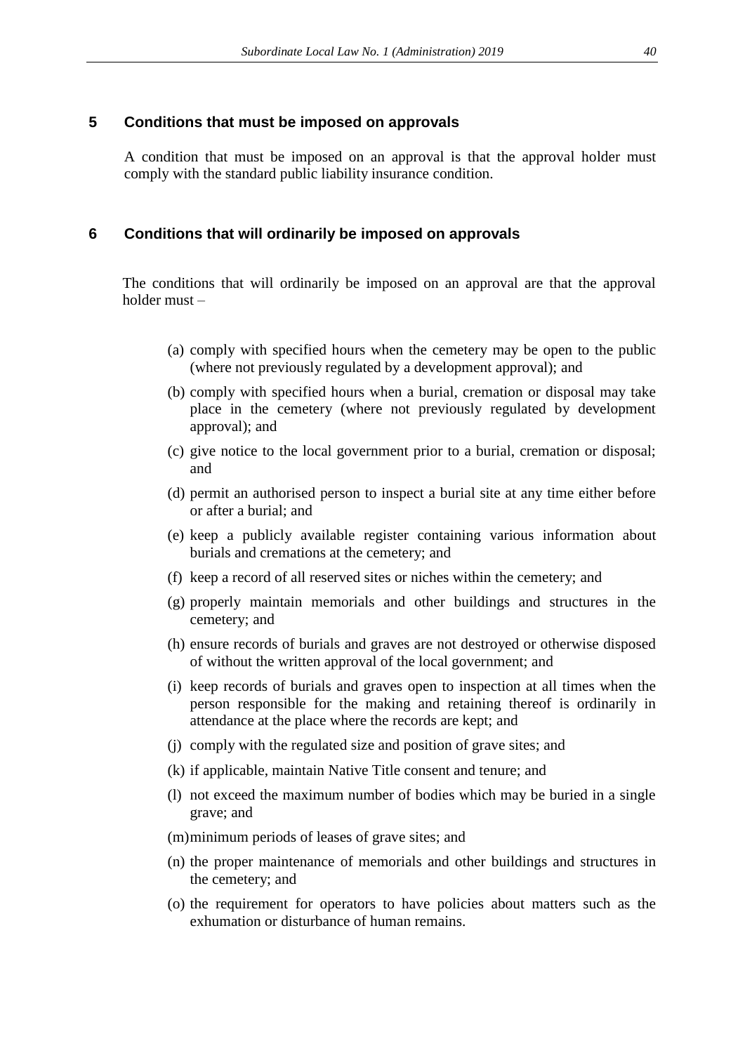## 5 Conditions that must be imposed on approvals

A condition that must be imposed on an approval is that the approval holder must comply with the standard public liability insurance condition.

## 6 Conditions that will ordinarily be imposed on approvals

The conditions that will ordinarily be imposed on an approval are that the approval holder must –

(a) comply with specified hours when the cemetery may be open to the public (where not previously regulated by a development approval); and

(b) comply with specified hours when a burial, cremation or disposal may take place in the cemetery (where not previously regulated by development approval); and

(c) give notice to the local government prior to a burial, cremation or disposal; and

(d) permit an authorised person to inspect a burial site at any time either before or after a burial; and

(e) keep a publicly available register containing various information about burials and cremations at the cemetery; and

(f) keep a record of all reserved sites or niches within the cemetery; and

(g) properly maintain memorials and other buildings and structures in the cemetery; and

(h) ensure records of burials and graves are not destroyed or otherwise disposed of without the written approval of the local government; and

(i) keep records of burials and graves open to inspection at all times when the person responsible for the making and retaining thereof is ordinarily in attendance at the place where the records are kept; and

(j) comply with the regulated size and position of grave sites; and

(k) if applicable, maintain Native Title consent and tenure; and

(l) not exceed the maximum number of bodies which may be buried in a single grave; and

(m) minimum periods of leases of grave sites; and

(n) the proper maintenance of memorials and other buildings and structures in the cemetery; and

(o) the requirement for operators to have policies about matters such as the exhumation or disturbance of human remains.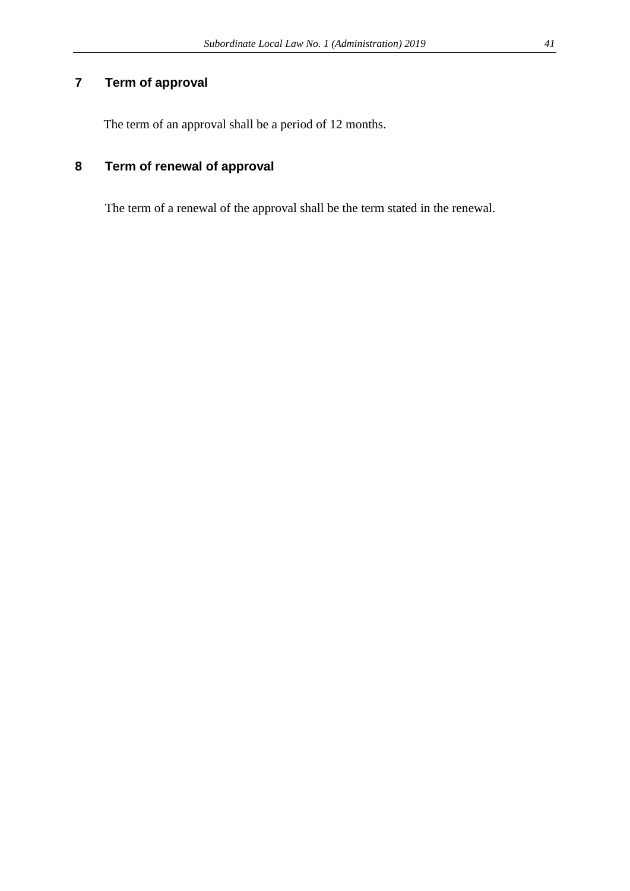## 7 Term of approval

The term of an approval shall be a period of 12 months.

## 8 Term of renewal of approval

The term of a renewal of the approval shall be the term stated in the renewal.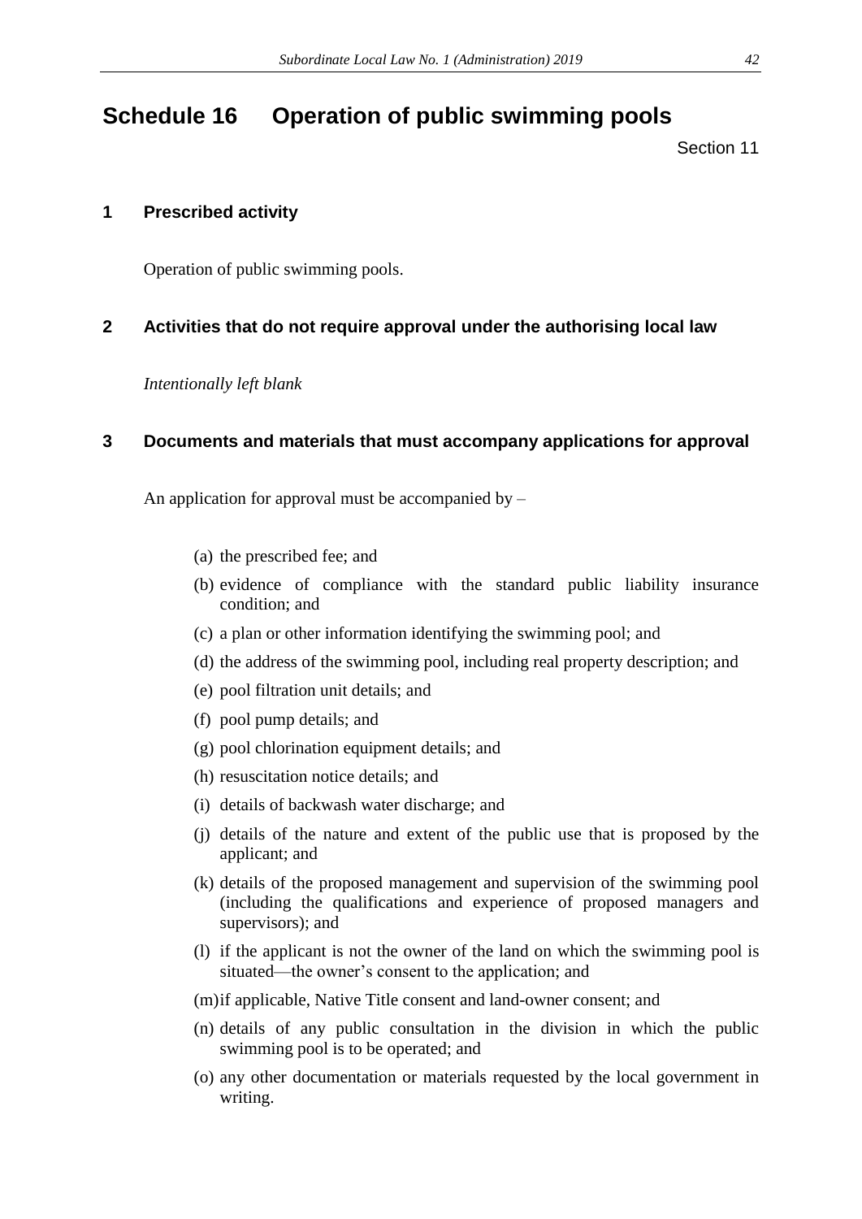# Schedule 16 Operation of public swimming pools

Section 11

## 1 Prescribed activity

Operation of public swimming pools.

## 2 Activities that do not require approval under the authorising local law

*Intentionally left blank*

## 3 Documents and materials that must accompany applications for approval

An application for approval must be accompanied by –

(a) the prescribed fee; and

(b) evidence of compliance with the standard public liability insurance condition; and

(c) a plan or other information identifying the swimming pool; and

(d) the address of the swimming pool, including real property description; and

(e) pool filtration unit details; and

(f) pool pump details; and

(g) pool chlorination equipment details; and

(h) resuscitation notice details; and

(i) details of backwash water discharge; and

(j) details of the nature and extent of the public use that is proposed by the applicant; and

(k) details of the proposed management and supervision of the swimming pool (including the qualifications and experience of proposed managers and supervisors); and

(l) if the applicant is not the owner of the land on which the swimming pool is situated—the owner's consent to the application; and

(m) if applicable, Native Title consent and land-owner consent; and

(n) details of any public consultation in the division in which the public swimming pool is to be operated; and

(o) any other documentation or materials requested by the local government in writing.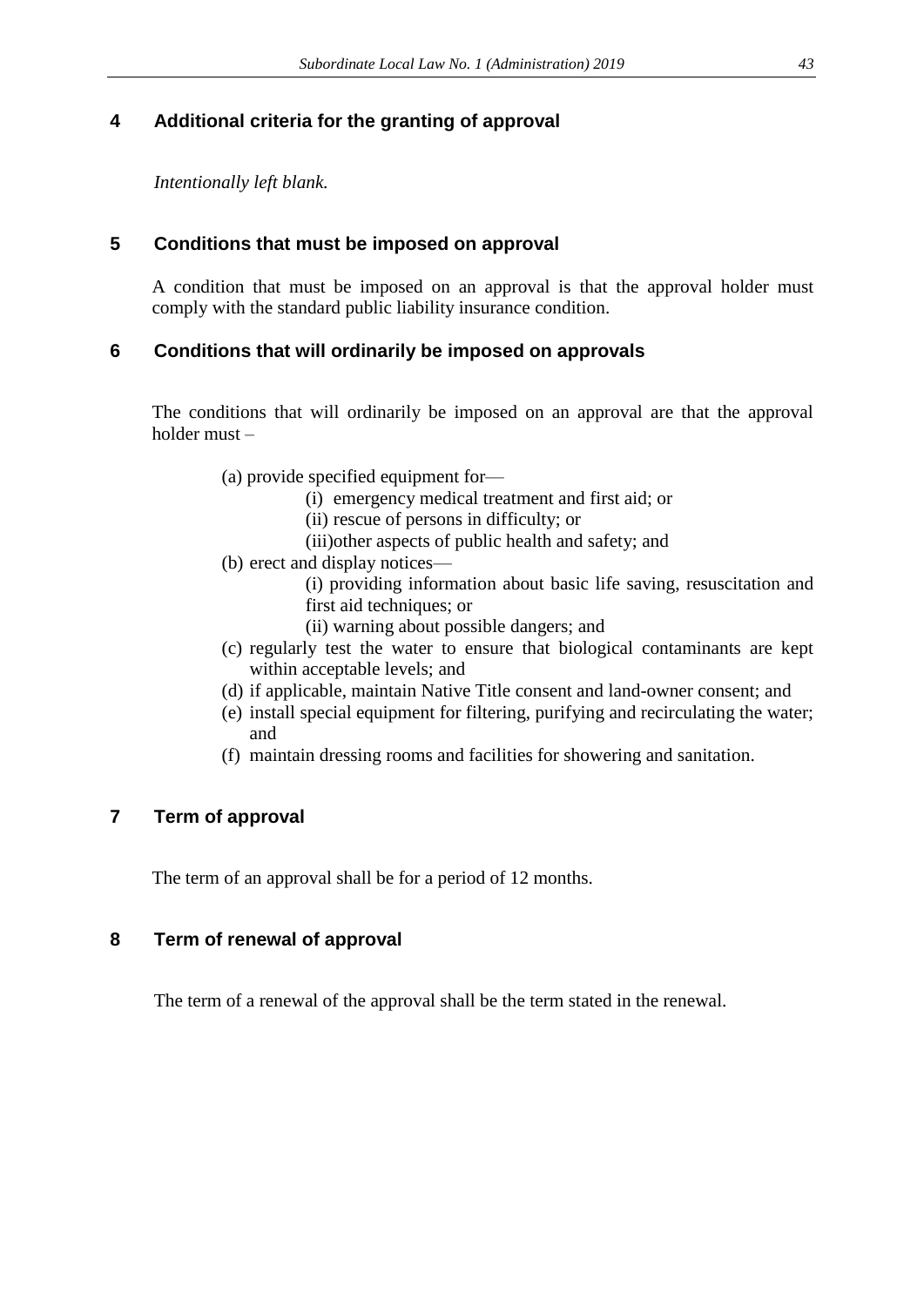## 4 Additional criteria for the granting of approval

*Intentionally left blank.*

## 5 Conditions that must be imposed on approval

A condition that must be imposed on an approval is that the approval holder must comply with the standard public liability insurance condition.

## 6 Conditions that will ordinarily be imposed on approvals

The conditions that will ordinarily be imposed on an approval are that the approval holder must –

- (a) provide specified equipment for—
  - (i) emergency medical treatment and first aid; or
  - (ii) rescue of persons in difficulty; or
  - (iii) other aspects of public health and safety; and
- (b) erect and display notices—
  - (i) providing information about basic life saving, resuscitation and first aid techniques; or
  - (ii) warning about possible dangers; and
- (c) regularly test the water to ensure that biological contaminants are kept within acceptable levels; and
- (d) if applicable, maintain Native Title consent and land-owner consent; and
- (e) install special equipment for filtering, purifying and recirculating the water; and
- (f) maintain dressing rooms and facilities for showering and sanitation.

## 7 Term of approval

The term of an approval shall be for a period of 12 months.

## 8 Term of renewal of approval

The term of a renewal of the approval shall be the term stated in the renewal.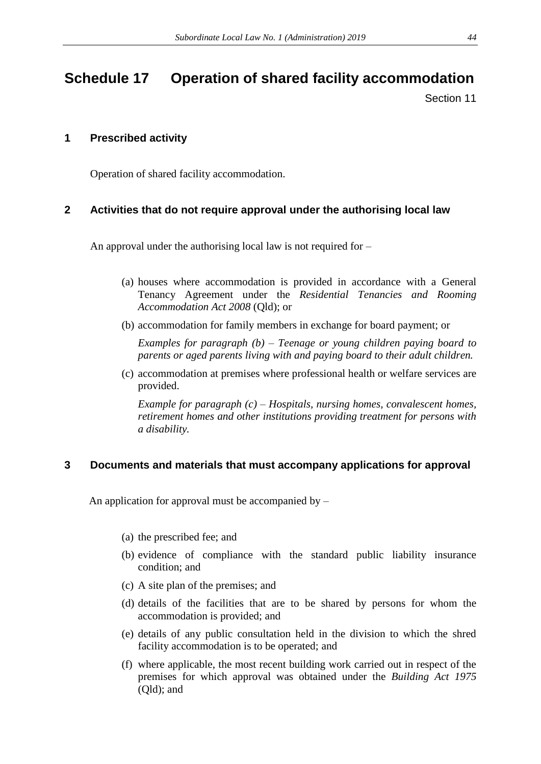# Schedule 17 Operation of shared facility accommodation

Section 11

## 1 Prescribed activity

Operation of shared facility accommodation.

## 2 Activities that do not require approval under the authorising local law

An approval under the authorising local law is not required for –

(a) houses where accommodation is provided in accordance with a General Tenancy Agreement under the *Residential Tenancies and Rooming Accommodation Act 2008* (Qld); or

(b) accommodation for family members in exchange for board payment; or

*Examples for paragraph (b) – Teenage or young children paying board to parents or aged parents living with and paying board to their adult children.*

(c) accommodation at premises where professional health or welfare services are provided.

*Example for paragraph (c) – Hospitals, nursing homes, convalescent homes, retirement homes and other institutions providing treatment for persons with a disability.*

## 3 Documents and materials that must accompany applications for approval

An application for approval must be accompanied by –

(a) the prescribed fee; and

(b) evidence of compliance with the standard public liability insurance condition; and

(c) A site plan of the premises; and

(d) details of the facilities that are to be shared by persons for whom the accommodation is provided; and

(e) details of any public consultation held in the division to which the shred facility accommodation is to be operated; and

(f) where applicable, the most recent building work carried out in respect of the premises for which approval was obtained under the *Building Act 1975* (Qld); and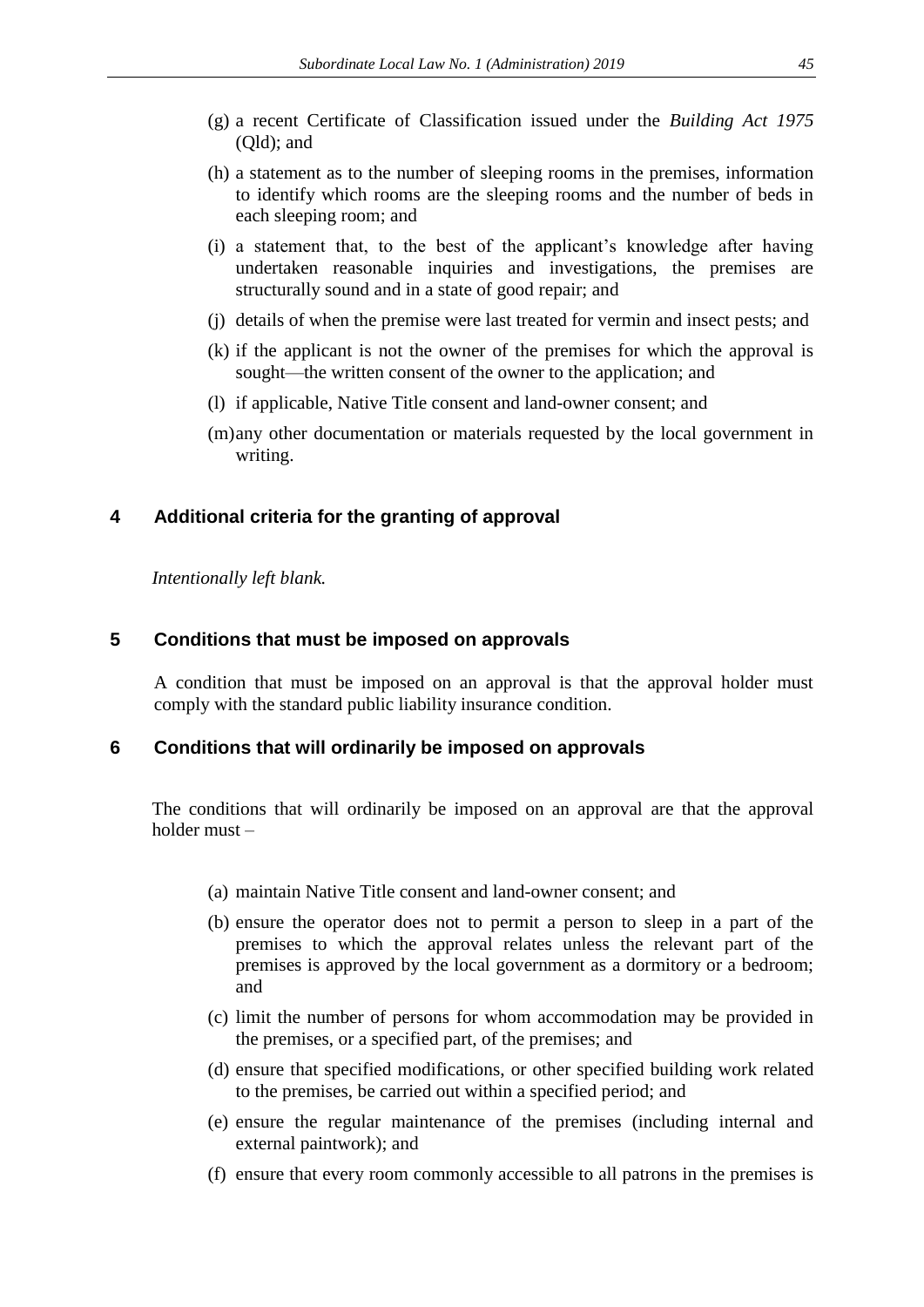(g) a recent Certificate of Classification issued under the *Building Act 1975* (Qld); and

(h) a statement as to the number of sleeping rooms in the premises, information to identify which rooms are the sleeping rooms and the number of beds in each sleeping room; and

(i) a statement that, to the best of the applicant's knowledge after having undertaken reasonable inquiries and investigations, the premises are structurally sound and in a state of good repair; and

(j) details of when the premise were last treated for vermin and insect pests; and

(k) if the applicant is not the owner of the premises for which the approval is sought—the written consent of the owner to the application; and

(l) if applicable, Native Title consent and land-owner consent; and

(m) any other documentation or materials requested by the local government in writing.

## 4 Additional criteria for the granting of approval

*Intentionally left blank.*

## 5 Conditions that must be imposed on approvals

A condition that must be imposed on an approval is that the approval holder must comply with the standard public liability insurance condition.

## 6 Conditions that will ordinarily be imposed on approvals

The conditions that will ordinarily be imposed on an approval are that the approval holder must –

(a) maintain Native Title consent and land-owner consent; and

(b) ensure the operator does not to permit a person to sleep in a part of the premises to which the approval relates unless the relevant part of the premises is approved by the local government as a dormitory or a bedroom; and

(c) limit the number of persons for whom accommodation may be provided in the premises, or a specified part, of the premises; and

(d) ensure that specified modifications, or other specified building work related to the premises, be carried out within a specified period; and

(e) ensure the regular maintenance of the premises (including internal and external paintwork); and

(f) ensure that every room commonly accessible to all patrons in the premises is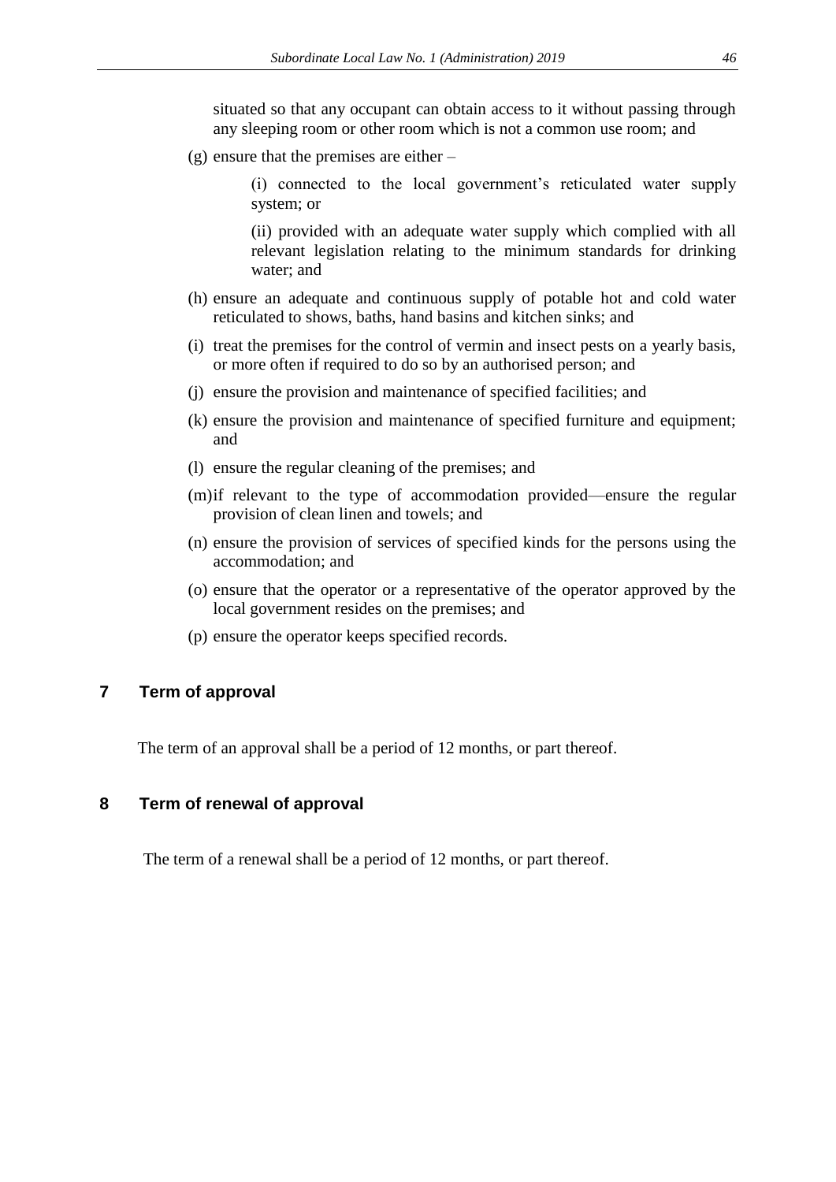situated so that any occupant can obtain access to it without passing through any sleeping room or other room which is not a common use room; and

(g) ensure that the premises are either –

(i) connected to the local government's reticulated water supply system; or

(ii) provided with an adequate water supply which complied with all relevant legislation relating to the minimum standards for drinking water; and

(h) ensure an adequate and continuous supply of potable hot and cold water reticulated to shows, baths, hand basins and kitchen sinks; and

(i) treat the premises for the control of vermin and insect pests on a yearly basis, or more often if required to do so by an authorised person; and

(j) ensure the provision and maintenance of specified facilities; and

(k) ensure the provision and maintenance of specified furniture and equipment; and

(l) ensure the regular cleaning of the premises; and

(m) if relevant to the type of accommodation provided—ensure the regular provision of clean linen and towels; and

(n) ensure the provision of services of specified kinds for the persons using the accommodation; and

(o) ensure that the operator or a representative of the operator approved by the local government resides on the premises; and

(p) ensure the operator keeps specified records.

## 7 Term of approval

The term of an approval shall be a period of 12 months, or part thereof.

## 8 Term of renewal of approval

The term of a renewal shall be a period of 12 months, or part thereof.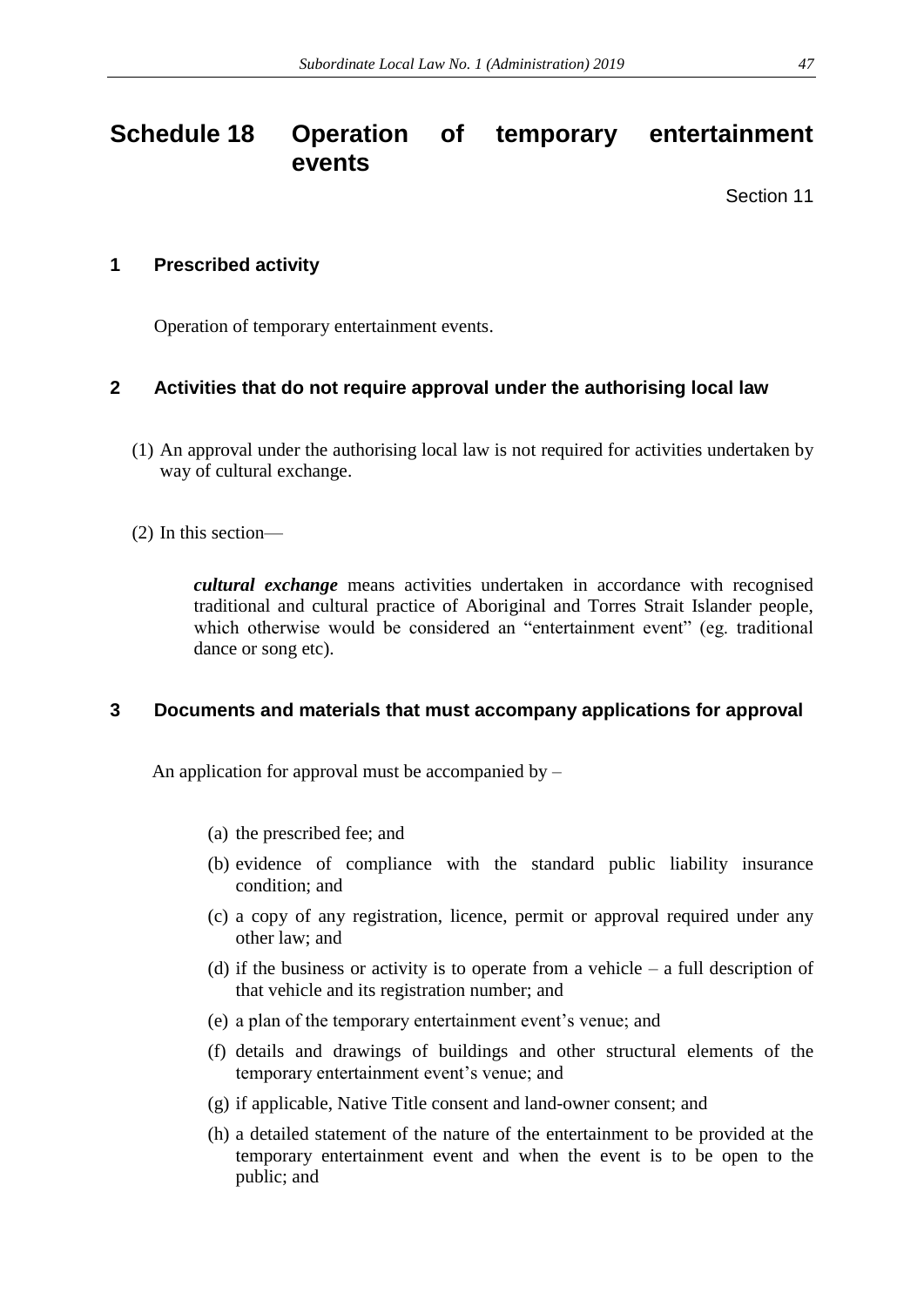# Schedule 18 Operation of temporary entertainment events

Section 11

## 1 Prescribed activity

Operation of temporary entertainment events.

## 2 Activities that do not require approval under the authorising local law

(1) An approval under the authorising local law is not required for activities undertaken by way of cultural exchange.

(2) In this section—

> ***cultural exchange*** means activities undertaken in accordance with recognised traditional and cultural practice of Aboriginal and Torres Strait Islander people, which otherwise would be considered an "entertainment event" (eg. traditional dance or song etc).

## 3 Documents and materials that must accompany applications for approval

An application for approval must be accompanied by –

(a) the prescribed fee; and

(b) evidence of compliance with the standard public liability insurance condition; and

(c) a copy of any registration, licence, permit or approval required under any other law; and

(d) if the business or activity is to operate from a vehicle – a full description of that vehicle and its registration number; and

(e) a plan of the temporary entertainment event's venue; and

(f) details and drawings of buildings and other structural elements of the temporary entertainment event's venue; and

(g) if applicable, Native Title consent and land-owner consent; and

(h) a detailed statement of the nature of the entertainment to be provided at the temporary entertainment event and when the event is to be open to the public; and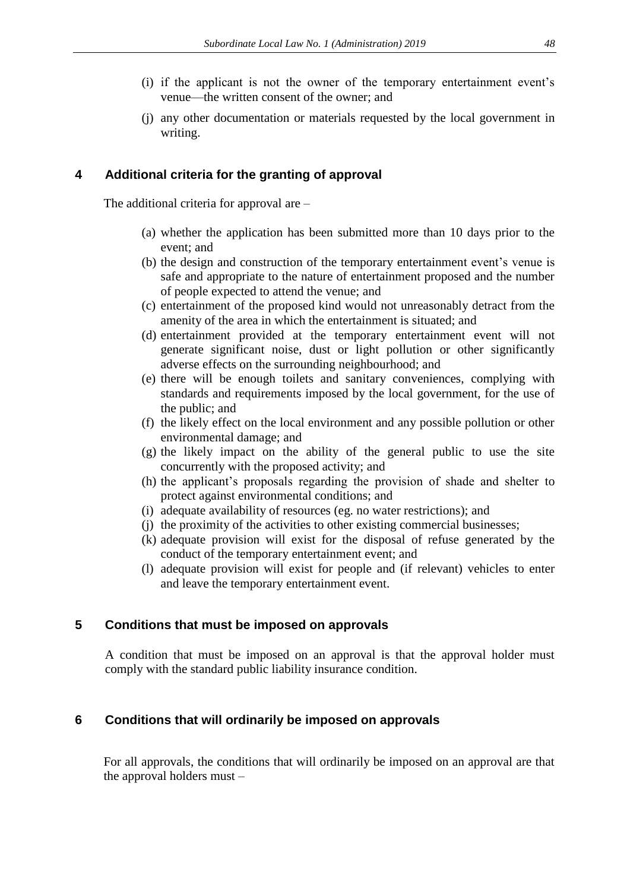(i) if the applicant is not the owner of the temporary entertainment event's venue—the written consent of the owner; and

(j) any other documentation or materials requested by the local government in writing.

## 4 Additional criteria for the granting of approval

The additional criteria for approval are –

(a) whether the application has been submitted more than 10 days prior to the event; and

(b) the design and construction of the temporary entertainment event's venue is safe and appropriate to the nature of entertainment proposed and the number of people expected to attend the venue; and

(c) entertainment of the proposed kind would not unreasonably detract from the amenity of the area in which the entertainment is situated; and

(d) entertainment provided at the temporary entertainment event will not generate significant noise, dust or light pollution or other significantly adverse effects on the surrounding neighbourhood; and

(e) there will be enough toilets and sanitary conveniences, complying with standards and requirements imposed by the local government, for the use of the public; and

(f) the likely effect on the local environment and any possible pollution or other environmental damage; and

(g) the likely impact on the ability of the general public to use the site concurrently with the proposed activity; and

(h) the applicant's proposals regarding the provision of shade and shelter to protect against environmental conditions; and

(i) adequate availability of resources (eg. no water restrictions); and

(j) the proximity of the activities to other existing commercial businesses;

(k) adequate provision will exist for the disposal of refuse generated by the conduct of the temporary entertainment event; and

(l) adequate provision will exist for people and (if relevant) vehicles to enter and leave the temporary entertainment event.

## 5 Conditions that must be imposed on approvals

A condition that must be imposed on an approval is that the approval holder must comply with the standard public liability insurance condition.

## 6 Conditions that will ordinarily be imposed on approvals

For all approvals, the conditions that will ordinarily be imposed on an approval are that the approval holders must –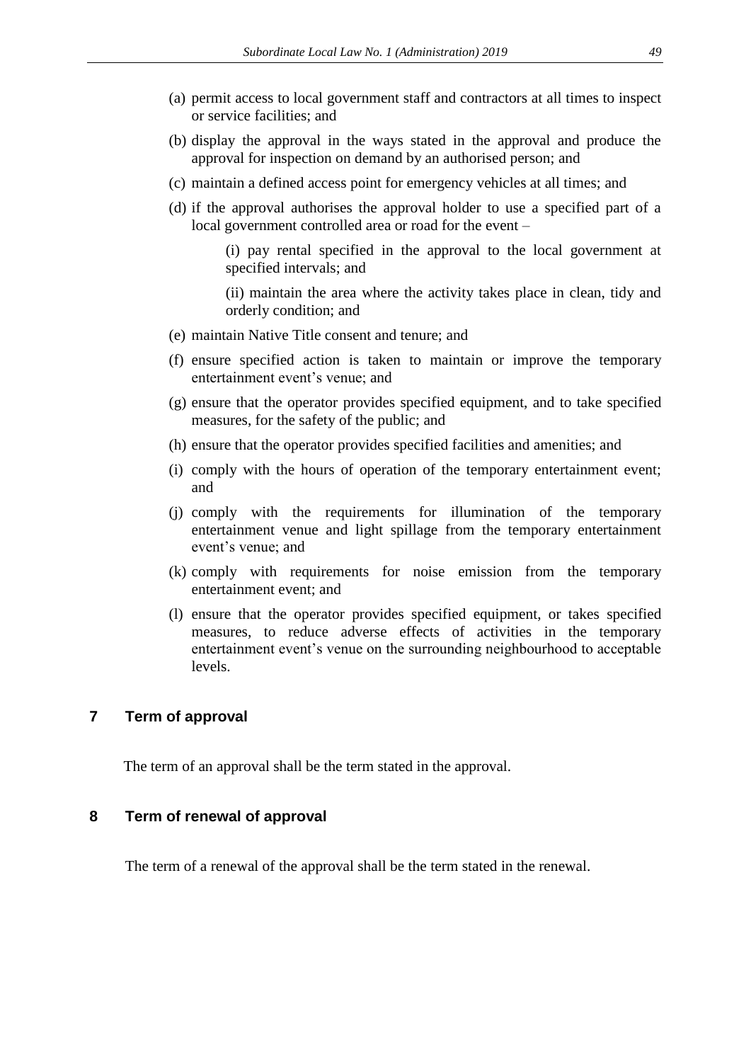(a) permit access to local government staff and contractors at all times to inspect or service facilities; and

(b) display the approval in the ways stated in the approval and produce the approval for inspection on demand by an authorised person; and

(c) maintain a defined access point for emergency vehicles at all times; and

(d) if the approval authorises the approval holder to use a specified part of a local government controlled area or road for the event –

> (i) pay rental specified in the approval to the local government at specified intervals; and
>
> (ii) maintain the area where the activity takes place in clean, tidy and orderly condition; and

(e) maintain Native Title consent and tenure; and

(f) ensure specified action is taken to maintain or improve the temporary entertainment event's venue; and

(g) ensure that the operator provides specified equipment, and to take specified measures, for the safety of the public; and

(h) ensure that the operator provides specified facilities and amenities; and

(i) comply with the hours of operation of the temporary entertainment event; and

(j) comply with the requirements for illumination of the temporary entertainment venue and light spillage from the temporary entertainment event's venue; and

(k) comply with requirements for noise emission from the temporary entertainment event; and

(l) ensure that the operator provides specified equipment, or takes specified measures, to reduce adverse effects of activities in the temporary entertainment event's venue on the surrounding neighbourhood to acceptable levels.

## 7 Term of approval

The term of an approval shall be the term stated in the approval.

## 8 Term of renewal of approval

The term of a renewal of the approval shall be the term stated in the renewal.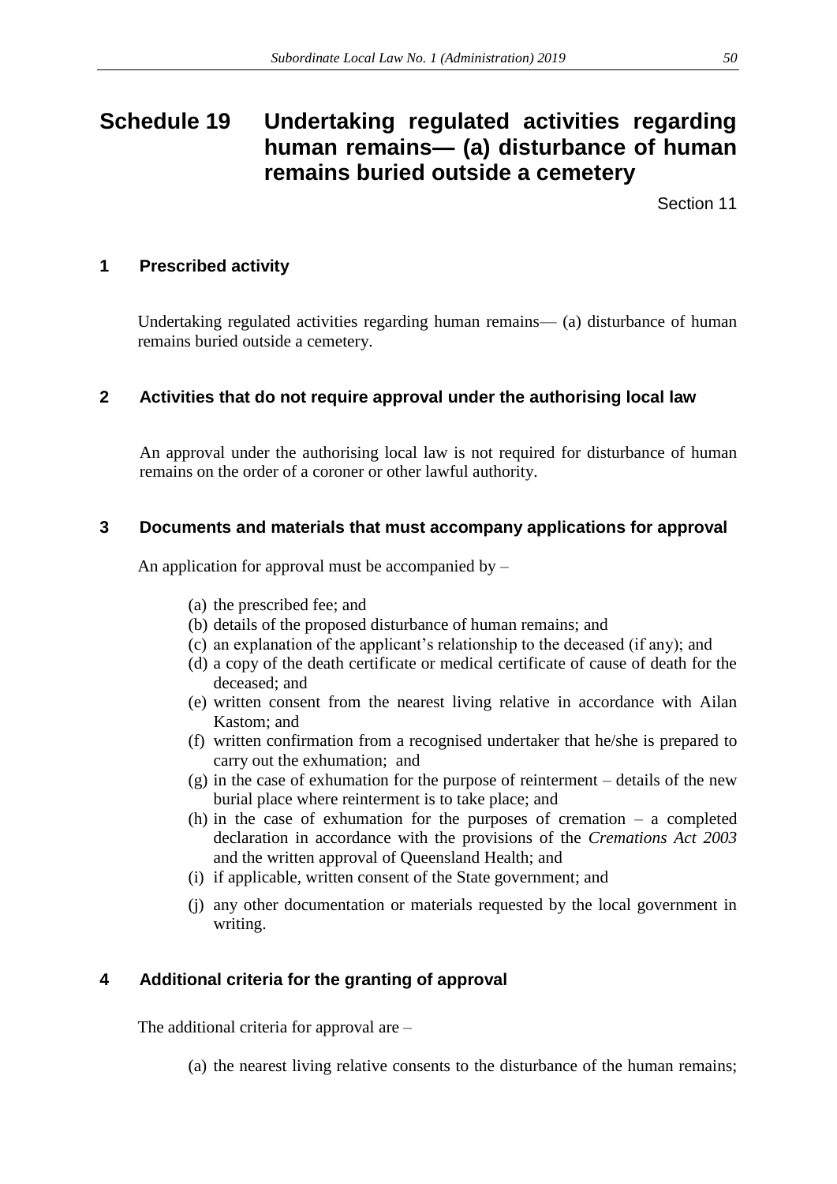# Schedule 19 Undertaking regulated activities regarding human remains— (a) disturbance of human remains buried outside a cemetery

Section 11

## 1 Prescribed activity

Undertaking regulated activities regarding human remains— (a) disturbance of human remains buried outside a cemetery.

## 2 Activities that do not require approval under the authorising local law

An approval under the authorising local law is not required for disturbance of human remains on the order of a coroner or other lawful authority.

## 3 Documents and materials that must accompany applications for approval

An application for approval must be accompanied by –

(a) the prescribed fee; and
(b) details of the proposed disturbance of human remains; and
(c) an explanation of the applicant's relationship to the deceased (if any); and
(d) a copy of the death certificate or medical certificate of cause of death for the deceased; and
(e) written consent from the nearest living relative in accordance with Ailan Kastom; and
(f) written confirmation from a recognised undertaker that he/she is prepared to carry out the exhumation; and
(g) in the case of exhumation for the purpose of reinterment – details of the new burial place where reinterment is to take place; and
(h) in the case of exhumation for the purposes of cremation – a completed declaration in accordance with the provisions of the *Cremations Act 2003* and the written approval of Queensland Health; and
(i) if applicable, written consent of the State government; and
(j) any other documentation or materials requested by the local government in writing.

## 4 Additional criteria for the granting of approval

The additional criteria for approval are –

(a) the nearest living relative consents to the disturbance of the human remains;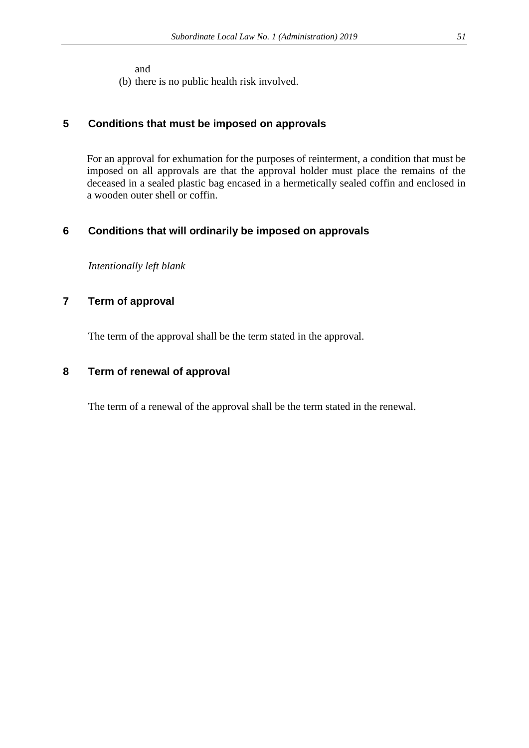and

(b) there is no public health risk involved.

## 5 Conditions that must be imposed on approvals

For an approval for exhumation for the purposes of reinterment, a condition that must be imposed on all approvals are that the approval holder must place the remains of the deceased in a sealed plastic bag encased in a hermetically sealed coffin and enclosed in a wooden outer shell or coffin.

## 6 Conditions that will ordinarily be imposed on approvals

*Intentionally left blank*

## 7 Term of approval

The term of the approval shall be the term stated in the approval.

## 8 Term of renewal of approval

The term of a renewal of the approval shall be the term stated in the renewal.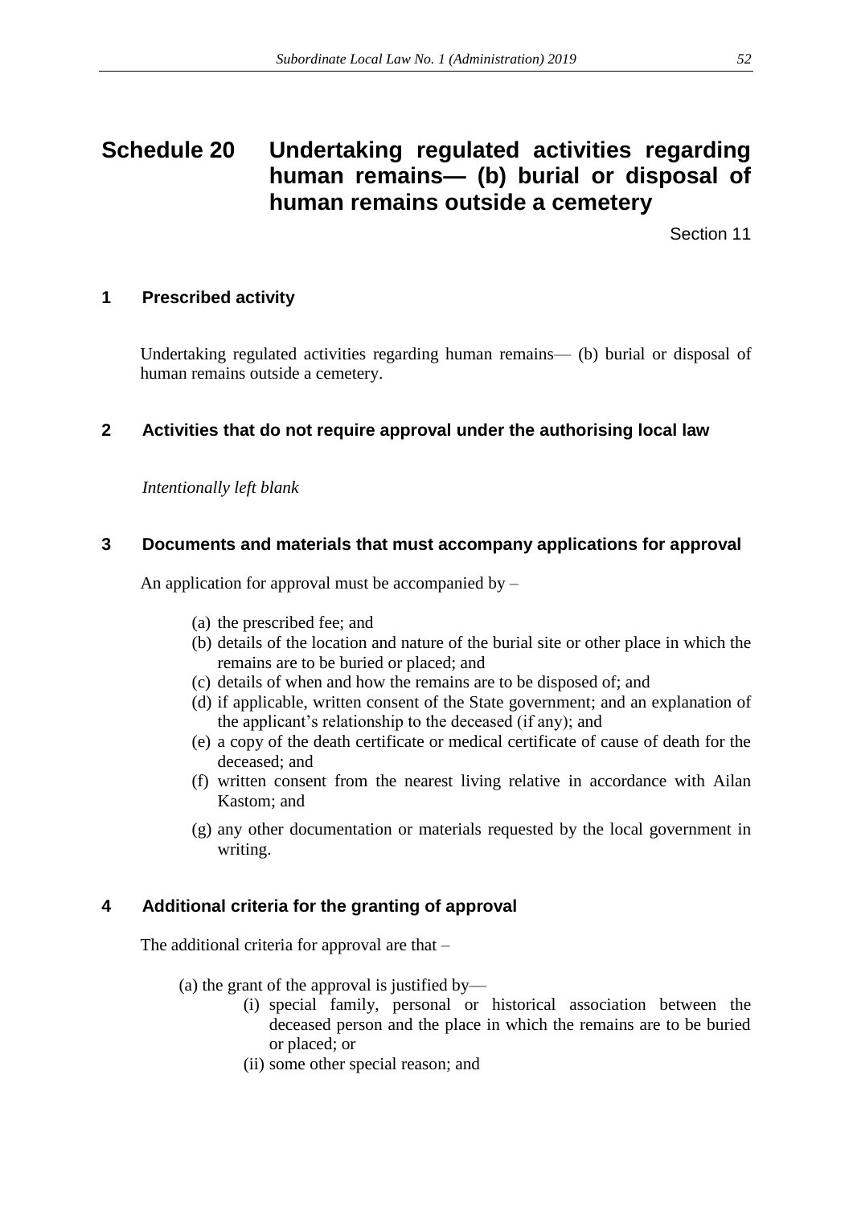# Schedule 20 Undertaking regulated activities regarding human remains— (b) burial or disposal of human remains outside a cemetery

Section 11

## 1 Prescribed activity

Undertaking regulated activities regarding human remains— (b) burial or disposal of human remains outside a cemetery.

## 2 Activities that do not require approval under the authorising local law

*Intentionally left blank*

## 3 Documents and materials that must accompany applications for approval

An application for approval must be accompanied by –

(a) the prescribed fee; and

(b) details of the location and nature of the burial site or other place in which the remains are to be buried or placed; and

(c) details of when and how the remains are to be disposed of; and

(d) if applicable, written consent of the State government; and an explanation of the applicant's relationship to the deceased (if any); and

(e) a copy of the death certificate or medical certificate of cause of death for the deceased; and

(f) written consent from the nearest living relative in accordance with Ailan Kastom; and

(g) any other documentation or materials requested by the local government in writing.

## 4 Additional criteria for the granting of approval

The additional criteria for approval are that –

(a) the grant of the approval is justified by—

(i) special family, personal or historical association between the deceased person and the place in which the remains are to be buried or placed; or

(ii) some other special reason; and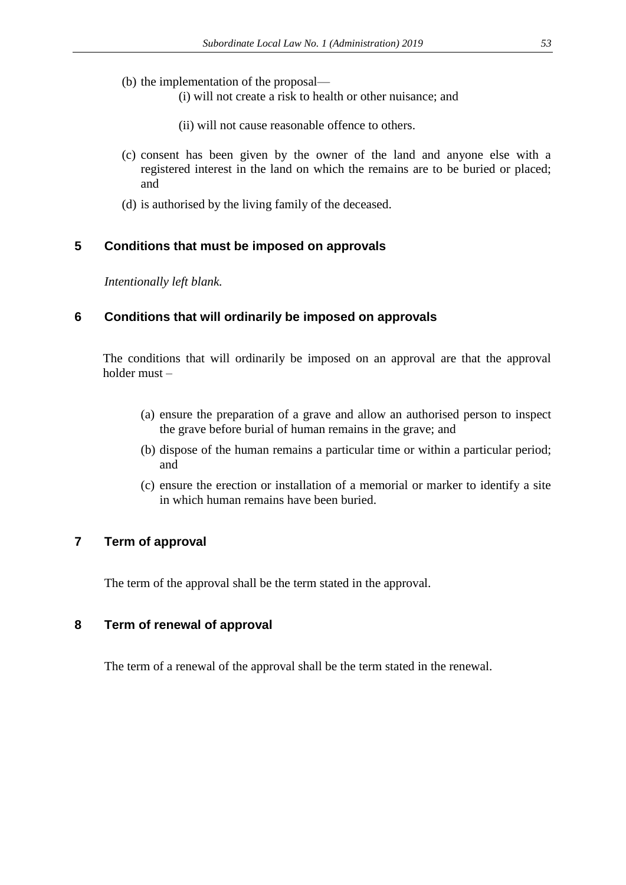(b) the implementation of the proposal—
   (i) will not create a risk to health or other nuisance; and

   (ii) will not cause reasonable offence to others.

(c) consent has been given by the owner of the land and anyone else with a registered interest in the land on which the remains are to be buried or placed; and

(d) is authorised by the living family of the deceased.

## 5 Conditions that must be imposed on approvals

*Intentionally left blank.*

## 6 Conditions that will ordinarily be imposed on approvals

The conditions that will ordinarily be imposed on an approval are that the approval holder must –

(a) ensure the preparation of a grave and allow an authorised person to inspect the grave before burial of human remains in the grave; and

(b) dispose of the human remains a particular time or within a particular period; and

(c) ensure the erection or installation of a memorial or marker to identify a site in which human remains have been buried.

## 7 Term of approval

The term of the approval shall be the term stated in the approval.

## 8 Term of renewal of approval

The term of a renewal of the approval shall be the term stated in the renewal.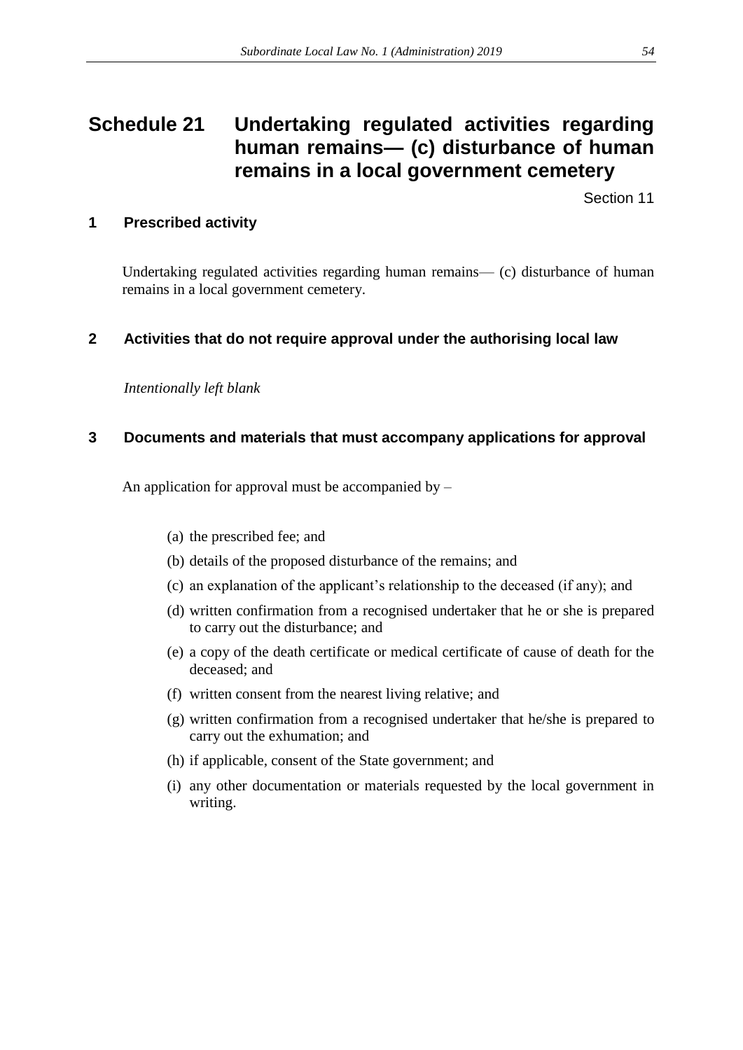# Schedule 21 Undertaking regulated activities regarding human remains— (c) disturbance of human remains in a local government cemetery

Section 11

## 1 Prescribed activity

Undertaking regulated activities regarding human remains— (c) disturbance of human remains in a local government cemetery.

## 2 Activities that do not require approval under the authorising local law

*Intentionally left blank*

## 3 Documents and materials that must accompany applications for approval

An application for approval must be accompanied by –

(a) the prescribed fee; and

(b) details of the proposed disturbance of the remains; and

(c) an explanation of the applicant's relationship to the deceased (if any); and

(d) written confirmation from a recognised undertaker that he or she is prepared to carry out the disturbance; and

(e) a copy of the death certificate or medical certificate of cause of death for the deceased; and

(f) written consent from the nearest living relative; and

(g) written confirmation from a recognised undertaker that he/she is prepared to carry out the exhumation; and

(h) if applicable, consent of the State government; and

(i) any other documentation or materials requested by the local government in writing.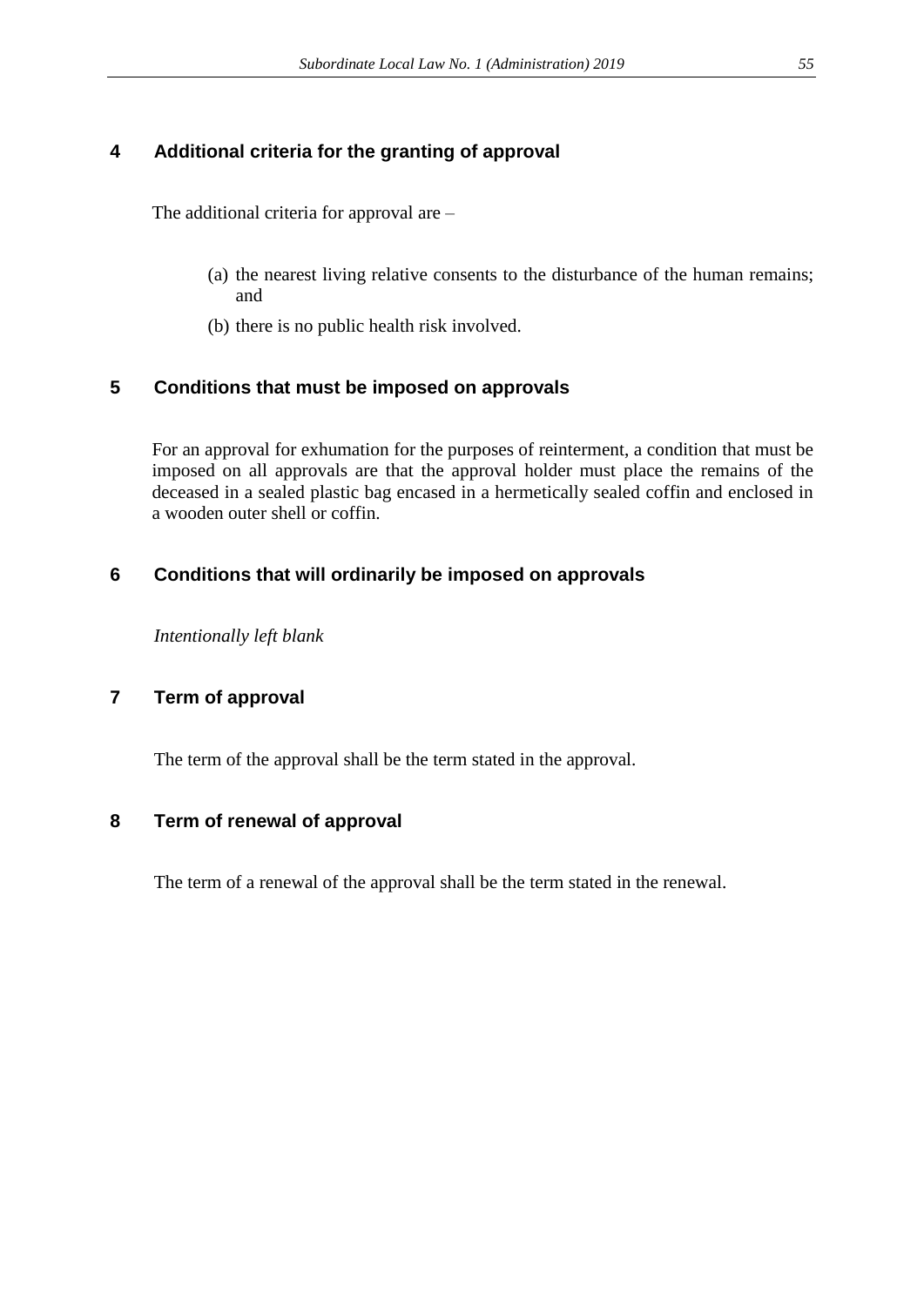## 4 Additional criteria for the granting of approval

The additional criteria for approval are –

(a) the nearest living relative consents to the disturbance of the human remains; and

(b) there is no public health risk involved.

## 5 Conditions that must be imposed on approvals

For an approval for exhumation for the purposes of reinterment, a condition that must be imposed on all approvals are that the approval holder must place the remains of the deceased in a sealed plastic bag encased in a hermetically sealed coffin and enclosed in a wooden outer shell or coffin.

## 6 Conditions that will ordinarily be imposed on approvals

*Intentionally left blank*

## 7 Term of approval

The term of the approval shall be the term stated in the approval.

## 8 Term of renewal of approval

The term of a renewal of the approval shall be the term stated in the renewal.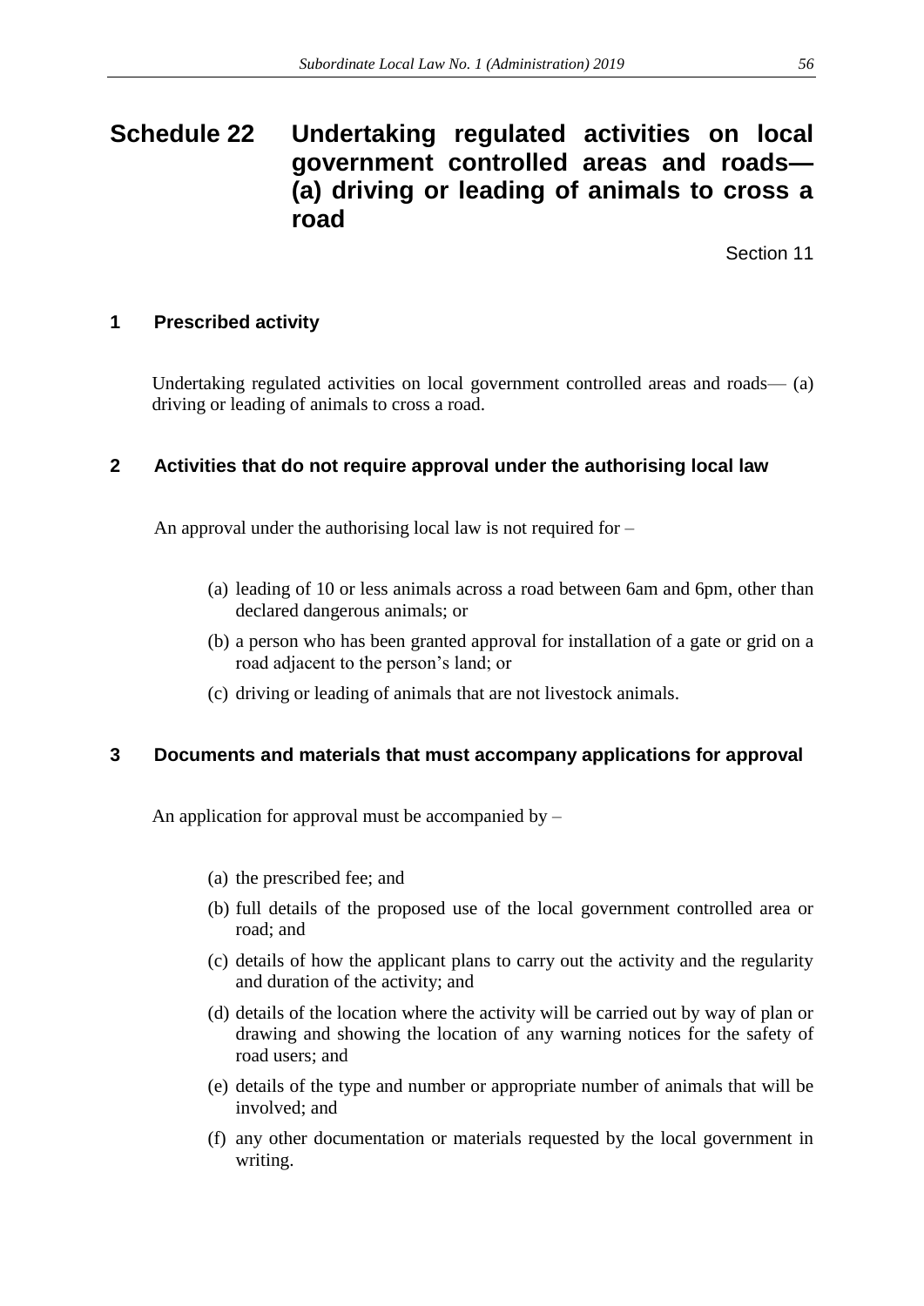# Schedule 22 Undertaking regulated activities on local government controlled areas and roads— (a) driving or leading of animals to cross a road

Section 11

## 1 Prescribed activity

Undertaking regulated activities on local government controlled areas and roads— (a) driving or leading of animals to cross a road.

## 2 Activities that do not require approval under the authorising local law

An approval under the authorising local law is not required for –

(a) leading of 10 or less animals across a road between 6am and 6pm, other than declared dangerous animals; or

(b) a person who has been granted approval for installation of a gate or grid on a road adjacent to the person's land; or

(c) driving or leading of animals that are not livestock animals.

## 3 Documents and materials that must accompany applications for approval

An application for approval must be accompanied by –

(a) the prescribed fee; and

(b) full details of the proposed use of the local government controlled area or road; and

(c) details of how the applicant plans to carry out the activity and the regularity and duration of the activity; and

(d) details of the location where the activity will be carried out by way of plan or drawing and showing the location of any warning notices for the safety of road users; and

(e) details of the type and number or appropriate number of animals that will be involved; and

(f) any other documentation or materials requested by the local government in writing.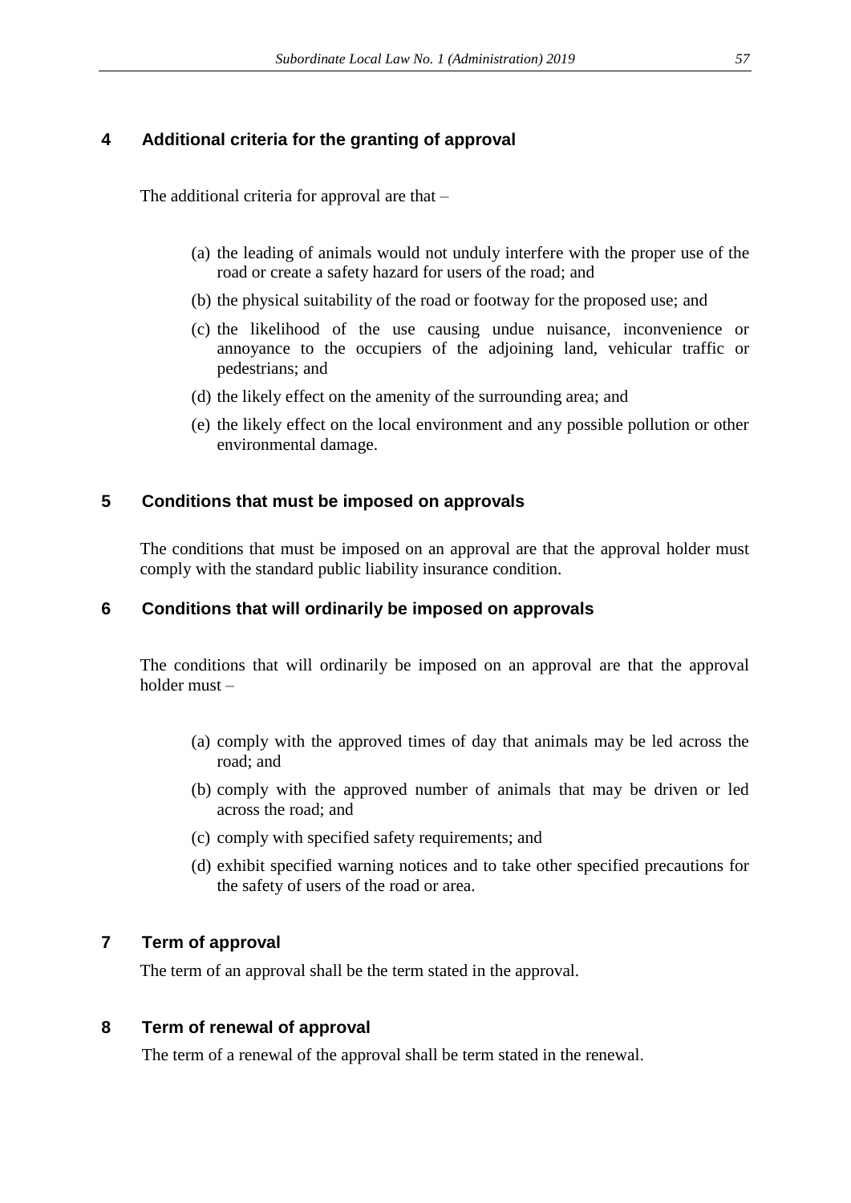## 4 Additional criteria for the granting of approval

The additional criteria for approval are that –

(a) the leading of animals would not unduly interfere with the proper use of the road or create a safety hazard for users of the road; and

(b) the physical suitability of the road or footway for the proposed use; and

(c) the likelihood of the use causing undue nuisance, inconvenience or annoyance to the occupiers of the adjoining land, vehicular traffic or pedestrians; and

(d) the likely effect on the amenity of the surrounding area; and

(e) the likely effect on the local environment and any possible pollution or other environmental damage.

## 5 Conditions that must be imposed on approvals

The conditions that must be imposed on an approval are that the approval holder must comply with the standard public liability insurance condition.

## 6 Conditions that will ordinarily be imposed on approvals

The conditions that will ordinarily be imposed on an approval are that the approval holder must –

(a) comply with the approved times of day that animals may be led across the road; and

(b) comply with the approved number of animals that may be driven or led across the road; and

(c) comply with specified safety requirements; and

(d) exhibit specified warning notices and to take other specified precautions for the safety of users of the road or area.

## 7 Term of approval

The term of an approval shall be the term stated in the approval.

## 8 Term of renewal of approval

The term of a renewal of the approval shall be term stated in the renewal.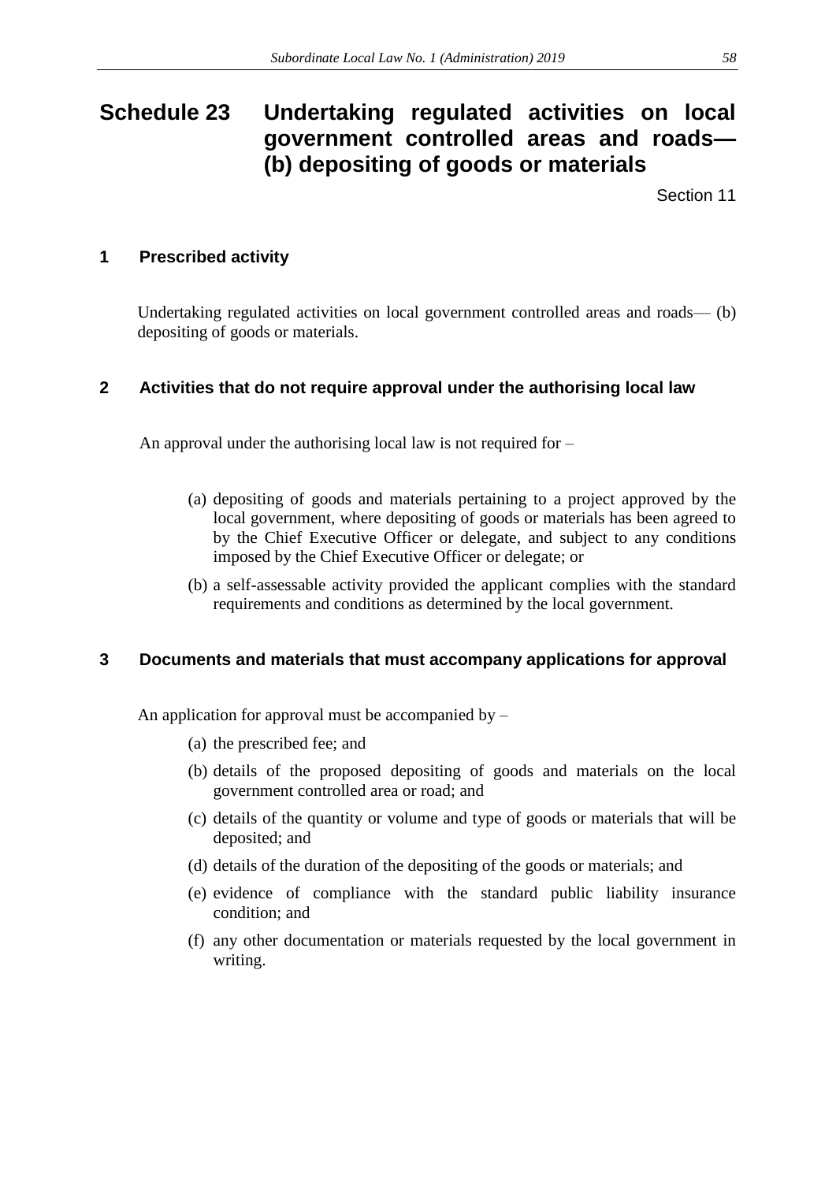# Schedule 23 Undertaking regulated activities on local government controlled areas and roads— (b) depositing of goods or materials

Section 11

## 1 Prescribed activity

Undertaking regulated activities on local government controlled areas and roads— (b) depositing of goods or materials.

## 2 Activities that do not require approval under the authorising local law

An approval under the authorising local law is not required for –

(a) depositing of goods and materials pertaining to a project approved by the local government, where depositing of goods or materials has been agreed to by the Chief Executive Officer or delegate, and subject to any conditions imposed by the Chief Executive Officer or delegate; or

(b) a self-assessable activity provided the applicant complies with the standard requirements and conditions as determined by the local government.

## 3 Documents and materials that must accompany applications for approval

An application for approval must be accompanied by –

(a) the prescribed fee; and

(b) details of the proposed depositing of goods and materials on the local government controlled area or road; and

(c) details of the quantity or volume and type of goods or materials that will be deposited; and

(d) details of the duration of the depositing of the goods or materials; and

(e) evidence of compliance with the standard public liability insurance condition; and

(f) any other documentation or materials requested by the local government in writing.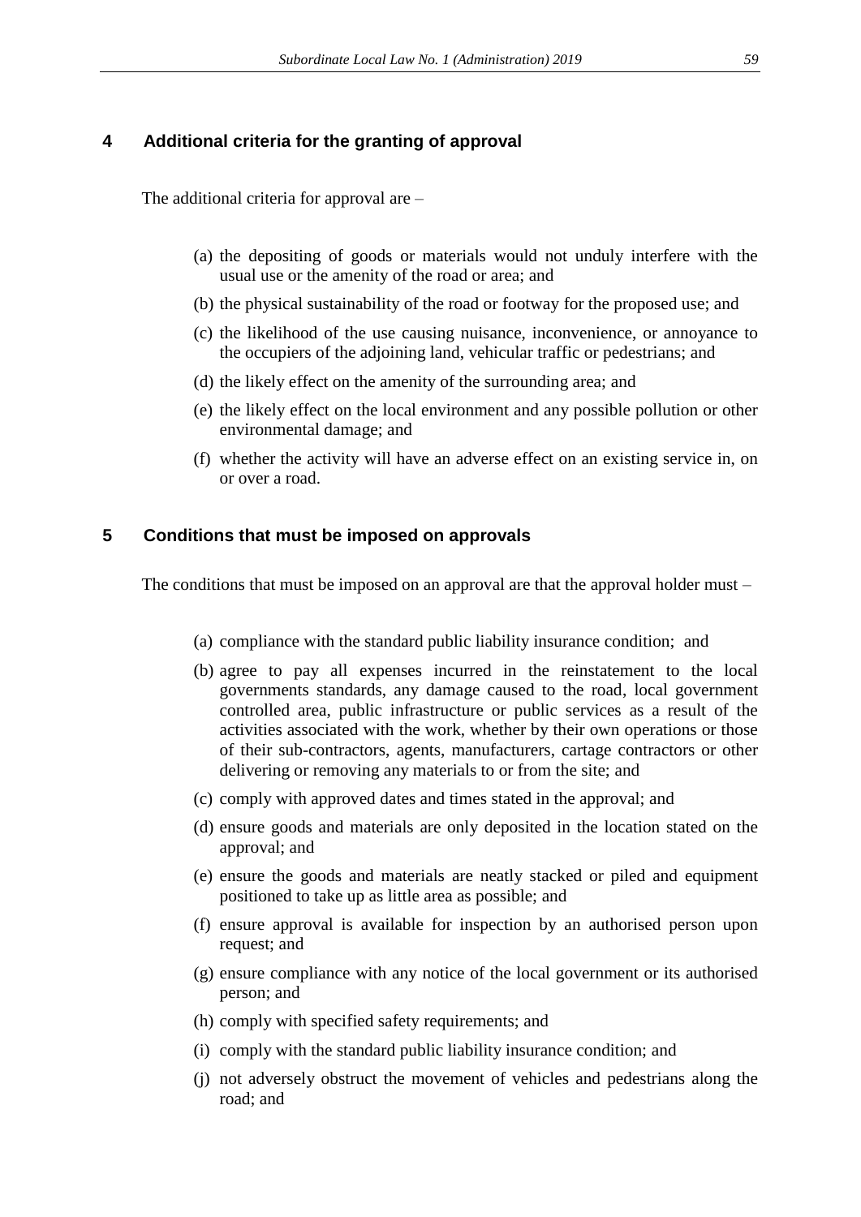## 4 Additional criteria for the granting of approval

The additional criteria for approval are –

(a) the depositing of goods or materials would not unduly interfere with the usual use or the amenity of the road or area; and

(b) the physical sustainability of the road or footway for the proposed use; and

(c) the likelihood of the use causing nuisance, inconvenience, or annoyance to the occupiers of the adjoining land, vehicular traffic or pedestrians; and

(d) the likely effect on the amenity of the surrounding area; and

(e) the likely effect on the local environment and any possible pollution or other environmental damage; and

(f) whether the activity will have an adverse effect on an existing service in, on or over a road.

## 5 Conditions that must be imposed on approvals

The conditions that must be imposed on an approval are that the approval holder must –

(a) compliance with the standard public liability insurance condition; and

(b) agree to pay all expenses incurred in the reinstatement to the local governments standards, any damage caused to the road, local government controlled area, public infrastructure or public services as a result of the activities associated with the work, whether by their own operations or those of their sub-contractors, agents, manufacturers, cartage contractors or other delivering or removing any materials to or from the site; and

(c) comply with approved dates and times stated in the approval; and

(d) ensure goods and materials are only deposited in the location stated on the approval; and

(e) ensure the goods and materials are neatly stacked or piled and equipment positioned to take up as little area as possible; and

(f) ensure approval is available for inspection by an authorised person upon request; and

(g) ensure compliance with any notice of the local government or its authorised person; and

(h) comply with specified safety requirements; and

(i) comply with the standard public liability insurance condition; and

(j) not adversely obstruct the movement of vehicles and pedestrians along the road; and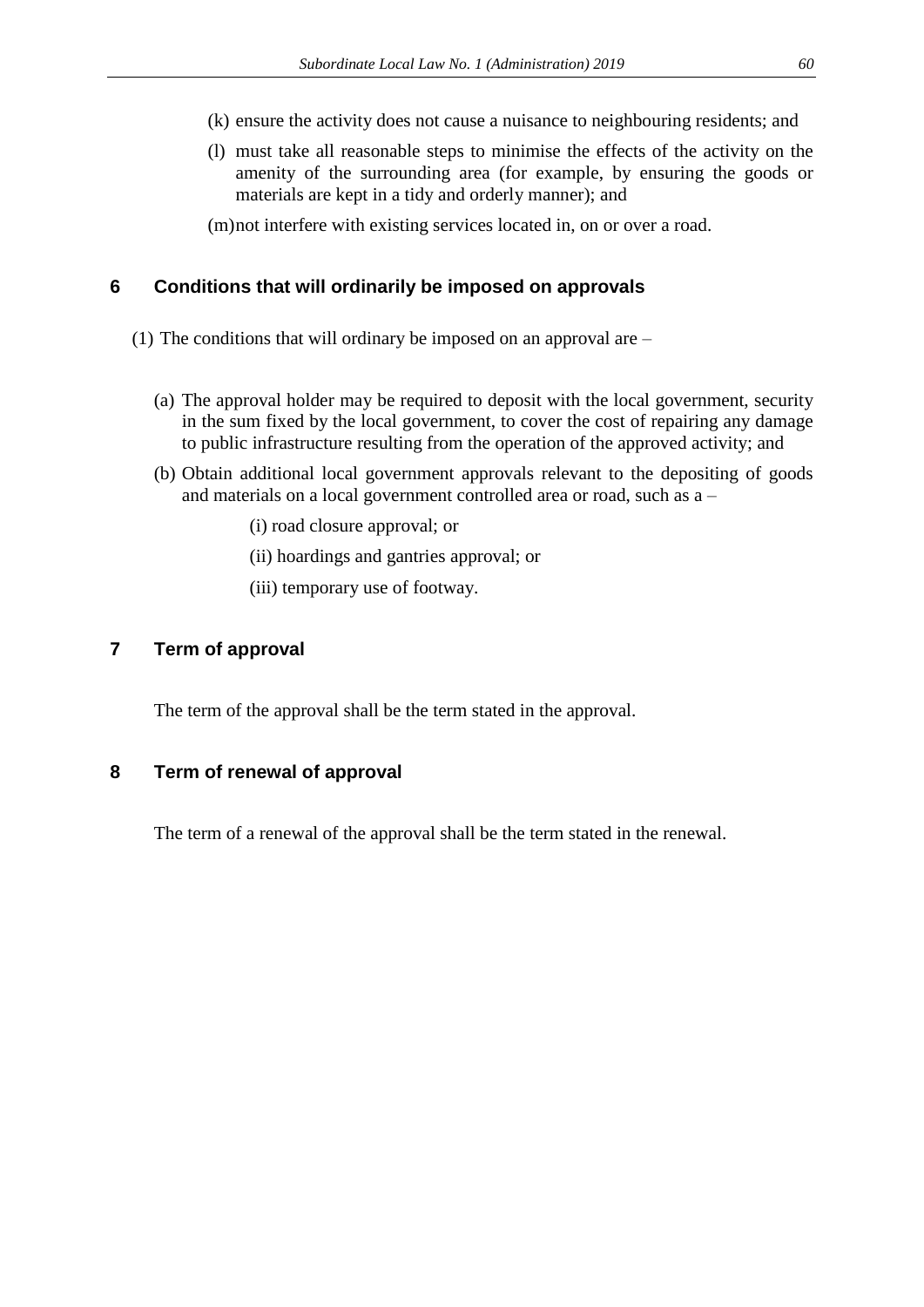(k) ensure the activity does not cause a nuisance to neighbouring residents; and

(l) must take all reasonable steps to minimise the effects of the activity on the amenity of the surrounding area (for example, by ensuring the goods or materials are kept in a tidy and orderly manner); and

(m) not interfere with existing services located in, on or over a road.

## 6 Conditions that will ordinarily be imposed on approvals

(1) The conditions that will ordinary be imposed on an approval are –

(a) The approval holder may be required to deposit with the local government, security in the sum fixed by the local government, to cover the cost of repairing any damage to public infrastructure resulting from the operation of the approved activity; and

(b) Obtain additional local government approvals relevant to the depositing of goods and materials on a local government controlled area or road, such as a –

(i) road closure approval; or

(ii) hoardings and gantries approval; or

(iii) temporary use of footway.

## 7 Term of approval

The term of the approval shall be the term stated in the approval.

## 8 Term of renewal of approval

The term of a renewal of the approval shall be the term stated in the renewal.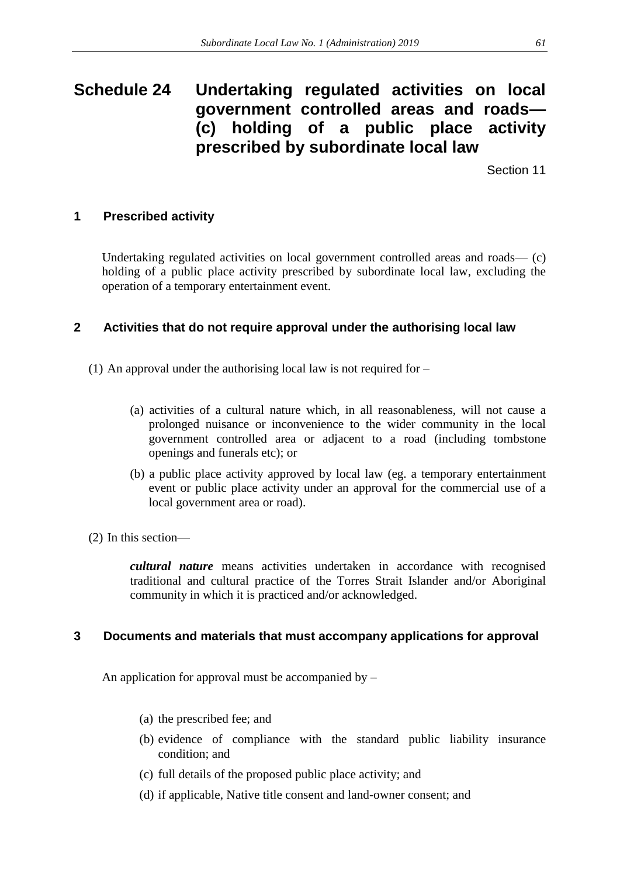# Schedule 24 Undertaking regulated activities on local government controlled areas and roads— (c) holding of a public place activity prescribed by subordinate local law

Section 11

## 1 Prescribed activity

Undertaking regulated activities on local government controlled areas and roads— (c) holding of a public place activity prescribed by subordinate local law, excluding the operation of a temporary entertainment event.

## 2 Activities that do not require approval under the authorising local law

(1) An approval under the authorising local law is not required for –

(a) activities of a cultural nature which, in all reasonableness, will not cause a prolonged nuisance or inconvenience to the wider community in the local government controlled area or adjacent to a road (including tombstone openings and funerals etc); or

(b) a public place activity approved by local law (eg. a temporary entertainment event or public place activity under an approval for the commercial use of a local government area or road).

(2) In this section—

***cultural nature*** means activities undertaken in accordance with recognised traditional and cultural practice of the Torres Strait Islander and/or Aboriginal community in which it is practiced and/or acknowledged.

## 3 Documents and materials that must accompany applications for approval

An application for approval must be accompanied by –

(a) the prescribed fee; and

(b) evidence of compliance with the standard public liability insurance condition; and

(c) full details of the proposed public place activity; and

(d) if applicable, Native title consent and land-owner consent; and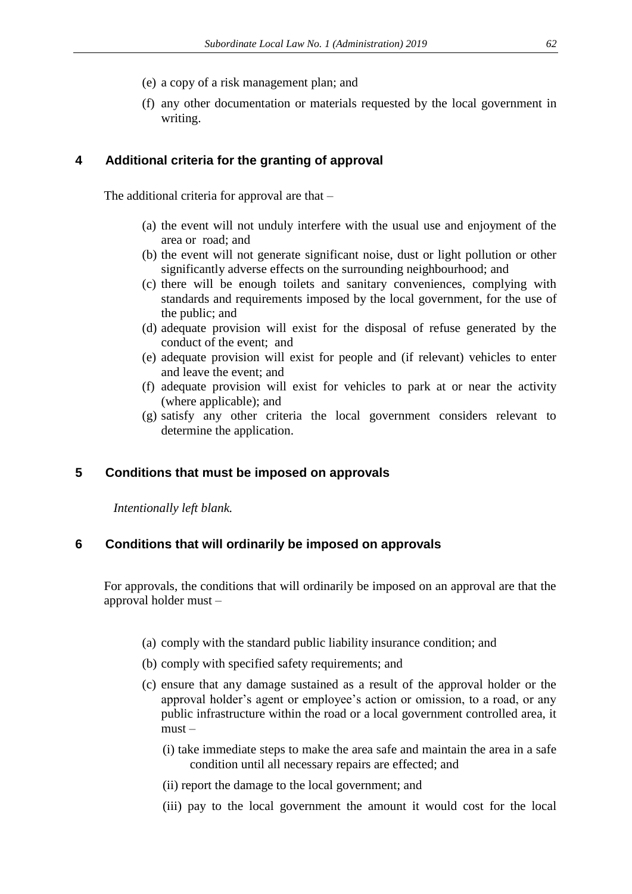(e) a copy of a risk management plan; and

(f) any other documentation or materials requested by the local government in writing.

## 4 Additional criteria for the granting of approval

The additional criteria for approval are that –

(a) the event will not unduly interfere with the usual use and enjoyment of the area or road; and

(b) the event will not generate significant noise, dust or light pollution or other significantly adverse effects on the surrounding neighbourhood; and

(c) there will be enough toilets and sanitary conveniences, complying with standards and requirements imposed by the local government, for the use of the public; and

(d) adequate provision will exist for the disposal of refuse generated by the conduct of the event; and

(e) adequate provision will exist for people and (if relevant) vehicles to enter and leave the event; and

(f) adequate provision will exist for vehicles to park at or near the activity (where applicable); and

(g) satisfy any other criteria the local government considers relevant to determine the application.

## 5 Conditions that must be imposed on approvals

*Intentionally left blank.*

## 6 Conditions that will ordinarily be imposed on approvals

For approvals, the conditions that will ordinarily be imposed on an approval are that the approval holder must –

(a) comply with the standard public liability insurance condition; and

(b) comply with specified safety requirements; and

(c) ensure that any damage sustained as a result of the approval holder or the approval holder's agent or employee's action or omission, to a road, or any public infrastructure within the road or a local government controlled area, it must –

(i) take immediate steps to make the area safe and maintain the area in a safe condition until all necessary repairs are effected; and

(ii) report the damage to the local government; and

(iii) pay to the local government the amount it would cost for the local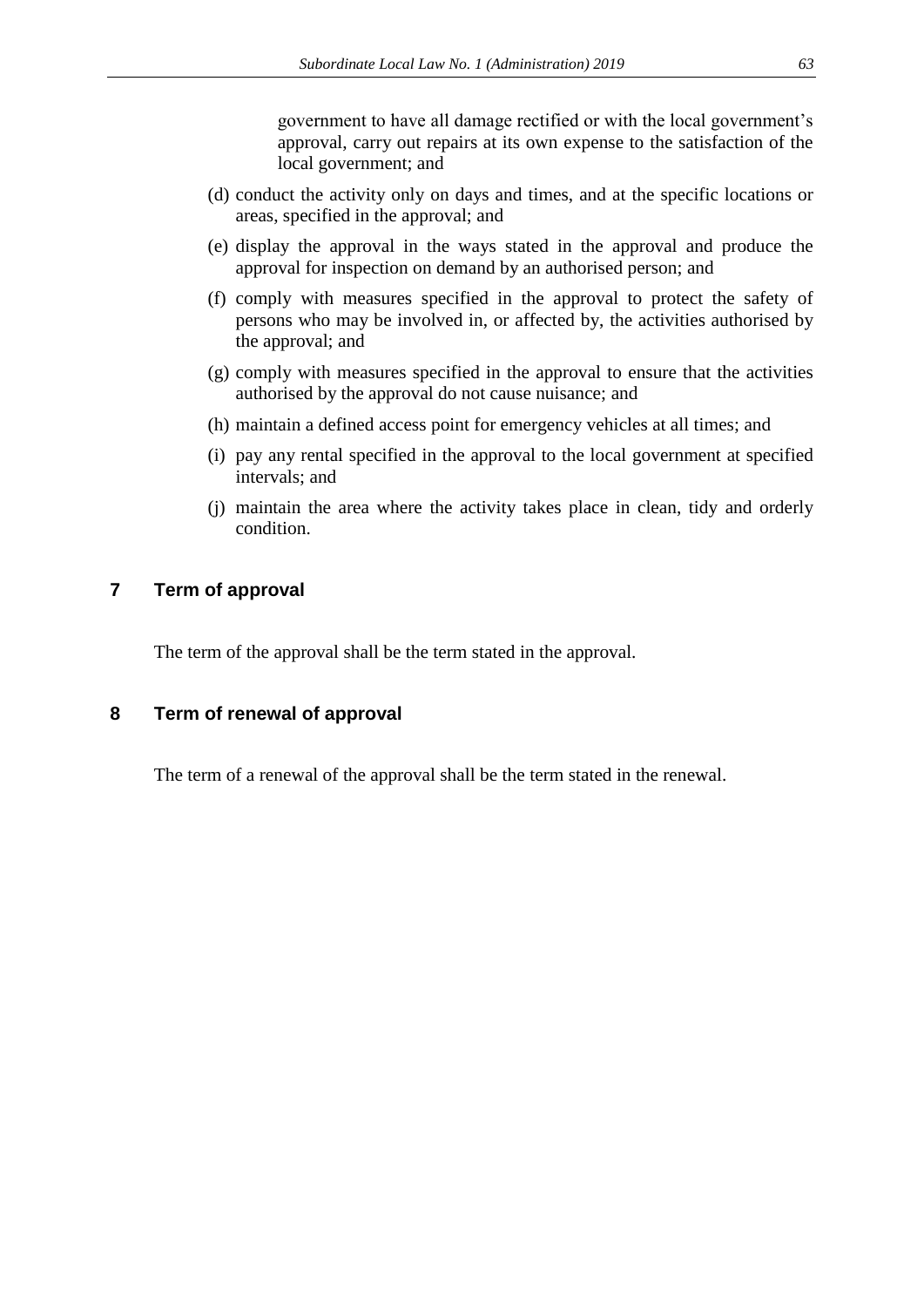government to have all damage rectified or with the local government's approval, carry out repairs at its own expense to the satisfaction of the local government; and

(d) conduct the activity only on days and times, and at the specific locations or areas, specified in the approval; and

(e) display the approval in the ways stated in the approval and produce the approval for inspection on demand by an authorised person; and

(f) comply with measures specified in the approval to protect the safety of persons who may be involved in, or affected by, the activities authorised by the approval; and

(g) comply with measures specified in the approval to ensure that the activities authorised by the approval do not cause nuisance; and

(h) maintain a defined access point for emergency vehicles at all times; and

(i) pay any rental specified in the approval to the local government at specified intervals; and

(j) maintain the area where the activity takes place in clean, tidy and orderly condition.

## 7 Term of approval

The term of the approval shall be the term stated in the approval.

## 8 Term of renewal of approval

The term of a renewal of the approval shall be the term stated in the renewal.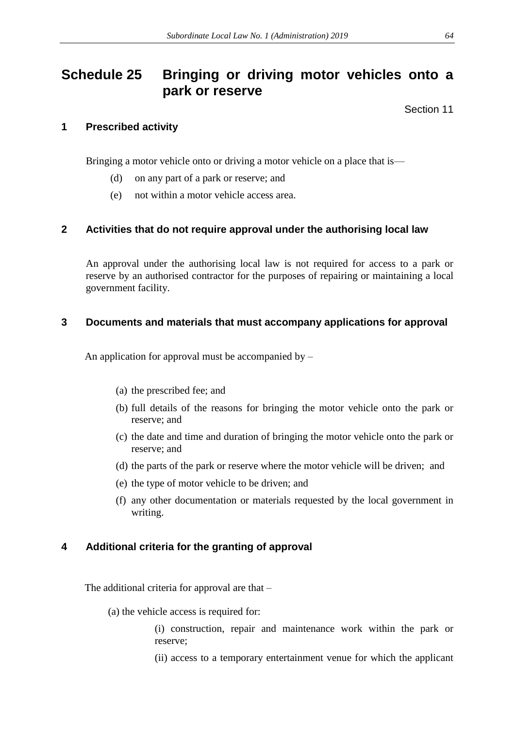# Schedule 25 Bringing or driving motor vehicles onto a park or reserve

Section 11

## 1 Prescribed activity

Bringing a motor vehicle onto or driving a motor vehicle on a place that is—

(d) on any part of a park or reserve; and

(e) not within a motor vehicle access area.

## 2 Activities that do not require approval under the authorising local law

An approval under the authorising local law is not required for access to a park or reserve by an authorised contractor for the purposes of repairing or maintaining a local government facility.

## 3 Documents and materials that must accompany applications for approval

An application for approval must be accompanied by –

(a) the prescribed fee; and

(b) full details of the reasons for bringing the motor vehicle onto the park or reserve; and

(c) the date and time and duration of bringing the motor vehicle onto the park or reserve; and

(d) the parts of the park or reserve where the motor vehicle will be driven; and

(e) the type of motor vehicle to be driven; and

(f) any other documentation or materials requested by the local government in writing.

## 4 Additional criteria for the granting of approval

The additional criteria for approval are that –

(a) the vehicle access is required for:

(i) construction, repair and maintenance work within the park or reserve;

(ii) access to a temporary entertainment venue for which the applicant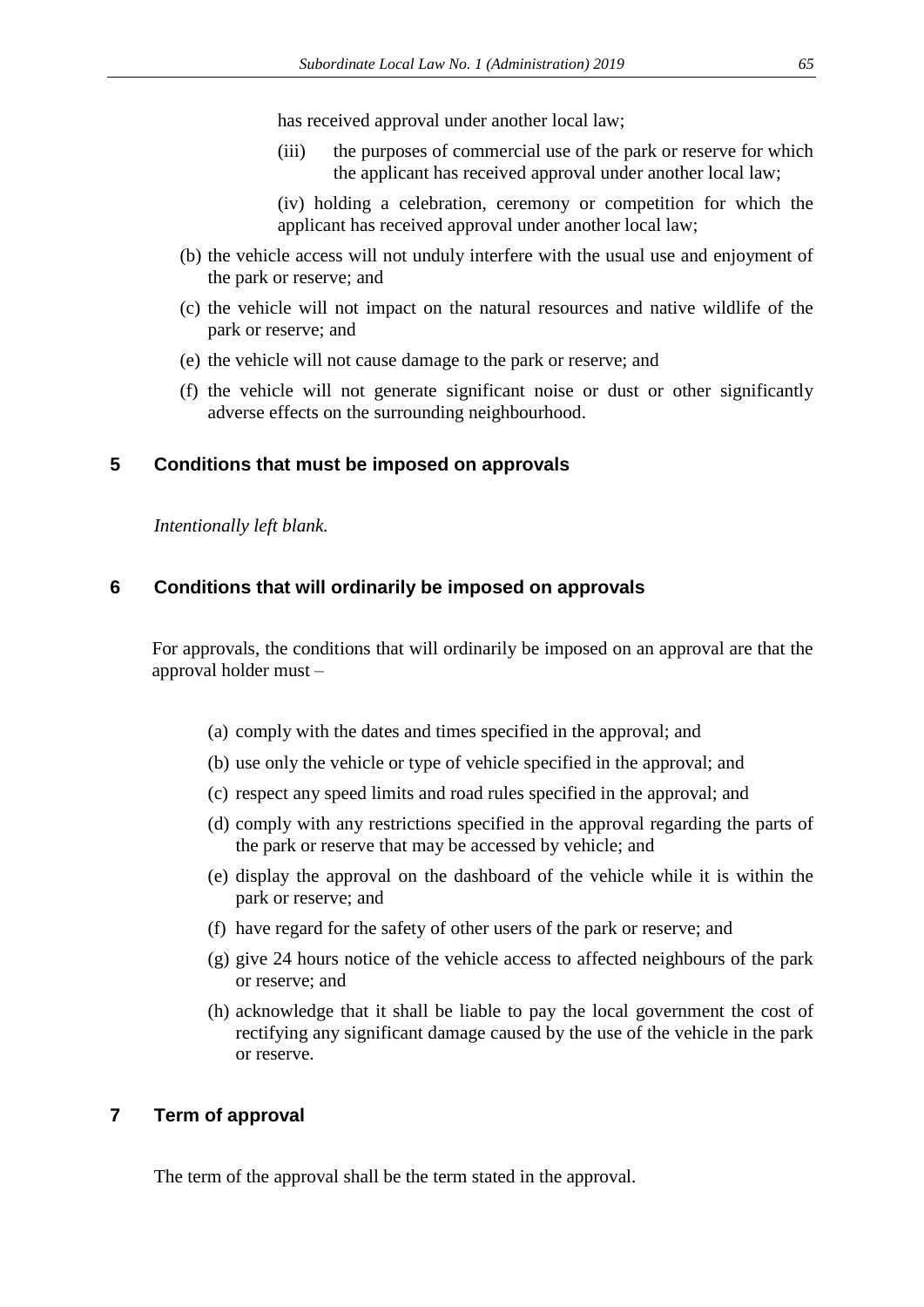has received approval under another local law;

(iii) the purposes of commercial use of the park or reserve for which the applicant has received approval under another local law;

(iv) holding a celebration, ceremony or competition for which the applicant has received approval under another local law;

(b) the vehicle access will not unduly interfere with the usual use and enjoyment of the park or reserve; and

(c) the vehicle will not impact on the natural resources and native wildlife of the park or reserve; and

(e) the vehicle will not cause damage to the park or reserve; and

(f) the vehicle will not generate significant noise or dust or other significantly adverse effects on the surrounding neighbourhood.

## 5 Conditions that must be imposed on approvals

*Intentionally left blank.*

## 6 Conditions that will ordinarily be imposed on approvals

For approvals, the conditions that will ordinarily be imposed on an approval are that the approval holder must –

(a) comply with the dates and times specified in the approval; and

(b) use only the vehicle or type of vehicle specified in the approval; and

(c) respect any speed limits and road rules specified in the approval; and

(d) comply with any restrictions specified in the approval regarding the parts of the park or reserve that may be accessed by vehicle; and

(e) display the approval on the dashboard of the vehicle while it is within the park or reserve; and

(f) have regard for the safety of other users of the park or reserve; and

(g) give 24 hours notice of the vehicle access to affected neighbours of the park or reserve; and

(h) acknowledge that it shall be liable to pay the local government the cost of rectifying any significant damage caused by the use of the vehicle in the park or reserve.

## 7 Term of approval

The term of the approval shall be the term stated in the approval.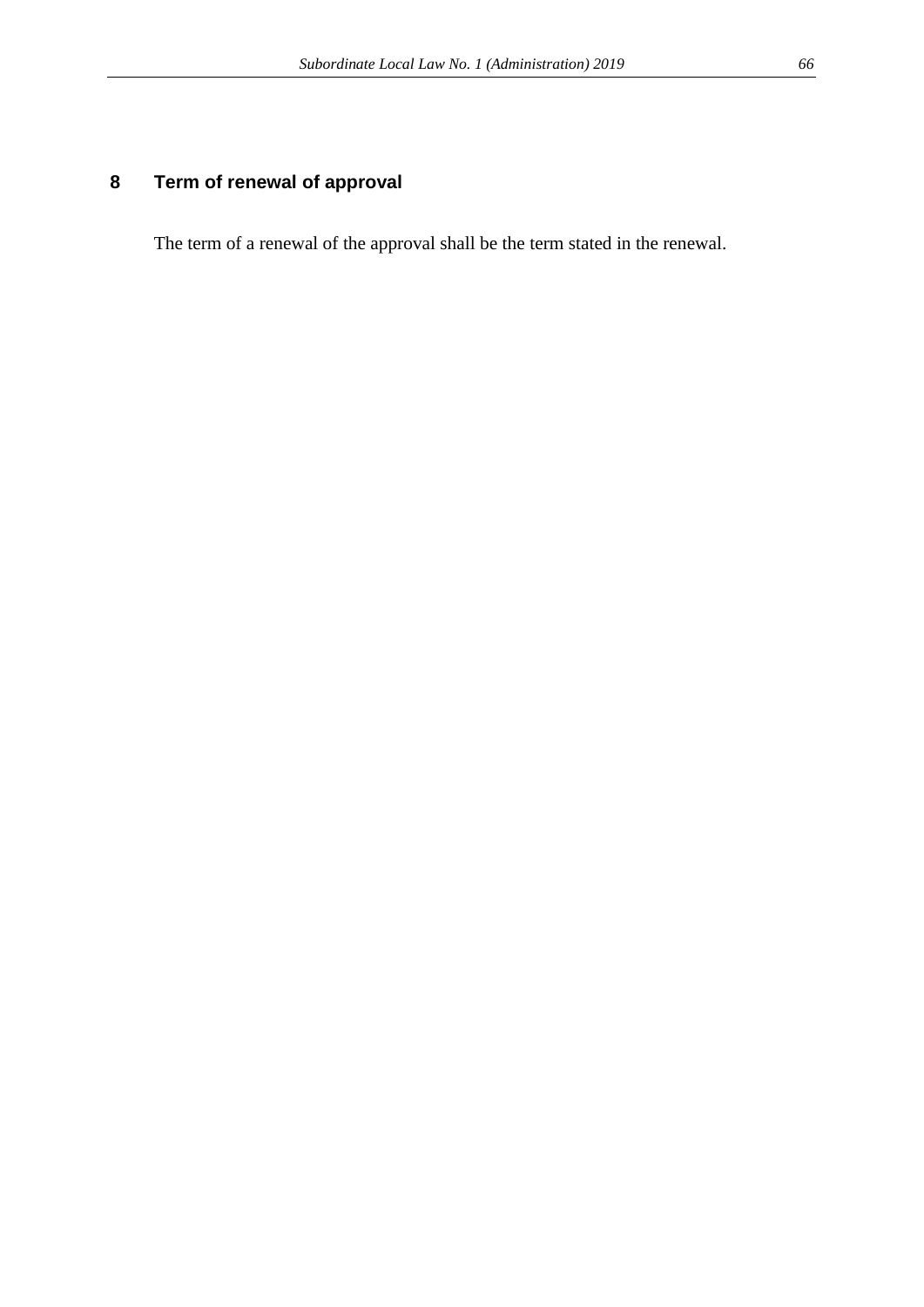## 8 Term of renewal of approval

The term of a renewal of the approval shall be the term stated in the renewal.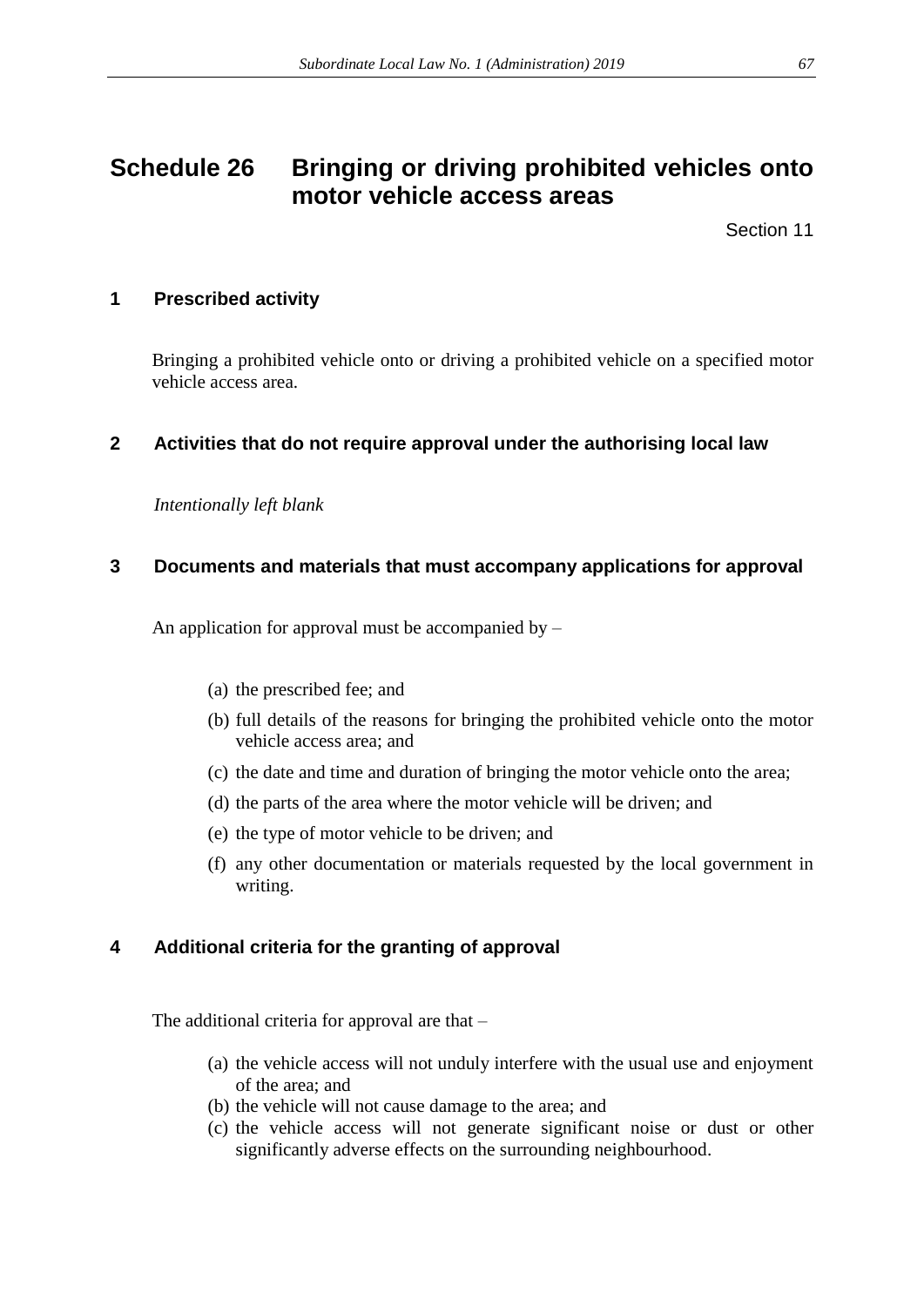# Schedule 26 Bringing or driving prohibited vehicles onto motor vehicle access areas

Section 11

## 1 Prescribed activity

Bringing a prohibited vehicle onto or driving a prohibited vehicle on a specified motor vehicle access area.

## 2 Activities that do not require approval under the authorising local law

*Intentionally left blank*

## 3 Documents and materials that must accompany applications for approval

An application for approval must be accompanied by –

(a) the prescribed fee; and

(b) full details of the reasons for bringing the prohibited vehicle onto the motor vehicle access area; and

(c) the date and time and duration of bringing the motor vehicle onto the area;

(d) the parts of the area where the motor vehicle will be driven; and

(e) the type of motor vehicle to be driven; and

(f) any other documentation or materials requested by the local government in writing.

## 4 Additional criteria for the granting of approval

The additional criteria for approval are that –

(a) the vehicle access will not unduly interfere with the usual use and enjoyment of the area; and

(b) the vehicle will not cause damage to the area; and

(c) the vehicle access will not generate significant noise or dust or other significantly adverse effects on the surrounding neighbourhood.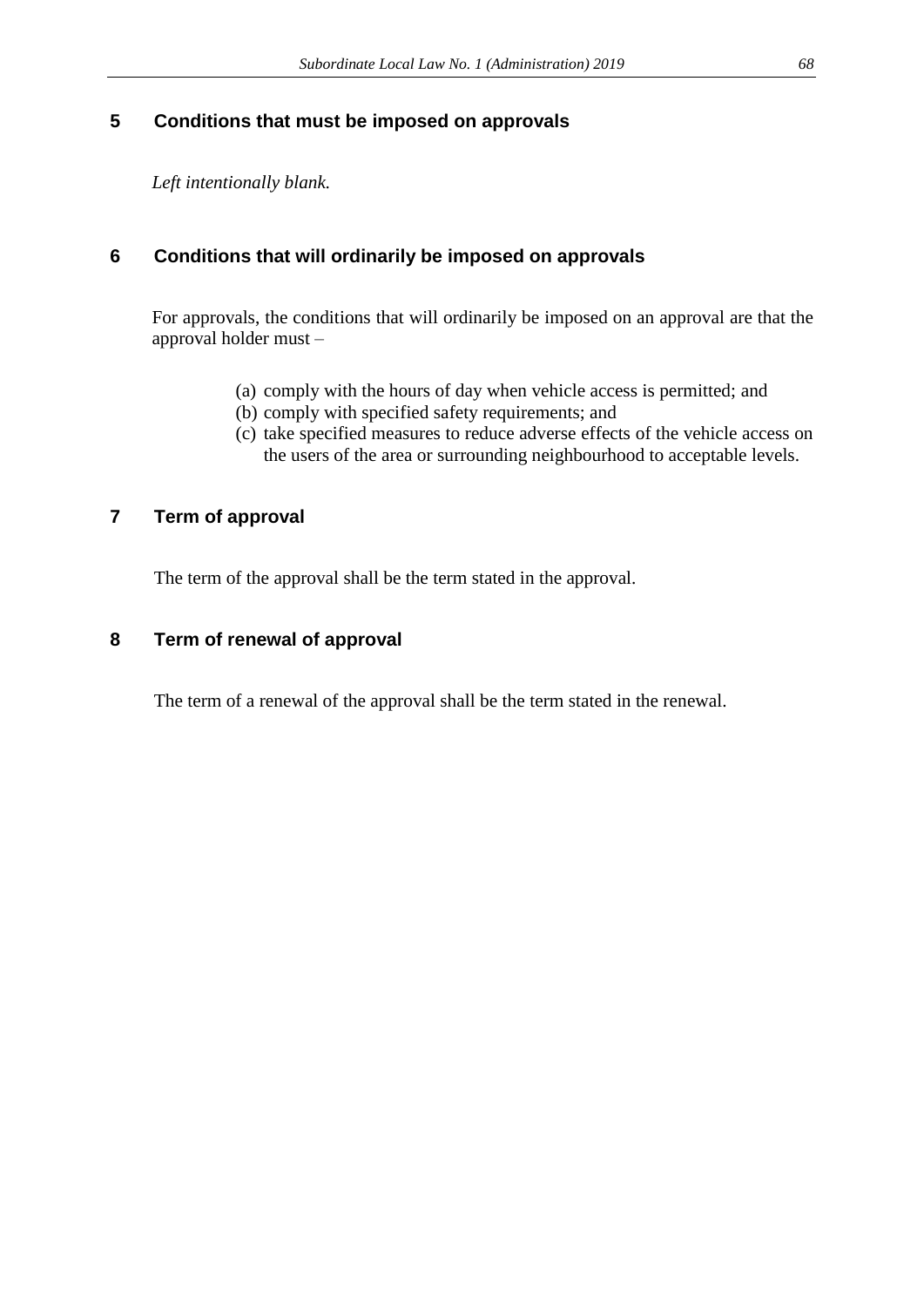## 5 Conditions that must be imposed on approvals

*Left intentionally blank.*

## 6 Conditions that will ordinarily be imposed on approvals

For approvals, the conditions that will ordinarily be imposed on an approval are that the approval holder must –

(a) comply with the hours of day when vehicle access is permitted; and
(b) comply with specified safety requirements; and
(c) take specified measures to reduce adverse effects of the vehicle access on the users of the area or surrounding neighbourhood to acceptable levels.

## 7 Term of approval

The term of the approval shall be the term stated in the approval.

## 8 Term of renewal of approval

The term of a renewal of the approval shall be the term stated in the renewal.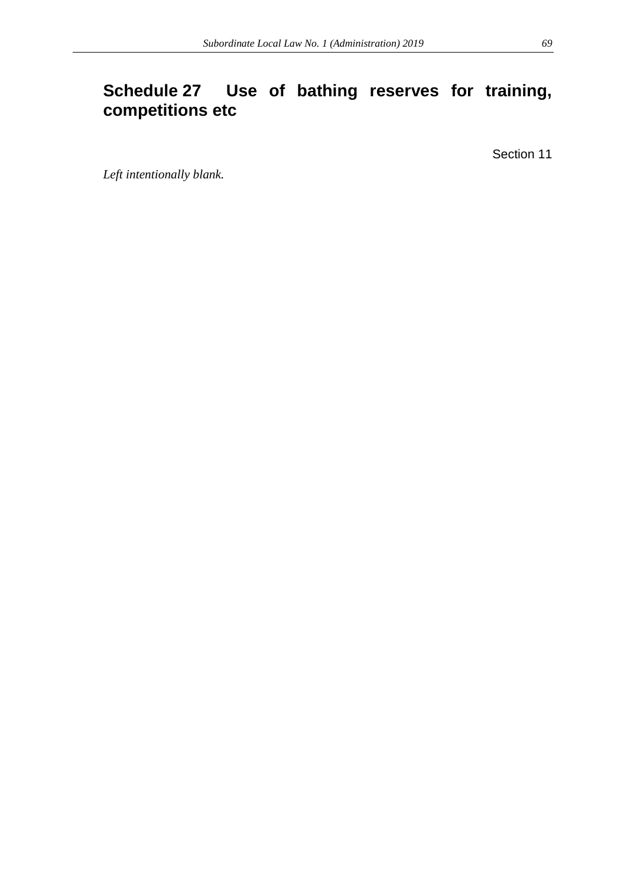## Schedule 27 Use of bathing reserves for training, competitions etc

Section 11

*Left intentionally blank.*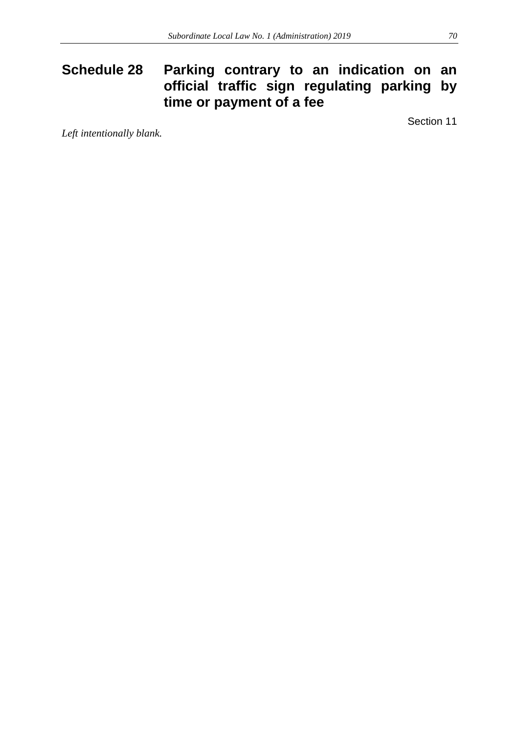## Schedule 28 Parking contrary to an indication on an official traffic sign regulating parking by time or payment of a fee

Section 11

*Left intentionally blank.*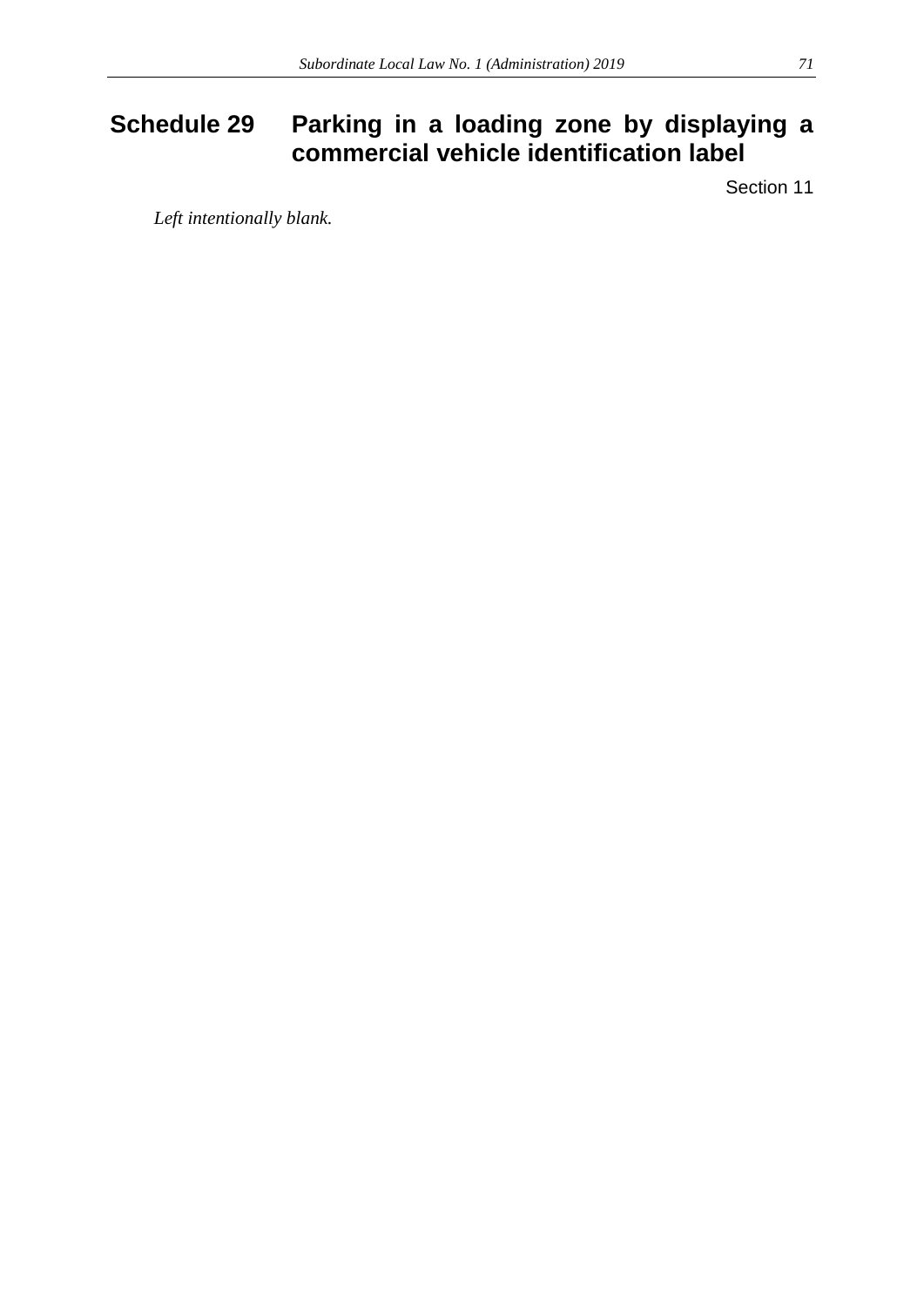# Schedule 29 Parking in a loading zone by displaying a commercial vehicle identification label

Section 11

*Left intentionally blank.*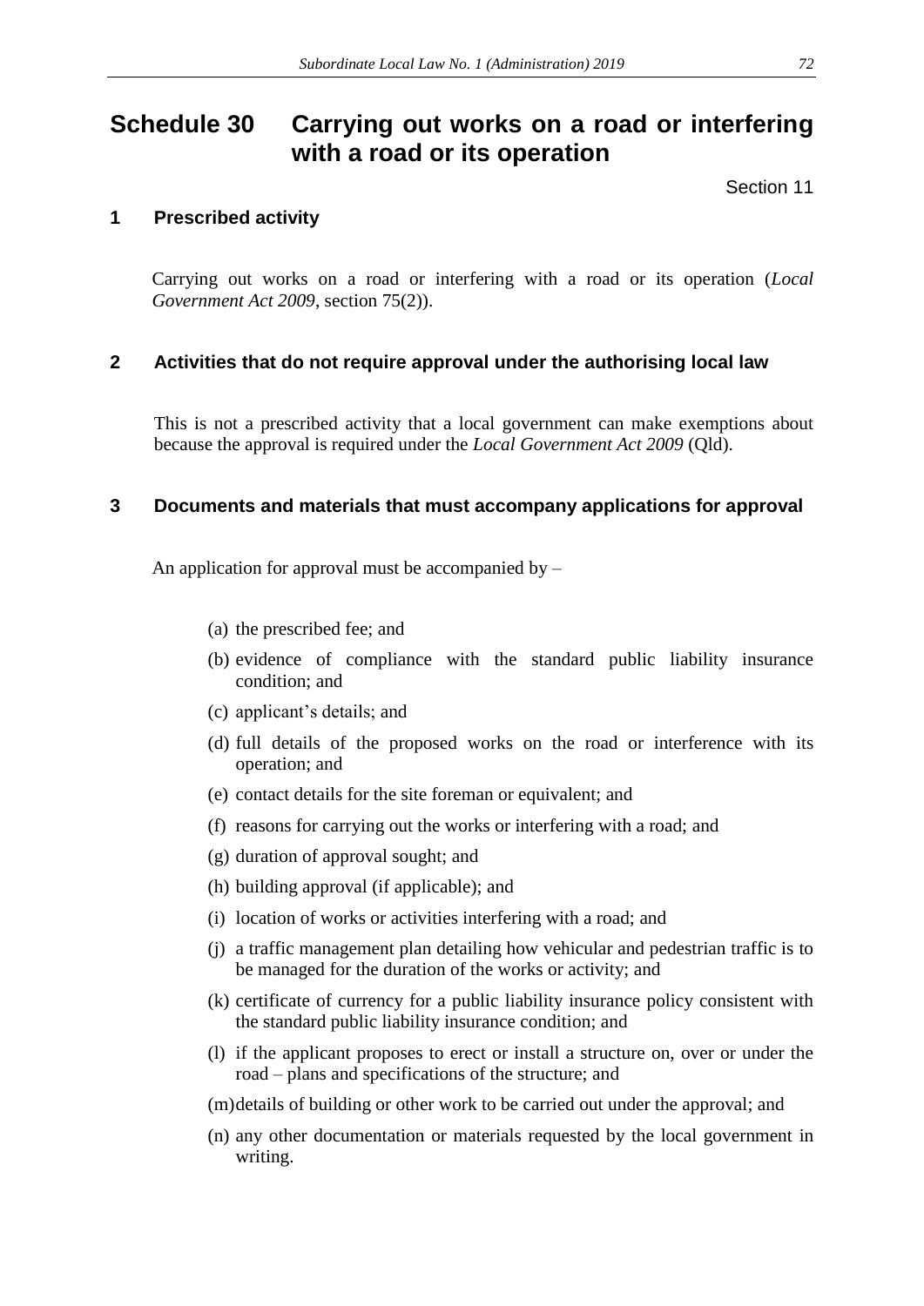# Schedule 30 Carrying out works on a road or interfering with a road or its operation

Section 11

## 1 Prescribed activity

Carrying out works on a road or interfering with a road or its operation (*Local Government Act 2009*, section 75(2)).

## 2 Activities that do not require approval under the authorising local law

This is not a prescribed activity that a local government can make exemptions about because the approval is required under the *Local Government Act 2009* (Qld).

## 3 Documents and materials that must accompany applications for approval

An application for approval must be accompanied by –

(a) the prescribed fee; and

(b) evidence of compliance with the standard public liability insurance condition; and

(c) applicant's details; and

(d) full details of the proposed works on the road or interference with its operation; and

(e) contact details for the site foreman or equivalent; and

(f) reasons for carrying out the works or interfering with a road; and

(g) duration of approval sought; and

(h) building approval (if applicable); and

(i) location of works or activities interfering with a road; and

(j) a traffic management plan detailing how vehicular and pedestrian traffic is to be managed for the duration of the works or activity; and

(k) certificate of currency for a public liability insurance policy consistent with the standard public liability insurance condition; and

(l) if the applicant proposes to erect or install a structure on, over or under the road – plans and specifications of the structure; and

(m) details of building or other work to be carried out under the approval; and

(n) any other documentation or materials requested by the local government in writing.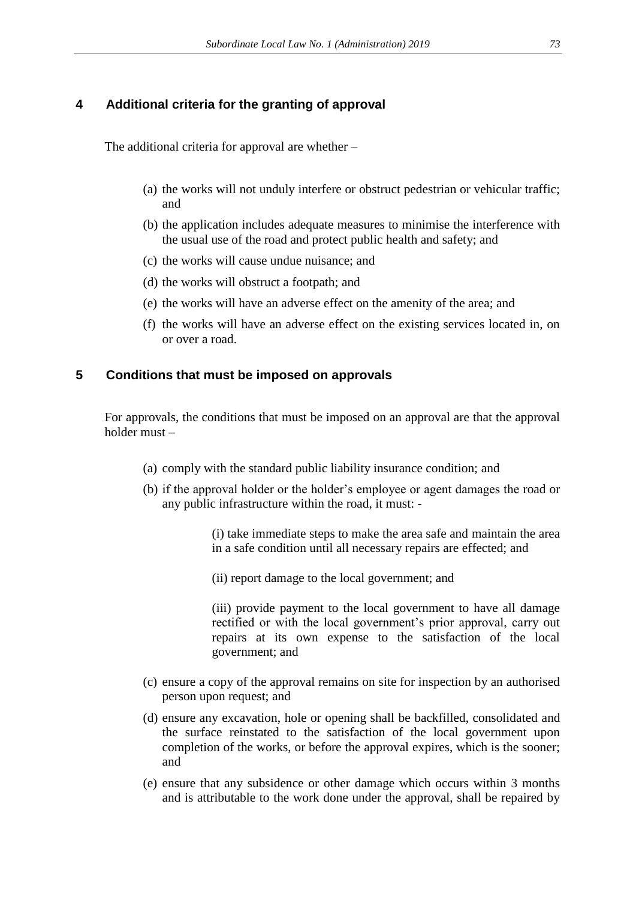## 4 Additional criteria for the granting of approval

The additional criteria for approval are whether –

(a) the works will not unduly interfere or obstruct pedestrian or vehicular traffic; and

(b) the application includes adequate measures to minimise the interference with the usual use of the road and protect public health and safety; and

(c) the works will cause undue nuisance; and

(d) the works will obstruct a footpath; and

(e) the works will have an adverse effect on the amenity of the area; and

(f) the works will have an adverse effect on the existing services located in, on or over a road.

## 5 Conditions that must be imposed on approvals

For approvals, the conditions that must be imposed on an approval are that the approval holder must –

(a) comply with the standard public liability insurance condition; and

(b) if the approval holder or the holder's employee or agent damages the road or any public infrastructure within the road, it must: -

(i) take immediate steps to make the area safe and maintain the area in a safe condition until all necessary repairs are effected; and

(ii) report damage to the local government; and

(iii) provide payment to the local government to have all damage rectified or with the local government's prior approval, carry out repairs at its own expense to the satisfaction of the local government; and

(c) ensure a copy of the approval remains on site for inspection by an authorised person upon request; and

(d) ensure any excavation, hole or opening shall be backfilled, consolidated and the surface reinstated to the satisfaction of the local government upon completion of the works, or before the approval expires, which is the sooner; and

(e) ensure that any subsidence or other damage which occurs within 3 months and is attributable to the work done under the approval, shall be repaired by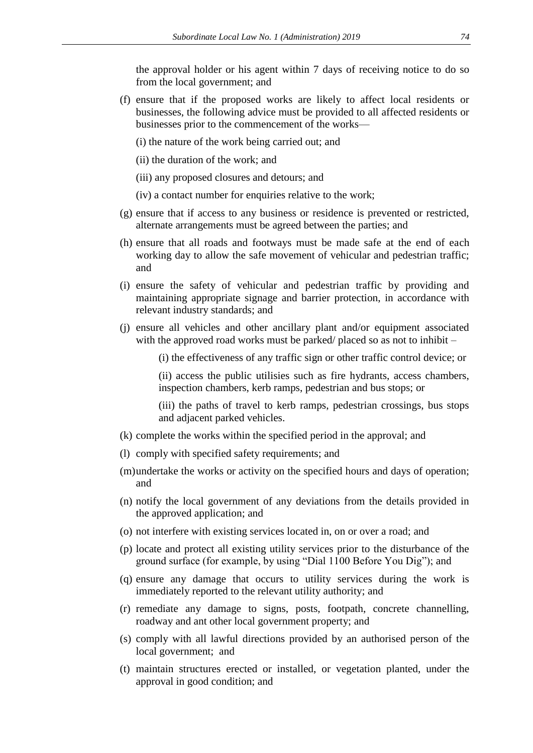the approval holder or his agent within 7 days of receiving notice to do so from the local government; and

(f) ensure that if the proposed works are likely to affect local residents or businesses, the following advice must be provided to all affected residents or businesses prior to the commencement of the works—

(i) the nature of the work being carried out; and

(ii) the duration of the work; and

(iii) any proposed closures and detours; and

(iv) a contact number for enquiries relative to the work;

(g) ensure that if access to any business or residence is prevented or restricted, alternate arrangements must be agreed between the parties; and

(h) ensure that all roads and footways must be made safe at the end of each working day to allow the safe movement of vehicular and pedestrian traffic; and

(i) ensure the safety of vehicular and pedestrian traffic by providing and maintaining appropriate signage and barrier protection, in accordance with relevant industry standards; and

(j) ensure all vehicles and other ancillary plant and/or equipment associated with the approved road works must be parked/ placed so as not to inhibit –

(i) the effectiveness of any traffic sign or other traffic control device; or

(ii) access the public utilisies such as fire hydrants, access chambers, inspection chambers, kerb ramps, pedestrian and bus stops; or

(iii) the paths of travel to kerb ramps, pedestrian crossings, bus stops and adjacent parked vehicles.

(k) complete the works within the specified period in the approval; and

(l) comply with specified safety requirements; and

(m) undertake the works or activity on the specified hours and days of operation; and

(n) notify the local government of any deviations from the details provided in the approved application; and

(o) not interfere with existing services located in, on or over a road; and

(p) locate and protect all existing utility services prior to the disturbance of the ground surface (for example, by using "Dial 1100 Before You Dig"); and

(q) ensure any damage that occurs to utility services during the work is immediately reported to the relevant utility authority; and

(r) remediate any damage to signs, posts, footpath, concrete channelling, roadway and ant other local government property; and

(s) comply with all lawful directions provided by an authorised person of the local government; and

(t) maintain structures erected or installed, or vegetation planted, under the approval in good condition; and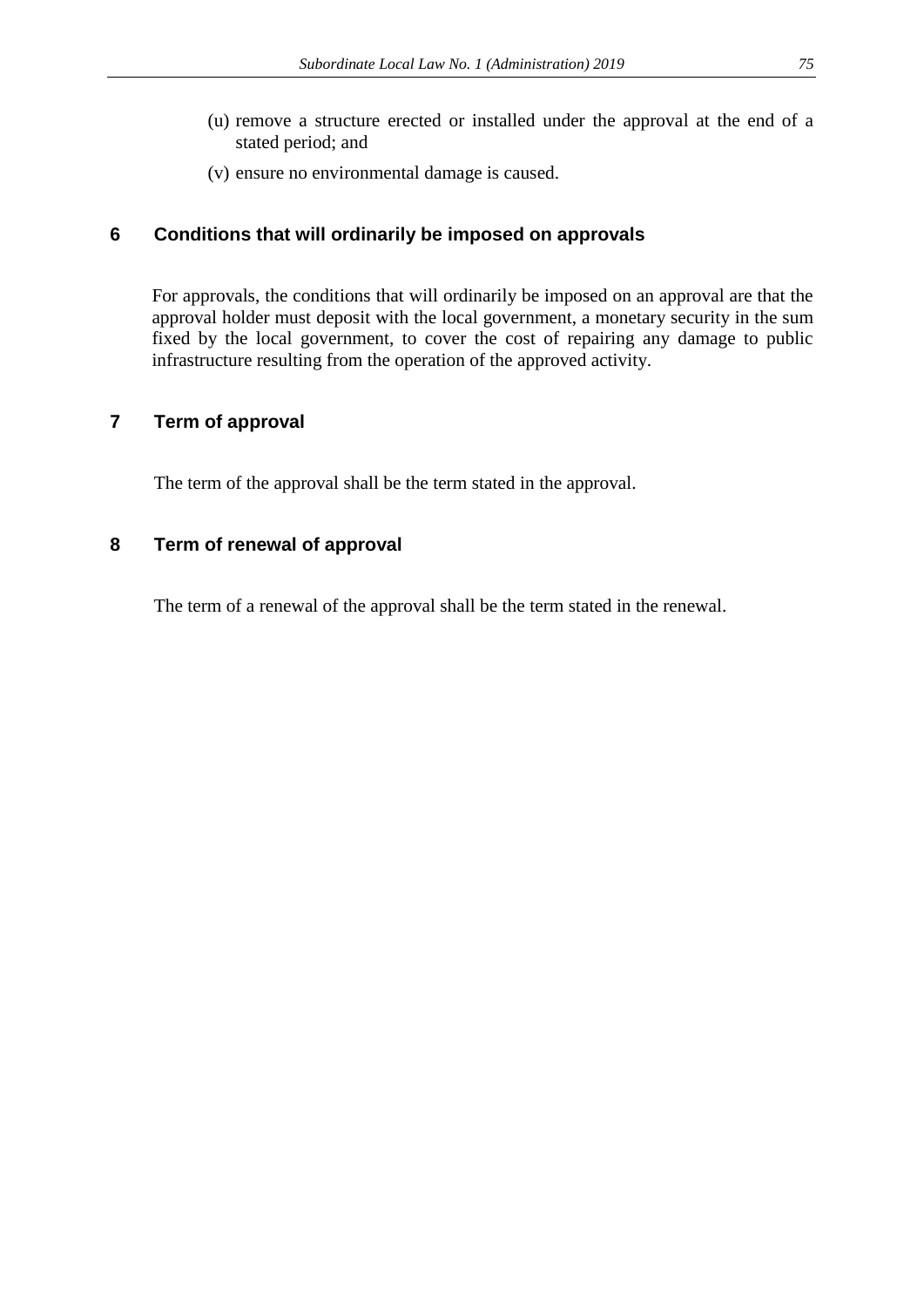(u) remove a structure erected or installed under the approval at the end of a stated period; and

(v) ensure no environmental damage is caused.

## 6 Conditions that will ordinarily be imposed on approvals

For approvals, the conditions that will ordinarily be imposed on an approval are that the approval holder must deposit with the local government, a monetary security in the sum fixed by the local government, to cover the cost of repairing any damage to public infrastructure resulting from the operation of the approved activity.

## 7 Term of approval

The term of the approval shall be the term stated in the approval.

## 8 Term of renewal of approval

The term of a renewal of the approval shall be the term stated in the renewal.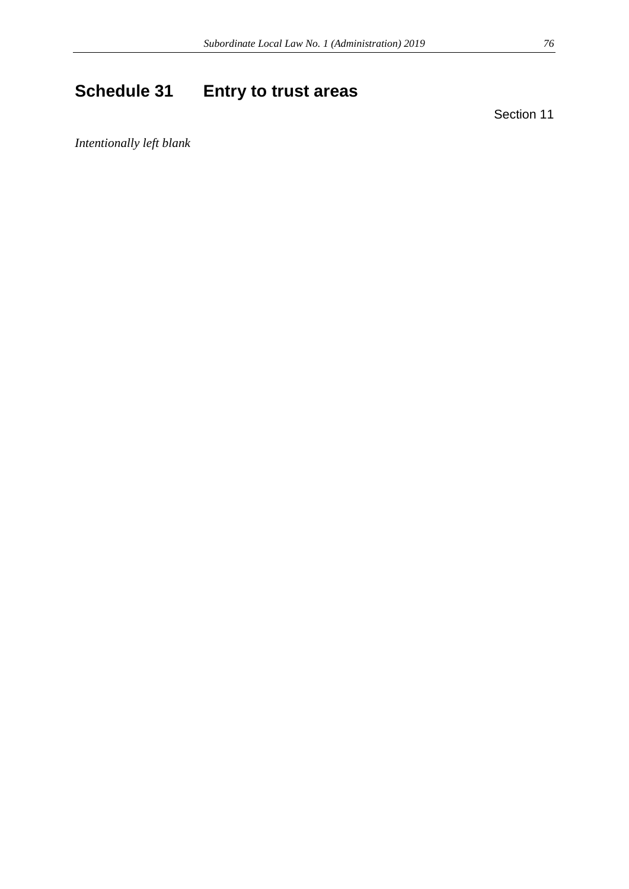# Schedule 31 Entry to trust areas

Section 11

*Intentionally left blank*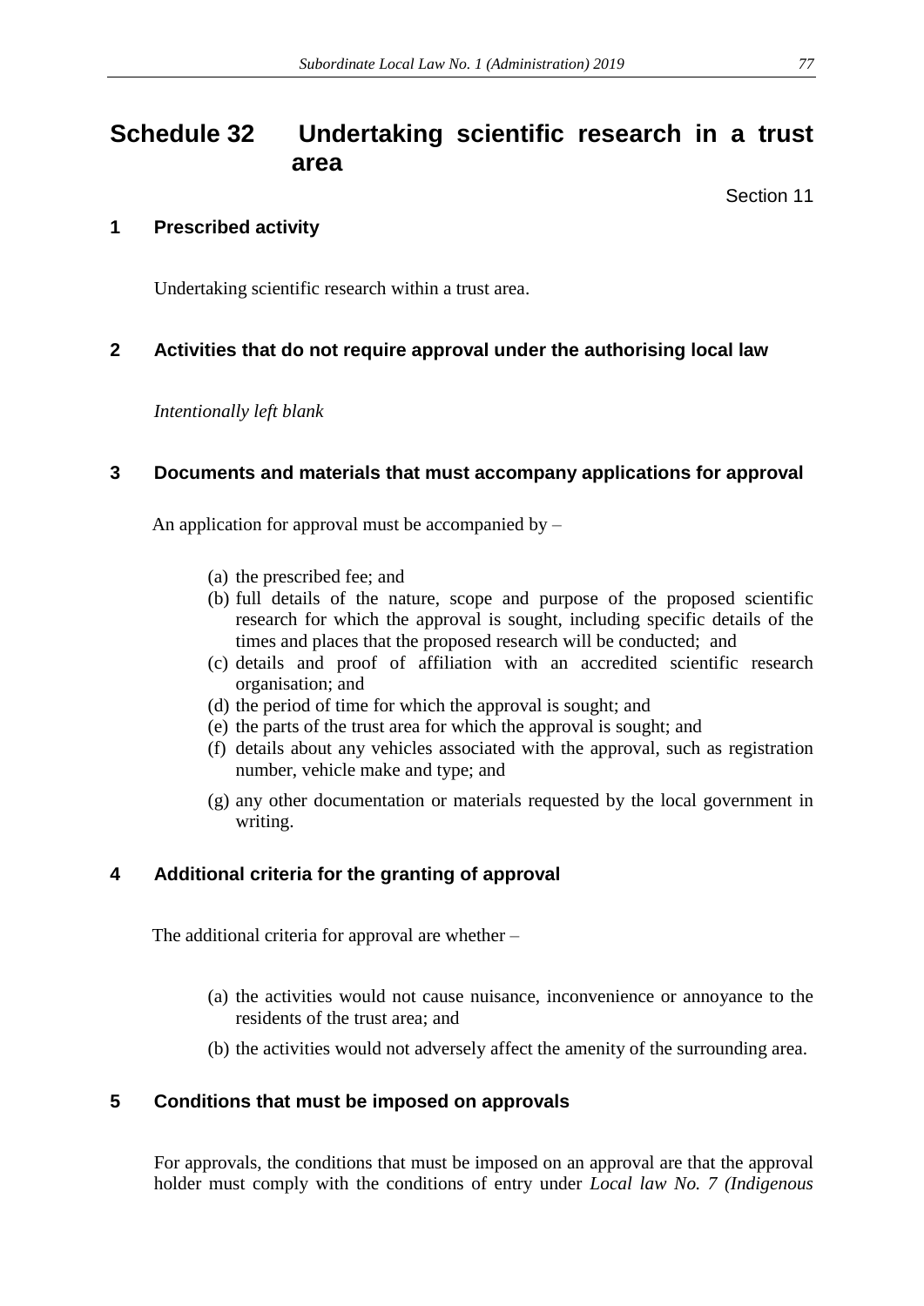# Schedule 32 Undertaking scientific research in a trust area

Section 11

## 1 Prescribed activity

Undertaking scientific research within a trust area.

## 2 Activities that do not require approval under the authorising local law

*Intentionally left blank*

## 3 Documents and materials that must accompany applications for approval

An application for approval must be accompanied by –

(a) the prescribed fee; and
(b) full details of the nature, scope and purpose of the proposed scientific research for which the approval is sought, including specific details of the times and places that the proposed research will be conducted; and
(c) details and proof of affiliation with an accredited scientific research organisation; and
(d) the period of time for which the approval is sought; and
(e) the parts of the trust area for which the approval is sought; and
(f) details about any vehicles associated with the approval, such as registration number, vehicle make and type; and
(g) any other documentation or materials requested by the local government in writing.

## 4 Additional criteria for the granting of approval

The additional criteria for approval are whether –

(a) the activities would not cause nuisance, inconvenience or annoyance to the residents of the trust area; and
(b) the activities would not adversely affect the amenity of the surrounding area.

## 5 Conditions that must be imposed on approvals

For approvals, the conditions that must be imposed on an approval are that the approval holder must comply with the conditions of entry under *Local law No. 7 (Indigenous*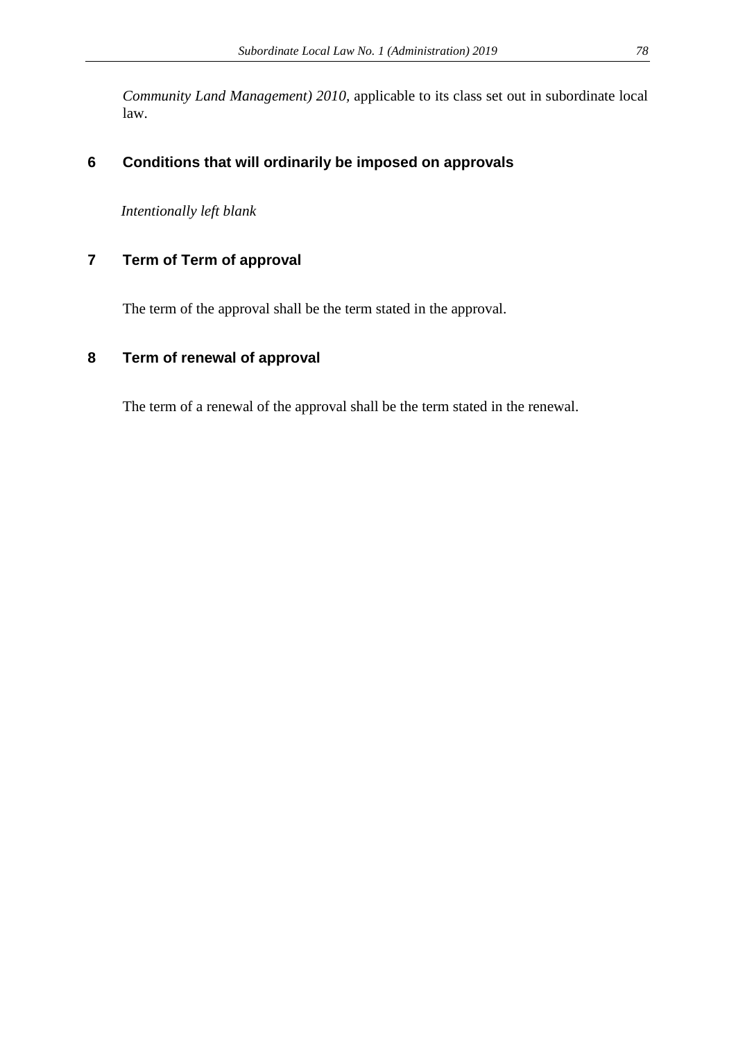*Community Land Management) 2010*, applicable to its class set out in subordinate local law.

## 6 Conditions that will ordinarily be imposed on approvals

*Intentionally left blank*

## 7 Term of Term of approval

The term of the approval shall be the term stated in the approval.

## 8 Term of renewal of approval

The term of a renewal of the approval shall be the term stated in the renewal.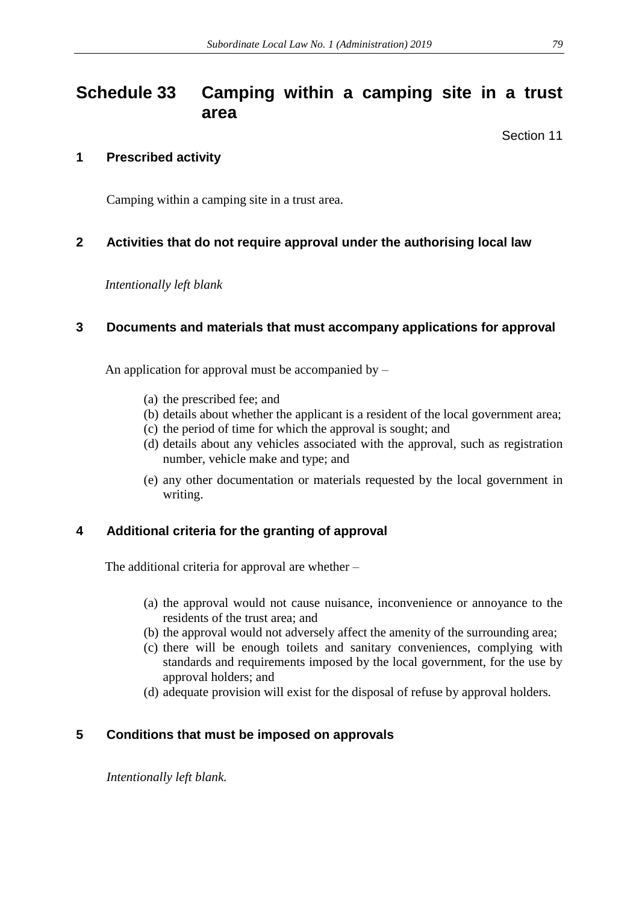# Schedule 33 Camping within a camping site in a trust area

Section 11

## 1 Prescribed activity

Camping within a camping site in a trust area.

## 2 Activities that do not require approval under the authorising local law

*Intentionally left blank*

## 3 Documents and materials that must accompany applications for approval

An application for approval must be accompanied by –

(a) the prescribed fee; and
(b) details about whether the applicant is a resident of the local government area;
(c) the period of time for which the approval is sought; and
(d) details about any vehicles associated with the approval, such as registration number, vehicle make and type; and
(e) any other documentation or materials requested by the local government in writing.

## 4 Additional criteria for the granting of approval

The additional criteria for approval are whether –

(a) the approval would not cause nuisance, inconvenience or annoyance to the residents of the trust area; and
(b) the approval would not adversely affect the amenity of the surrounding area;
(c) there will be enough toilets and sanitary conveniences, complying with standards and requirements imposed by the local government, for the use by approval holders; and
(d) adequate provision will exist for the disposal of refuse by approval holders.

## 5 Conditions that must be imposed on approvals

*Intentionally left blank.*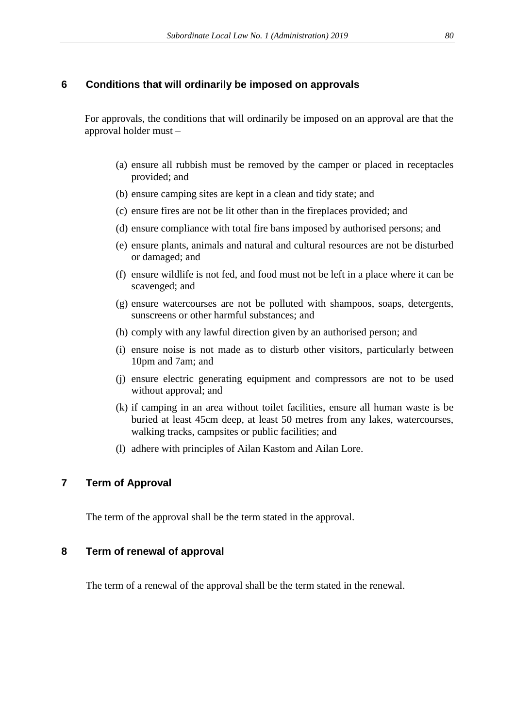## 6 Conditions that will ordinarily be imposed on approvals

For approvals, the conditions that will ordinarily be imposed on an approval are that the approval holder must –

(a) ensure all rubbish must be removed by the camper or placed in receptacles provided; and

(b) ensure camping sites are kept in a clean and tidy state; and

(c) ensure fires are not be lit other than in the fireplaces provided; and

(d) ensure compliance with total fire bans imposed by authorised persons; and

(e) ensure plants, animals and natural and cultural resources are not be disturbed or damaged; and

(f) ensure wildlife is not fed, and food must not be left in a place where it can be scavenged; and

(g) ensure watercourses are not be polluted with shampoos, soaps, detergents, sunscreens or other harmful substances; and

(h) comply with any lawful direction given by an authorised person; and

(i) ensure noise is not made as to disturb other visitors, particularly between 10pm and 7am; and

(j) ensure electric generating equipment and compressors are not to be used without approval; and

(k) if camping in an area without toilet facilities, ensure all human waste is be buried at least 45cm deep, at least 50 metres from any lakes, watercourses, walking tracks, campsites or public facilities; and

(l) adhere with principles of Ailan Kastom and Ailan Lore.

## 7 Term of Approval

The term of the approval shall be the term stated in the approval.

## 8 Term of renewal of approval

The term of a renewal of the approval shall be the term stated in the renewal.